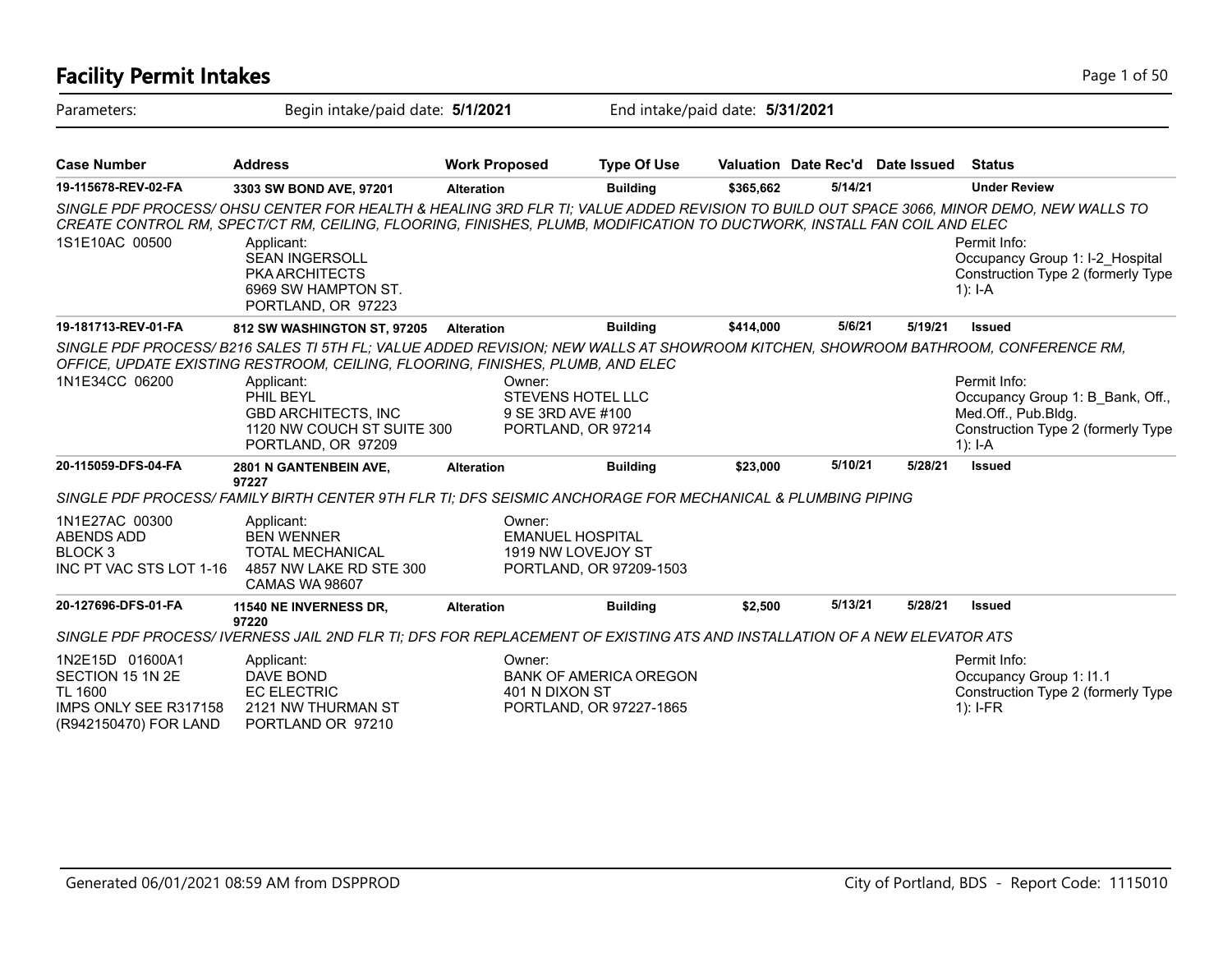# Facility Permit Intakes

Parameters: Begin intake/paid date: **5/1/2021** End intake/paid date: **5/31/2021**

| Case Number | Address | Work Proposed | Type Of Use | Valuation | Date Rec'd | Date Issued | Status |
|---|---|---|---|---|---|---|---|
| **19-115678-REV-02-FA** | **3303 SW BOND AVE, 97201** | **Alteration** | **Building** | **$365,662** | **5/14/21** | | **Under Review** |

*SINGLE PDF PROCESS/ OHSU CENTER FOR HEALTH & HEALING 3RD FLR TI; VALUE ADDED REVISION TO BUILD OUT SPACE 3066, MINOR DEMO, NEW WALLS TO CREATE CONTROL RM, SPECT/CT RM, CEILING, FLOORING, FINISHES, PLUMB, MODIFICATION TO DUCTWORK, INSTALL FAN COIL AND ELEC*

1S1E10AC 00500

Applicant:
SEAN INGERSOLL
PKA ARCHITECTS
6969 SW HAMPTON ST.
PORTLAND, OR 97223

Permit Info:
Occupancy Group 1: I-2_Hospital
Construction Type 2 (formerly Type 1): I-A

| Case Number | Address | Work Proposed | Type Of Use | Valuation | Date Rec'd | Date Issued | Status |
|---|---|---|---|---|---|---|---|
| **19-181713-REV-01-FA** | **812 SW WASHINGTON ST, 97205** | **Alteration** | **Building** | **$414,000** | **5/6/21** | **5/19/21** | **Issued** |

*SINGLE PDF PROCESS/ B216 SALES TI 5TH FL; VALUE ADDED REVISION; NEW WALLS AT SHOWROOM KITCHEN, SHOWROOM BATHROOM, CONFERENCE RM, OFFICE, UPDATE EXISTING RESTROOM, CEILING, FLOORING, FINISHES, PLUMB, AND ELEC*

1N1E34CC 06200

Applicant:
PHIL BEYL
GBD ARCHITECTS, INC
1120 NW COUCH ST SUITE 300
PORTLAND, OR 97209

Owner:
STEVENS HOTEL LLC
9 SE 3RD AVE #100
PORTLAND, OR 97214

Permit Info:
Occupancy Group 1: B_Bank, Off., Med.Off., Pub.Bldg.
Construction Type 2 (formerly Type 1): I-A

| Case Number | Address | Work Proposed | Type Of Use | Valuation | Date Rec'd | Date Issued | Status |
|---|---|---|---|---|---|---|---|
| **20-115059-DFS-04-FA** | **2801 N GANTENBEIN AVE, 97227** | **Alteration** | **Building** | **$23,000** | **5/10/21** | **5/28/21** | **Issued** |

*SINGLE PDF PROCESS/ FAMILY BIRTH CENTER 9TH FLR TI; DFS SEISMIC ANCHORAGE FOR MECHANICAL & PLUMBING PIPING*

1N1E27AC 00300
ABENDS ADD
BLOCK 3
INC PT VAC STS LOT 1-16

Applicant:
BEN WENNER
TOTAL MECHANICAL
4857 NW LAKE RD STE 300
CAMAS WA 98607

Owner:
EMANUEL HOSPITAL
1919 NW LOVEJOY ST
PORTLAND, OR 97209-1503

| Case Number | Address | Work Proposed | Type Of Use | Valuation | Date Rec'd | Date Issued | Status |
|---|---|---|---|---|---|---|---|
| **20-127696-DFS-01-FA** | **11540 NE INVERNESS DR, 97220** | **Alteration** | **Building** | **$2,500** | **5/13/21** | **5/28/21** | **Issued** |

*SINGLE PDF PROCESS/ IVERNESS JAIL 2ND FLR TI; DFS FOR REPLACEMENT OF EXISTING ATS AND INSTALLATION OF A NEW ELEVATOR ATS*

1N2E15D 01600A1
SECTION 15 1N 2E
TL 1600
IMPS ONLY SEE R317158
(R942150470) FOR LAND

Applicant:
DAVE BOND
EC ELECTRIC
2121 NW THURMAN ST
PORTLAND OR 97210

Owner:
BANK OF AMERICA OREGON
401 N DIXON ST
PORTLAND, OR 97227-1865

Permit Info:
Occupancy Group 1: I1.1
Construction Type 2 (formerly Type 1): I-FR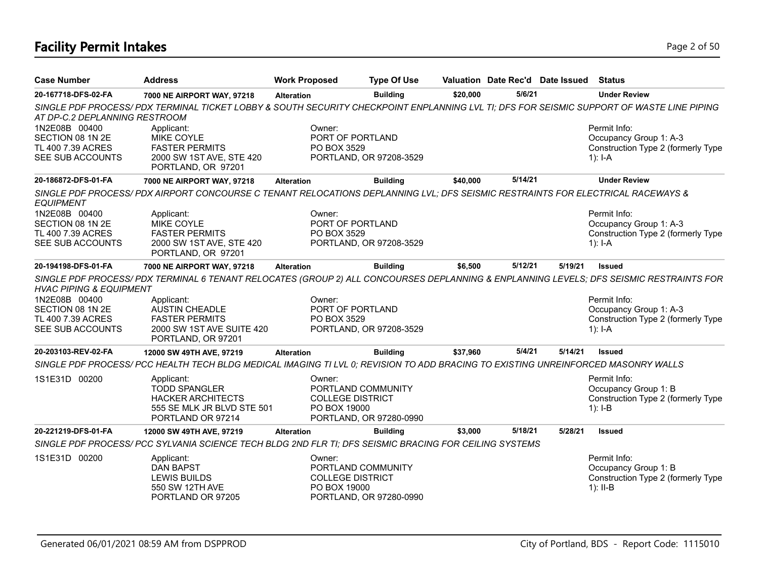# Facility Permit Intakes

| Case Number | Address | Work Proposed | Type Of Use | Valuation | Date Rec'd | Date Issued | Status |
|---|---|---|---|---|---|---|---|
| 20-167718-DFS-02-FA | 7000 NE AIRPORT WAY, 97218 | Alteration | Building | $20,000 | 5/6/21 | | Under Review |

*SINGLE PDF PROCESS/ PDX TERMINAL TICKET LOBBY & SOUTH SECURITY CHECKPOINT ENPLANNING LVL TI; DFS FOR SEISMIC SUPPORT OF WASTE LINE PIPING AT DP-C.2 DEPLANNING RESTROOM*

1N2E08B 00400
SECTION 08 1N 2E
TL 400 7.39 ACRES
SEE SUB ACCOUNTS

Applicant:
MIKE COYLE
FASTER PERMITS
2000 SW 1ST AVE, STE 420
PORTLAND, OR 97201

Owner:
PORT OF PORTLAND
PO BOX 3529
PORTLAND, OR 97208-3529

Permit Info:
Occupancy Group 1: A-3
Construction Type 2 (formerly Type 1): I-A

| Case Number | Address | Work Proposed | Type Of Use | Valuation | Date Rec'd | Date Issued | Status |
|---|---|---|---|---|---|---|---|
| 20-186872-DFS-01-FA | 7000 NE AIRPORT WAY, 97218 | Alteration | Building | $40,000 | 5/14/21 | | Under Review |

*SINGLE PDF PROCESS/ PDX AIRPORT CONCOURSE C TENANT RELOCATIONS DEPLANNING LVL; DFS SEISMIC RESTRAINTS FOR ELECTRICAL RACEWAYS & EQUIPMENT*

1N2E08B 00400
SECTION 08 1N 2E
TL 400 7.39 ACRES
SEE SUB ACCOUNTS

Applicant:
MIKE COYLE
FASTER PERMITS
2000 SW 1ST AVE, STE 420
PORTLAND, OR 97201

Owner:
PORT OF PORTLAND
PO BOX 3529
PORTLAND, OR 97208-3529

Permit Info:
Occupancy Group 1: A-3
Construction Type 2 (formerly Type 1): I-A

| Case Number | Address | Work Proposed | Type Of Use | Valuation | Date Rec'd | Date Issued | Status |
|---|---|---|---|---|---|---|---|
| 20-194198-DFS-01-FA | 7000 NE AIRPORT WAY, 97218 | Alteration | Building | $6,500 | 5/12/21 | 5/19/21 | Issued |

*SINGLE PDF PROCESS/ PDX TERMINAL 6 TENANT RELOCATES (GROUP 2) ALL CONCOURSES DEPLANNING & ENPLANNING LEVELS; DFS SEISMIC RESTRAINTS FOR HVAC PIPING & EQUIPMENT*

1N2E08B 00400
SECTION 08 1N 2E
TL 400 7.39 ACRES
SEE SUB ACCOUNTS

Applicant:
AUSTIN CHEADLE
FASTER PERMITS
2000 SW 1ST AVE SUITE 420
PORTLAND, OR 97201

Owner:
PORT OF PORTLAND
PO BOX 3529
PORTLAND, OR 97208-3529

Permit Info:
Occupancy Group 1: A-3
Construction Type 2 (formerly Type 1): I-A

| Case Number | Address | Work Proposed | Type Of Use | Valuation | Date Rec'd | Date Issued | Status |
|---|---|---|---|---|---|---|---|
| 20-203103-REV-02-FA | 12000 SW 49TH AVE, 97219 | Alteration | Building | $37,960 | 5/4/21 | 5/14/21 | Issued |

*SINGLE PDF PROCESS/ PCC HEALTH TECH BLDG MEDICAL IMAGING TI LVL 0; REVISION TO ADD BRACING TO EXISTING UNREINFORCED MASONRY WALLS*

1S1E31D 00200

Applicant:
TODD SPANGLER
HACKER ARCHITECTS
555 SE MLK JR BLVD STE 501
PORTLAND OR 97214

Owner:
PORTLAND COMMUNITY COLLEGE DISTRICT
PO BOX 19000
PORTLAND, OR 97280-0990

Permit Info:
Occupancy Group 1: B
Construction Type 2 (formerly Type 1): I-B

| Case Number | Address | Work Proposed | Type Of Use | Valuation | Date Rec'd | Date Issued | Status |
|---|---|---|---|---|---|---|---|
| 20-221219-DFS-01-FA | 12000 SW 49TH AVE, 97219 | Alteration | Building | $3,000 | 5/18/21 | 5/28/21 | Issued |

*SINGLE PDF PROCESS/ PCC SYLVANIA SCIENCE TECH BLDG 2ND FLR TI; DFS SEISMIC BRACING FOR CEILING SYSTEMS*

1S1E31D 00200

Applicant:
DAN BAPST
LEWIS BUILDS
550 SW 12TH AVE
PORTLAND OR 97205

Owner:
PORTLAND COMMUNITY COLLEGE DISTRICT
PO BOX 19000
PORTLAND, OR 97280-0990

Permit Info:
Occupancy Group 1: B
Construction Type 2 (formerly Type 1): II-B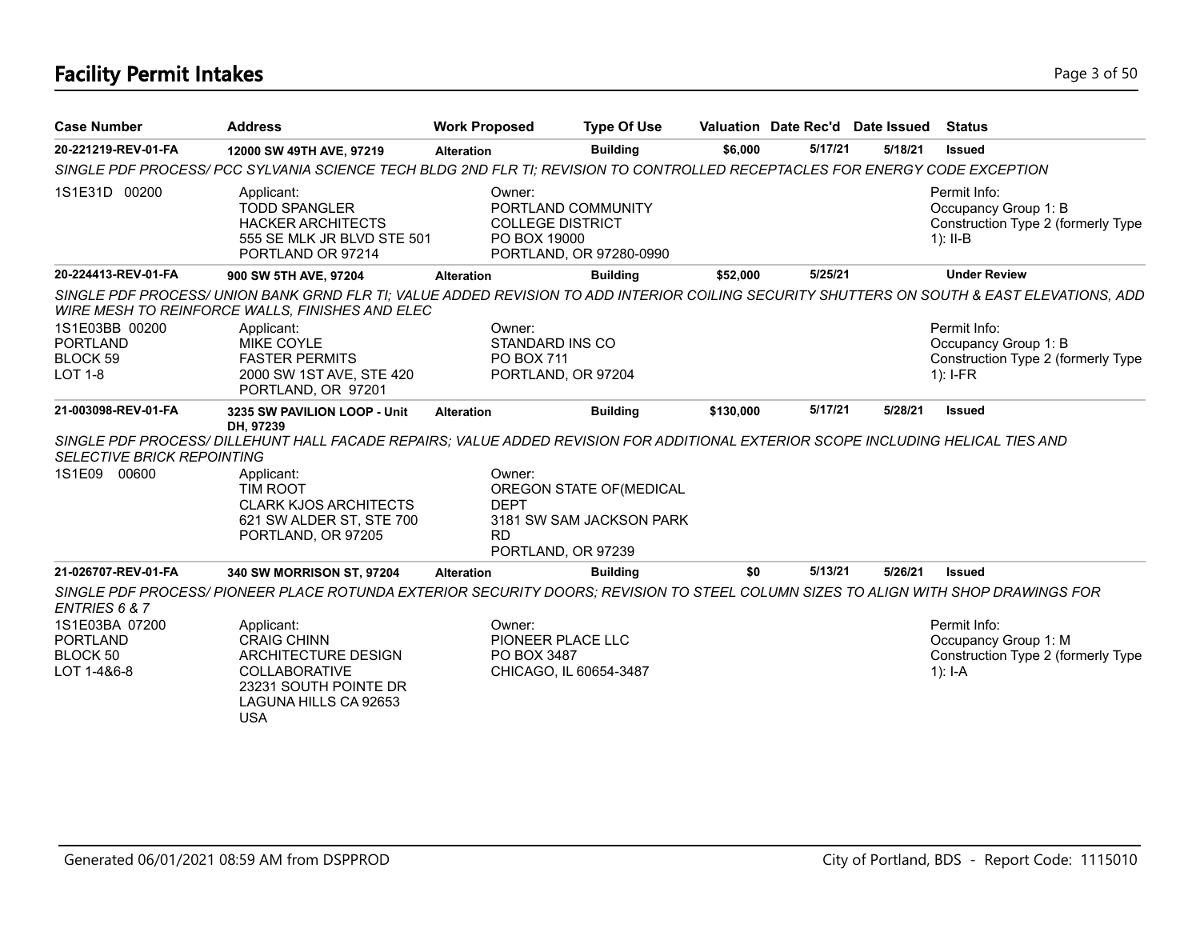# Facility Permit Intakes

| Case Number | Address | Work Proposed | Type Of Use | Valuation | Date Rec'd | Date Issued | Status |
|---|---|---|---|---|---|---|---|
| **20-221219-REV-01-FA** | **12000 SW 49TH AVE, 97219** | **Alteration** | **Building** | **$6,000** | **5/17/21** | **5/18/21** | **Issued** |

*SINGLE PDF PROCESS/ PCC SYLVANIA SCIENCE TECH BLDG 2ND FLR TI; REVISION TO CONTROLLED RECEPTACLES FOR ENERGY CODE EXCEPTION*

1S1E31D 00200

Applicant:
TODD SPANGLER
HACKER ARCHITECTS
555 SE MLK JR BLVD STE 501
PORTLAND OR 97214

Owner:
PORTLAND COMMUNITY COLLEGE DISTRICT
PO BOX 19000
PORTLAND, OR 97280-0990

Permit Info:
Occupancy Group 1: B
Construction Type 2 (formerly Type 1): II-B

| Case Number | Address | Work Proposed | Type Of Use | Valuation | Date Rec'd | Date Issued | Status |
|---|---|---|---|---|---|---|---|
| **20-224413-REV-01-FA** | **900 SW 5TH AVE, 97204** | **Alteration** | **Building** | **$52,000** | **5/25/21** | | **Under Review** |

*SINGLE PDF PROCESS/ UNION BANK GRND FLR TI; VALUE ADDED REVISION TO ADD INTERIOR COILING SECURITY SHUTTERS ON SOUTH & EAST ELEVATIONS, ADD WIRE MESH TO REINFORCE WALLS, FINISHES AND ELEC*

1S1E03BB 00200
PORTLAND
BLOCK 59
LOT 1-8

Applicant:
MIKE COYLE
FASTER PERMITS
2000 SW 1ST AVE, STE 420
PORTLAND, OR 97201

Owner:
STANDARD INS CO
PO BOX 711
PORTLAND, OR 97204

Permit Info:
Occupancy Group 1: B
Construction Type 2 (formerly Type 1): I-FR

| Case Number | Address | Work Proposed | Type Of Use | Valuation | Date Rec'd | Date Issued | Status |
|---|---|---|---|---|---|---|---|
| **21-003098-REV-01-FA** | **3235 SW PAVILION LOOP - Unit DH, 97239** | **Alteration** | **Building** | **$130,000** | **5/17/21** | **5/28/21** | **Issued** |

*SINGLE PDF PROCESS/ DILLEHUNT HALL FACADE REPAIRS; VALUE ADDED REVISION FOR ADDITIONAL EXTERIOR SCOPE INCLUDING HELICAL TIES AND SELECTIVE BRICK REPOINTING*

1S1E09 00600

Applicant:
TIM ROOT
CLARK KJOS ARCHITECTS
621 SW ALDER ST, STE 700
PORTLAND, OR 97205

Owner:
OREGON STATE OF(MEDICAL DEPT
3181 SW SAM JACKSON PARK RD
PORTLAND, OR 97239

| Case Number | Address | Work Proposed | Type Of Use | Valuation | Date Rec'd | Date Issued | Status |
|---|---|---|---|---|---|---|---|
| **21-026707-REV-01-FA** | **340 SW MORRISON ST, 97204** | **Alteration** | **Building** | **$0** | **5/13/21** | **5/26/21** | **Issued** |

*SINGLE PDF PROCESS/ PIONEER PLACE ROTUNDA EXTERIOR SECURITY DOORS; REVISION TO STEEL COLUMN SIZES TO ALIGN WITH SHOP DRAWINGS FOR ENTRIES 6 & 7*

1S1E03BA 07200
PORTLAND
BLOCK 50
LOT 1-4&6-8

Applicant:
CRAIG CHINN
ARCHITECTURE DESIGN COLLABORATIVE
23231 SOUTH POINTE DR
LAGUNA HILLS CA 92653
USA

Owner:
PIONEER PLACE LLC
PO BOX 3487
CHICAGO, IL 60654-3487

Permit Info:
Occupancy Group 1: M
Construction Type 2 (formerly Type 1): I-A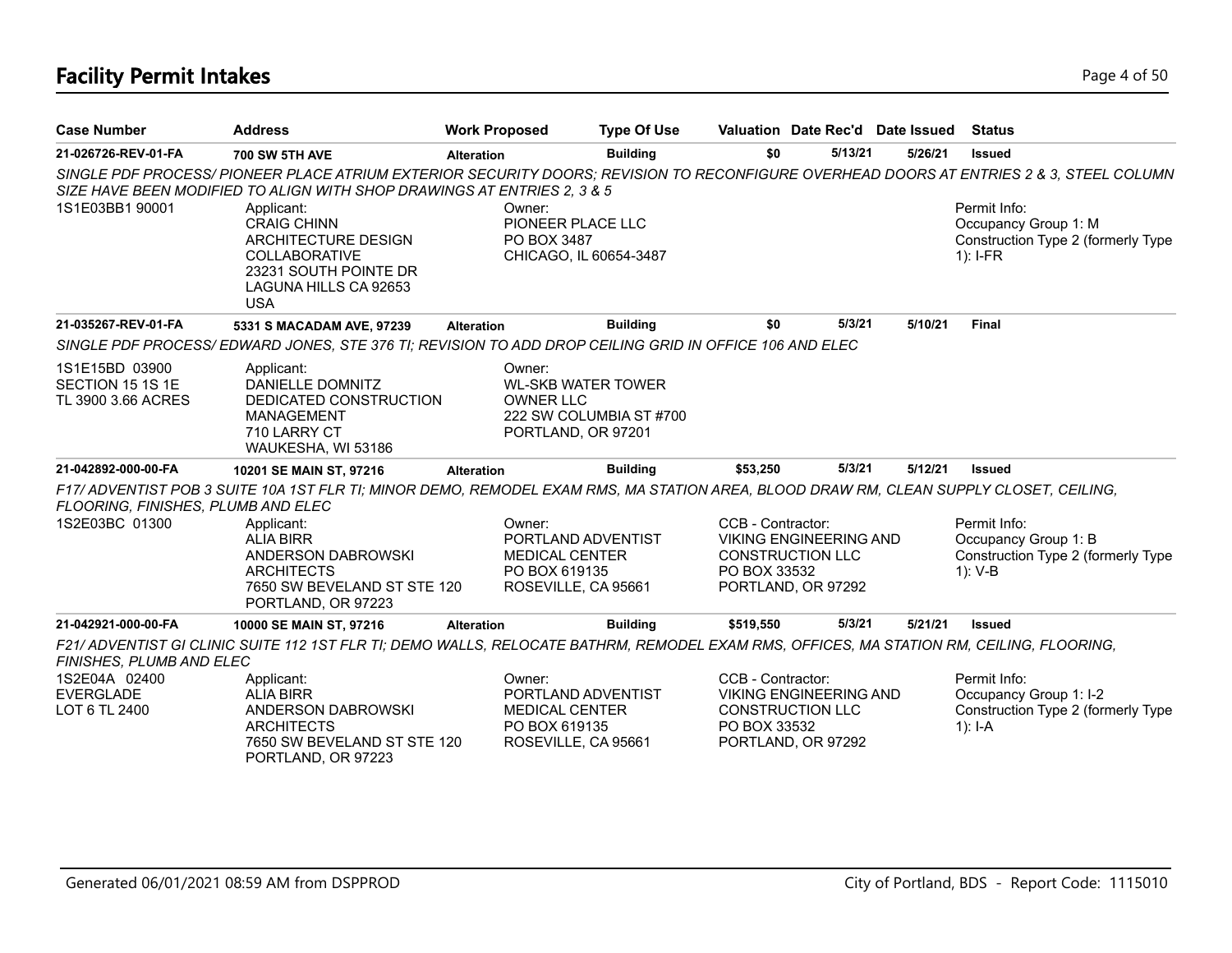# Facility Permit Intakes

| Case Number | Address | Work Proposed | Type Of Use | Valuation | Date Rec'd | Date Issued | Status |
|---|---|---|---|---|---|---|---|
| 21-026726-REV-01-FA | 700 SW 5TH AVE | Alteration | Building | $0 | 5/13/21 | 5/26/21 | Issued |

*SINGLE PDF PROCESS/ PIONEER PLACE ATRIUM EXTERIOR SECURITY DOORS; REVISION TO RECONFIGURE OVERHEAD DOORS AT ENTRIES 2 & 3, STEEL COLUMN SIZE HAVE BEEN MODIFIED TO ALIGN WITH SHOP DRAWINGS AT ENTRIES 2, 3 & 5*

1S1E03BB1 90001

Applicant:
CRAIG CHINN
ARCHITECTURE DESIGN COLLABORATIVE
23231 SOUTH POINTE DR
LAGUNA HILLS CA 92653
USA

Owner:
PIONEER PLACE LLC
PO BOX 3487
CHICAGO, IL 60654-3487

Permit Info:
Occupancy Group 1: M
Construction Type 2 (formerly Type 1): I-FR

| Case Number | Address | Work Proposed | Type Of Use | Valuation | Date Rec'd | Date Issued | Status |
|---|---|---|---|---|---|---|---|
| 21-035267-REV-01-FA | 5331 S MACADAM AVE, 97239 | Alteration | Building | $0 | 5/3/21 | 5/10/21 | Final |

*SINGLE PDF PROCESS/ EDWARD JONES, STE 376 TI; REVISION TO ADD DROP CEILING GRID IN OFFICE 106 AND ELEC*

1S1E15BD 03900
SECTION 15 1S 1E
TL 3900 3.66 ACRES

Applicant:
DANIELLE DOMNITZ
DEDICATED CONSTRUCTION MANAGEMENT
710 LARRY CT
WAUKESHA, WI 53186

Owner:
WL-SKB WATER TOWER OWNER LLC
222 SW COLUMBIA ST #700
PORTLAND, OR 97201

| Case Number | Address | Work Proposed | Type Of Use | Valuation | Date Rec'd | Date Issued | Status |
|---|---|---|---|---|---|---|---|
| 21-042892-000-00-FA | 10201 SE MAIN ST, 97216 | Alteration | Building | $53,250 | 5/3/21 | 5/12/21 | Issued |

*F17/ ADVENTIST POB 3 SUITE 10A 1ST FLR TI; MINOR DEMO, REMODEL EXAM RMS, MA STATION AREA, BLOOD DRAW RM, CLEAN SUPPLY CLOSET, CEILING, FLOORING, FINISHES, PLUMB AND ELEC*

1S2E03BC 01300

Applicant:
ALIA BIRR
ANDERSON DABROWSKI ARCHITECTS
7650 SW BEVELAND ST STE 120
PORTLAND, OR 97223

Owner:
PORTLAND ADVENTIST MEDICAL CENTER
PO BOX 619135
ROSEVILLE, CA 95661

CCB - Contractor:
VIKING ENGINEERING AND CONSTRUCTION LLC
PO BOX 33532
PORTLAND, OR 97292

Permit Info:
Occupancy Group 1: B
Construction Type 2 (formerly Type 1): V-B

| Case Number | Address | Work Proposed | Type Of Use | Valuation | Date Rec'd | Date Issued | Status |
|---|---|---|---|---|---|---|---|
| 21-042921-000-00-FA | 10000 SE MAIN ST, 97216 | Alteration | Building | $519,550 | 5/3/21 | 5/21/21 | Issued |

*F21/ ADVENTIST GI CLINIC SUITE 112 1ST FLR TI; DEMO WALLS, RELOCATE BATHRM, REMODEL EXAM RMS, OFFICES, MA STATION RM, CEILING, FLOORING, FINISHES, PLUMB AND ELEC*

1S2E04A 02400
EVERGLADE
LOT 6 TL 2400

Applicant:
ALIA BIRR
ANDERSON DABROWSKI ARCHITECTS
7650 SW BEVELAND ST STE 120
PORTLAND, OR 97223

Owner:
PORTLAND ADVENTIST MEDICAL CENTER
PO BOX 619135
ROSEVILLE, CA 95661

CCB - Contractor:
VIKING ENGINEERING AND CONSTRUCTION LLC
PO BOX 33532
PORTLAND, OR 97292

Permit Info:
Occupancy Group 1: I-2
Construction Type 2 (formerly Type 1): I-A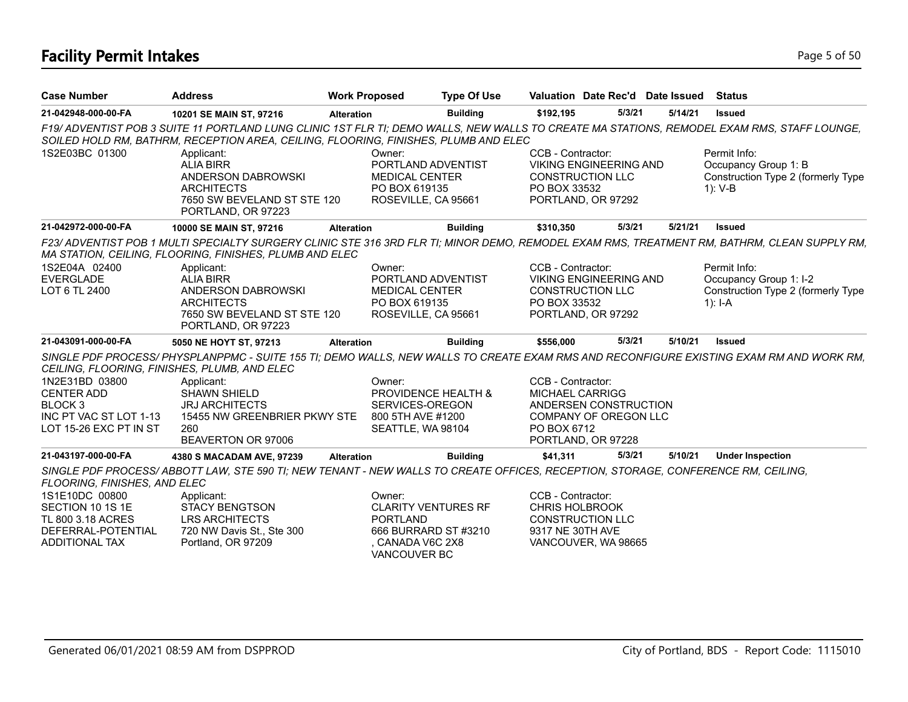# Facility Permit Intakes

| Case Number | Address | Work Proposed | Type Of Use | Valuation | Date Rec'd | Date Issued | Status |
|---|---|---|---|---|---|---|---|
| **21-042948-000-00-FA** | **10201 SE MAIN ST, 97216** | **Alteration** | **Building** | **$192,195** | **5/3/21** | **5/14/21** | **Issued** |

*F19/ ADVENTIST POB 3 SUITE 11 PORTLAND LUNG CLINIC 1ST FLR TI; DEMO WALLS, NEW WALLS TO CREATE MA STATIONS, REMODEL EXAM RMS, STAFF LOUNGE, SOILED HOLD RM, BATHRM, RECEPTION AREA, CEILING, FLOORING, FINISHES, PLUMB AND ELEC*

| | Applicant | Owner | CCB - Contractor | Permit Info |
|---|---|---|---|---|
| 1S2E03BC 01300 | ALIA BIRR<br>ANDERSON DABROWSKI ARCHITECTS<br>7650 SW BEVELAND ST STE 120<br>PORTLAND, OR 97223 | PORTLAND ADVENTIST MEDICAL CENTER<br>PO BOX 619135<br>ROSEVILLE, CA 95661 | VIKING ENGINEERING AND CONSTRUCTION LLC<br>PO BOX 33532<br>PORTLAND, OR 97292 | Occupancy Group 1: B<br>Construction Type 2 (formerly Type 1): V-B |

| Case Number | Address | Work Proposed | Type Of Use | Valuation | Date Rec'd | Date Issued | Status |
|---|---|---|---|---|---|---|---|
| **21-042972-000-00-FA** | **10000 SE MAIN ST, 97216** | **Alteration** | **Building** | **$310,350** | **5/3/21** | **5/21/21** | **Issued** |

*F23/ ADVENTIST POB 1 MULTI SPECIALTY SURGERY CLINIC STE 316 3RD FLR TI; MINOR DEMO, REMODEL EXAM RMS, TREATMENT RM, BATHRM, CLEAN SUPPLY RM, MA STATION, CEILING, FLOORING, FINISHES, PLUMB AND ELEC*

| | Applicant | Owner | CCB - Contractor | Permit Info |
|---|---|---|---|---|
| 1S2E04A 02400<br>EVERGLADE<br>LOT 6 TL 2400 | ALIA BIRR<br>ANDERSON DABROWSKI ARCHITECTS<br>7650 SW BEVELAND ST STE 120<br>PORTLAND, OR 97223 | PORTLAND ADVENTIST MEDICAL CENTER<br>PO BOX 619135<br>ROSEVILLE, CA 95661 | VIKING ENGINEERING AND CONSTRUCTION LLC<br>PO BOX 33532<br>PORTLAND, OR 97292 | Occupancy Group 1: I-2<br>Construction Type 2 (formerly Type 1): I-A |

| Case Number | Address | Work Proposed | Type Of Use | Valuation | Date Rec'd | Date Issued | Status |
|---|---|---|---|---|---|---|---|
| **21-043091-000-00-FA** | **5050 NE HOYT ST, 97213** | **Alteration** | **Building** | **$556,000** | **5/3/21** | **5/10/21** | **Issued** |

*SINGLE PDF PROCESS/ PHYSPLANPPMC - SUITE 155 TI; DEMO WALLS, NEW WALLS TO CREATE EXAM RMS AND RECONFIGURE EXISTING EXAM RM AND WORK RM, CEILING, FLOORING, FINISHES, PLUMB, AND ELEC*

| | Applicant | Owner | CCB - Contractor |
|---|---|---|---|
| 1N2E31BD 03800<br>CENTER ADD<br>BLOCK 3<br>INC PT VAC ST LOT 1-13<br>LOT 15-26 EXC PT IN ST | SHAWN SHIELD<br>JRJ ARCHITECTS<br>15455 NW GREENBRIER PKWY STE 260<br>BEAVERTON OR 97006 | PROVIDENCE HEALTH & SERVICES-OREGON<br>800 5TH AVE #1200<br>SEATTLE, WA 98104 | MICHAEL CARRIGG<br>ANDERSEN CONSTRUCTION COMPANY OF OREGON LLC<br>PO BOX 6712<br>PORTLAND, OR 97228 |

| Case Number | Address | Work Proposed | Type Of Use | Valuation | Date Rec'd | Date Issued | Status |
|---|---|---|---|---|---|---|---|
| **21-043197-000-00-FA** | **4380 S MACADAM AVE, 97239** | **Alteration** | **Building** | **$41,311** | **5/3/21** | **5/10/21** | **Under Inspection** |

*SINGLE PDF PROCESS/ ABBOTT LAW, STE 590 TI; NEW TENANT - NEW WALLS TO CREATE OFFICES, RECEPTION, STORAGE, CONFERENCE RM, CEILING, FLOORING, FINISHES, AND ELEC*

| | Applicant | Owner | CCB - Contractor |
|---|---|---|---|
| 1S1E10DC 00800<br>SECTION 10 1S 1E<br>TL 800 3.18 ACRES<br>DEFERRAL-POTENTIAL ADDITIONAL TAX | STACY BENGTSON<br>LRS ARCHITECTS<br>720 NW Davis St., Ste 300<br>Portland, OR 97209 | CLARITY VENTURES RF PORTLAND<br>666 BURRARD ST #3210<br>, CANADA V6C 2X8<br>VANCOUVER BC | CHRIS HOLBROOK<br>CONSTRUCTION LLC<br>9317 NE 30TH AVE<br>VANCOUVER, WA 98665 |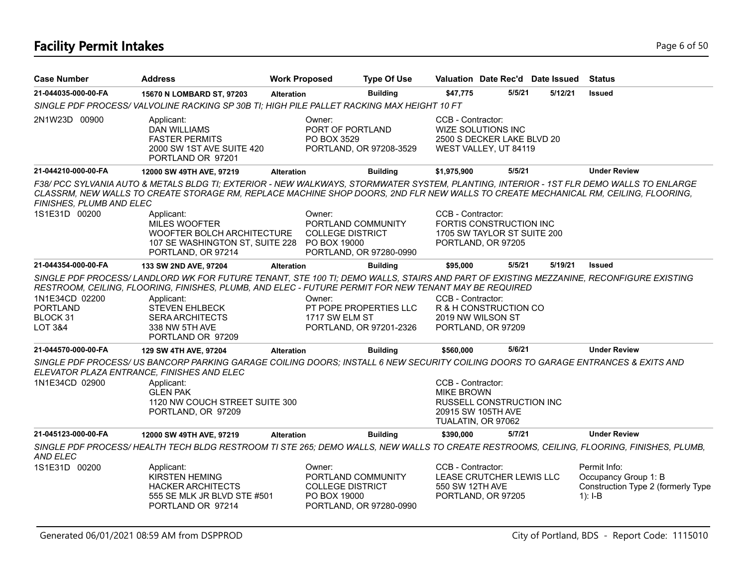# Facility Permit Intakes

| Case Number | Address | Work Proposed | Type Of Use | Valuation | Date Rec'd | Date Issued | Status |
|---|---|---|---|---|---|---|---|
| **21-044035-000-00-FA** | **15670 N LOMBARD ST, 97203** | **Alteration** | **Building** | **$47,775** | **5/5/21** | **5/12/21** | **Issued** |

*SINGLE PDF PROCESS/ VALVOLINE RACKING SP 30B TI; HIGH PILE PALLET RACKING MAX HEIGHT 10 FT*

2N1W23D 00900

Applicant:
DAN WILLIAMS
FASTER PERMITS
2000 SW 1ST AVE SUITE 420
PORTLAND OR 97201

Owner:
PORT OF PORTLAND
PO BOX 3529
PORTLAND, OR 97208-3529

CCB - Contractor:
WIZE SOLUTIONS INC
2500 S DECKER LAKE BLVD 20
WEST VALLEY, UT 84119

| Case Number | Address | Work Proposed | Type Of Use | Valuation | Date Rec'd | Date Issued | Status |
|---|---|---|---|---|---|---|---|
| **21-044210-000-00-FA** | **12000 SW 49TH AVE, 97219** | **Alteration** | **Building** | **$1,975,900** | **5/5/21** | | **Under Review** |

*F38/ PCC SYLVANIA AUTO & METALS BLDG TI; EXTERIOR - NEW WALKWAYS, STORMWATER SYSTEM, PLANTING, INTERIOR - 1ST FLR DEMO WALLS TO ENLARGE CLASSRM, NEW WALLS TO CREATE STORAGE RM, REPLACE MACHINE SHOP DOORS, 2ND FLR NEW WALLS TO CREATE MECHANICAL RM, CEILING, FLOORING, FINISHES, PLUMB AND ELEC*

1S1E31D 00200

Applicant:
MILES WOOFTER
WOOFTER BOLCH ARCHITECTURE
107 SE WASHINGTON ST, SUITE 228
PORTLAND, OR 97214

Owner:
PORTLAND COMMUNITY
COLLEGE DISTRICT
PO BOX 19000
PORTLAND, OR 97280-0990

CCB - Contractor:
FORTIS CONSTRUCTION INC
1705 SW TAYLOR ST SUITE 200
PORTLAND, OR 97205

| Case Number | Address | Work Proposed | Type Of Use | Valuation | Date Rec'd | Date Issued | Status |
|---|---|---|---|---|---|---|---|
| **21-044354-000-00-FA** | **133 SW 2ND AVE, 97204** | **Alteration** | **Building** | **$95,000** | **5/5/21** | **5/19/21** | **Issued** |

*SINGLE PDF PROCESS/ LANDLORD WK FOR FUTURE TENANT, STE 100 TI; DEMO WALLS, STAIRS AND PART OF EXISTING MEZZANINE, RECONFIGURE EXISTING RESTROOM, CEILING, FLOORING, FINISHES, PLUMB, AND ELEC - FUTURE PERMIT FOR NEW TENANT MAY BE REQUIRED*

1N1E34CD 02200
PORTLAND
BLOCK 31
LOT 3&4

Applicant:
STEVEN EHLBECK
SERA ARCHITECTS
338 NW 5TH AVE
PORTLAND OR 97209

Owner:
PT POPE PROPERTIES LLC
1717 SW ELM ST
PORTLAND, OR 97201-2326

CCB - Contractor:
R & H CONSTRUCTION CO
2019 NW WILSON ST
PORTLAND, OR 97209

| Case Number | Address | Work Proposed | Type Of Use | Valuation | Date Rec'd | Date Issued | Status |
|---|---|---|---|---|---|---|---|
| **21-044570-000-00-FA** | **129 SW 4TH AVE, 97204** | **Alteration** | **Building** | **$560,000** | **5/6/21** | | **Under Review** |

*SINGLE PDF PROCESS/ US BANCORP PARKING GARAGE COILING DOORS; INSTALL 6 NEW SECURITY COILING DOORS TO GARAGE ENTRANCES & EXITS AND ELEVATOR PLAZA ENTRANCE, FINISHES AND ELEC*

1N1E34CD 02900

Applicant:
GLEN PAK
1120 NW COUCH STREET SUITE 300
PORTLAND, OR 97209

CCB - Contractor:
MIKE BROWN
RUSSELL CONSTRUCTION INC
20915 SW 105TH AVE
TUALATIN, OR 97062

| Case Number | Address | Work Proposed | Type Of Use | Valuation | Date Rec'd | Date Issued | Status |
|---|---|---|---|---|---|---|---|
| **21-045123-000-00-FA** | **12000 SW 49TH AVE, 97219** | **Alteration** | **Building** | **$390,000** | **5/7/21** | | **Under Review** |

*SINGLE PDF PROCESS/ HEALTH TECH BLDG RESTROOM TI STE 265; DEMO WALLS, NEW WALLS TO CREATE RESTROOMS, CEILING, FLOORING, FINISHES, PLUMB, AND ELEC*

1S1E31D 00200

Applicant:
KIRSTEN HEMING
HACKER ARCHITECTS
555 SE MLK JR BLVD STE #501
PORTLAND OR 97214

Owner:
PORTLAND COMMUNITY
COLLEGE DISTRICT
PO BOX 19000
PORTLAND, OR 97280-0990

CCB - Contractor:
LEASE CRUTCHER LEWIS LLC
550 SW 12TH AVE
PORTLAND, OR 97205

Permit Info:
Occupancy Group 1: B
Construction Type 2 (formerly Type 1): I-B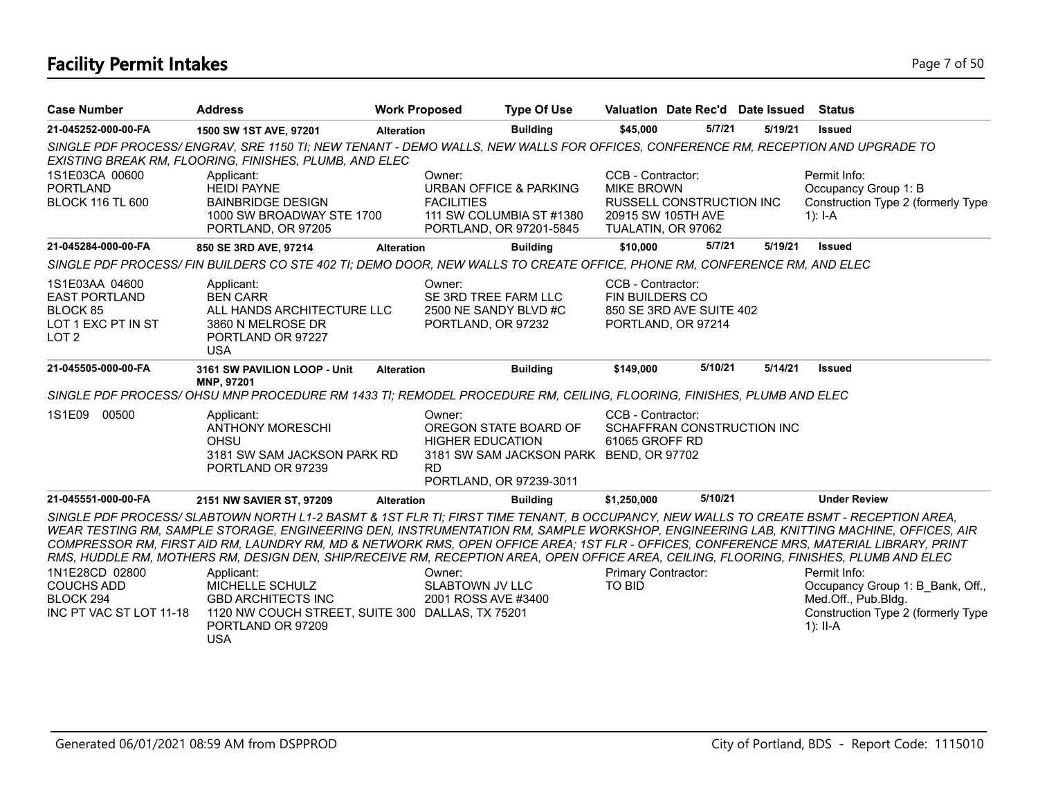## Facility Permit Intakes

| Case Number | Address | Work Proposed | Type Of Use | Valuation | Date Rec'd | Date Issued | Status |
|---|---|---|---|---|---|---|---|
| 21-045252-000-00-FA | 1500 SW 1ST AVE, 97201 | Alteration | Building | $45,000 | 5/7/21 | 5/19/21 | Issued |

*SINGLE PDF PROCESS/ ENGRAV, SRE 1150 TI; NEW TENANT - DEMO WALLS, NEW WALLS FOR OFFICES, CONFERENCE RM, RECEPTION AND UPGRADE TO EXISTING BREAK RM, FLOORING, FINISHES, PLUMB, AND ELEC*

1S1E03CA 00600
PORTLAND
BLOCK 116 TL 600

Applicant:
HEIDI PAYNE
BAINBRIDGE DESIGN
1000 SW BROADWAY STE 1700
PORTLAND, OR 97205

Owner:
URBAN OFFICE & PARKING FACILITIES
111 SW COLUMBIA ST #1380
PORTLAND, OR 97201-5845

CCB - Contractor:
MIKE BROWN
RUSSELL CONSTRUCTION INC
20915 SW 105TH AVE
TUALATIN, OR 97062

Permit Info:
Occupancy Group 1: B
Construction Type 2 (formerly Type 1): I-A

| Case Number | Address | Work Proposed | Type Of Use | Valuation | Date Rec'd | Date Issued | Status |
|---|---|---|---|---|---|---|---|
| 21-045284-000-00-FA | 850 SE 3RD AVE, 97214 | Alteration | Building | $10,000 | 5/7/21 | 5/19/21 | Issued |

*SINGLE PDF PROCESS/ FIN BUILDERS CO STE 402 TI; DEMO DOOR, NEW WALLS TO CREATE OFFICE, PHONE RM, CONFERENCE RM, AND ELEC*

1S1E03AA 04600
EAST PORTLAND
BLOCK 85
LOT 1 EXC PT IN ST
LOT 2

Applicant:
BEN CARR
ALL HANDS ARCHITECTURE LLC
3860 N MELROSE DR
PORTLAND OR 97227
USA

Owner:
SE 3RD TREE FARM LLC
2500 NE SANDY BLVD #C
PORTLAND, OR 97232

CCB - Contractor:
FIN BUILDERS CO
850 SE 3RD AVE SUITE 402
PORTLAND, OR 97214

| Case Number | Address | Work Proposed | Type Of Use | Valuation | Date Rec'd | Date Issued | Status |
|---|---|---|---|---|---|---|---|
| 21-045505-000-00-FA | 3161 SW PAVILION LOOP - Unit MNP, 97201 | Alteration | Building | $149,000 | 5/10/21 | 5/14/21 | Issued |

*SINGLE PDF PROCESS/ OHSU MNP PROCEDURE RM 1433 TI; REMODEL PROCEDURE RM, CEILING, FLOORING, FINISHES, PLUMB AND ELEC*

1S1E09 00500

Applicant:
ANTHONY MORESCHI
OHSU
3181 SW SAM JACKSON PARK RD
PORTLAND OR 97239

Owner:
OREGON STATE BOARD OF HIGHER EDUCATION
3181 SW SAM JACKSON PARK RD
PORTLAND, OR 97239-3011

CCB - Contractor:
SCHAFFRAN CONSTRUCTION INC
61065 GROFF RD
BEND, OR 97702

| Case Number | Address | Work Proposed | Type Of Use | Valuation | Date Rec'd | Date Issued | Status |
|---|---|---|---|---|---|---|---|
| 21-045551-000-00-FA | 2151 NW SAVIER ST, 97209 | Alteration | Building | $1,250,000 | 5/10/21 | | Under Review |

*SINGLE PDF PROCESS/ SLABTOWN NORTH L1-2 BASMT & 1ST FLR TI; FIRST TIME TENANT, B OCCUPANCY, NEW WALLS TO CREATE BSMT - RECEPTION AREA, WEAR TESTING RM, SAMPLE STORAGE, ENGINEERING DEN, INSTRUMENTATION RM, SAMPLE WORKSHOP, ENGINEERING LAB, KNITTING MACHINE, OFFICES, AIR COMPRESSOR RM, FIRST AID RM, LAUNDRY RM, MD & NETWORK RMS, OPEN OFFICE AREA; 1ST FLR - OFFICES, CONFERENCE MRS, MATERIAL LIBRARY, PRINT RMS, HUDDLE RM, MOTHERS RM, DESIGN DEN, SHIP/RECEIVE RM, RECEPTION AREA, OPEN OFFICE AREA, CEILING, FLOORING, FINISHES, PLUMB AND ELEC*

1N1E28CD 02800
COUCHS ADD
BLOCK 294
INC PT VAC ST LOT 11-18

Applicant:
MICHELLE SCHULZ
GBD ARCHITECTS INC
1120 NW COUCH STREET, SUITE 300
PORTLAND OR 97209
USA

Owner:
SLABTOWN JV LLC
2001 ROSS AVE #3400
DALLAS, TX 75201

Primary Contractor:
TO BID

Permit Info:
Occupancy Group 1: B_Bank, Off., Med.Off., Pub.Bldg.
Construction Type 2 (formerly Type 1): II-A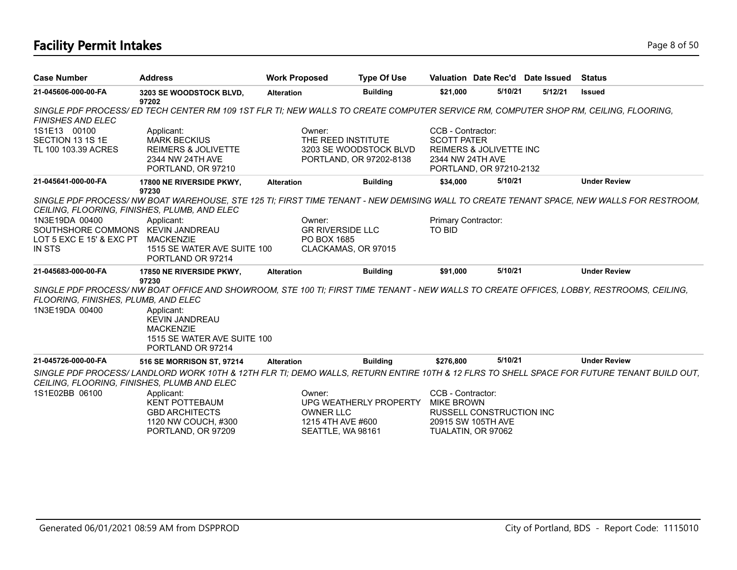# Facility Permit Intakes

| Case Number | Address | Work Proposed | Type Of Use | Valuation | Date Rec'd | Date Issued | Status |
|---|---|---|---|---|---|---|---|
| 21-045606-000-00-FA | 3203 SE WOODSTOCK BLVD, 97202 | Alteration | Building | $21,000 | 5/10/21 | 5/12/21 | Issued |

*SINGLE PDF PROCESS/ ED TECH CENTER RM 109 1ST FLR TI; NEW WALLS TO CREATE COMPUTER SERVICE RM, COMPUTER SHOP RM, CEILING, FLOORING, FINISHES AND ELEC*

1S1E13 00100
SECTION 13 1S 1E
TL 100 103.39 ACRES

Applicant:
MARK BECKIUS
REIMERS & JOLIVETTE
2344 NW 24TH AVE
PORTLAND, OR 97210

Owner:
THE REED INSTITUTE
3203 SE WOODSTOCK BLVD
PORTLAND, OR 97202-8138

CCB - Contractor:
SCOTT PATER
REIMERS & JOLIVETTE INC
2344 NW 24TH AVE
PORTLAND, OR 97210-2132

| Case Number | Address | Work Proposed | Type Of Use | Valuation | Date Rec'd | Date Issued | Status |
|---|---|---|---|---|---|---|---|
| 21-045641-000-00-FA | 17800 NE RIVERSIDE PKWY, 97230 | Alteration | Building | $34,000 | 5/10/21 | | Under Review |

*SINGLE PDF PROCESS/ NW BOAT WAREHOUSE, STE 125 TI; FIRST TIME TENANT - NEW DEMISING WALL TO CREATE TENANT SPACE, NEW WALLS FOR RESTROOM, CEILING, FLOORING, FINISHES, PLUMB, AND ELEC*

1N3E19DA 00400
SOUTHSHORE COMMONS
LOT 5 EXC E 15' & EXC PT IN STS

Applicant:
KEVIN JANDREAU
MACKENZIE
1515 SE WATER AVE SUITE 100
PORTLAND OR 97214

Owner:
GR RIVERSIDE LLC
PO BOX 1685
CLACKAMAS, OR 97015

Primary Contractor:
TO BID

| Case Number | Address | Work Proposed | Type Of Use | Valuation | Date Rec'd | Date Issued | Status |
|---|---|---|---|---|---|---|---|
| 21-045683-000-00-FA | 17850 NE RIVERSIDE PKWY, 97230 | Alteration | Building | $91,000 | 5/10/21 | | Under Review |

*SINGLE PDF PROCESS/ NW BOAT OFFICE AND SHOWROOM, STE 100 TI; FIRST TIME TENANT - NEW WALLS TO CREATE OFFICES, LOBBY, RESTROOMS, CEILING, FLOORING, FINISHES, PLUMB, AND ELEC*

1N3E19DA 00400

Applicant:
KEVIN JANDREAU
MACKENZIE
1515 SE WATER AVE SUITE 100
PORTLAND OR 97214

| Case Number | Address | Work Proposed | Type Of Use | Valuation | Date Rec'd | Date Issued | Status |
|---|---|---|---|---|---|---|---|
| 21-045726-000-00-FA | 516 SE MORRISON ST, 97214 | Alteration | Building | $276,800 | 5/10/21 | | Under Review |

*SINGLE PDF PROCESS/ LANDLORD WORK 10TH & 12TH FLR TI; DEMO WALLS, RETURN ENTIRE 10TH & 12 FLRS TO SHELL SPACE FOR FUTURE TENANT BUILD OUT, CEILING, FLOORING, FINISHES, PLUMB AND ELEC*

1S1E02BB 06100

Applicant:
KENT POTTEBAUM
GBD ARCHITECTS
1120 NW COUCH, #300
PORTLAND, OR 97209

Owner:
UPG WEATHERLY PROPERTY OWNER LLC
1215 4TH AVE #600
SEATTLE, WA 98161

CCB - Contractor:
MIKE BROWN
RUSSELL CONSTRUCTION INC
20915 SW 105TH AVE
TUALATIN, OR 97062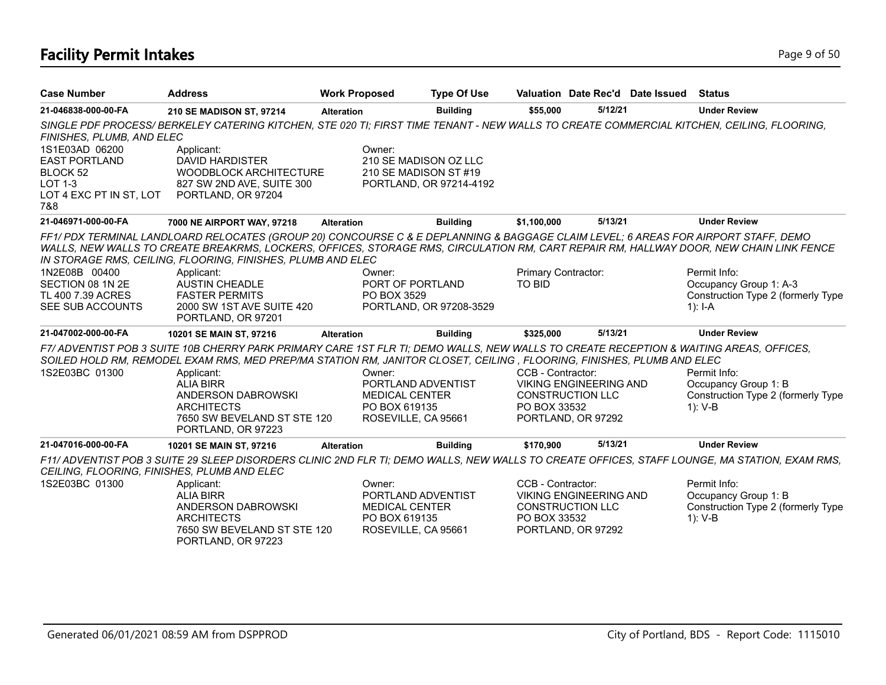# Facility Permit Intakes

| Case Number | Address | Work Proposed | Type Of Use | Valuation | Date Rec'd | Date Issued | Status |
|---|---|---|---|---|---|---|---|
| 21-046838-000-00-FA | 210 SE MADISON ST, 97214 | Alteration | Building | $55,000 | 5/12/21 | | Under Review |

*SINGLE PDF PROCESS/ BERKELEY CATERING KITCHEN, STE 020 TI; FIRST TIME TENANT - NEW WALLS TO CREATE COMMERCIAL KITCHEN, CEILING, FLOORING, FINISHES, PLUMB, AND ELEC*

1S1E03AD 06200
EAST PORTLAND
BLOCK 52
LOT 1-3
LOT 4 EXC PT IN ST, LOT 7&8

Applicant:
DAVID HARDISTER
WOODBLOCK ARCHITECTURE
827 SW 2ND AVE, SUITE 300
PORTLAND, OR 97204

Owner:
210 SE MADISON OZ LLC
210 SE MADISON ST #19
PORTLAND, OR 97214-4192

| Case Number | Address | Work Proposed | Type Of Use | Valuation | Date Rec'd | Date Issued | Status |
|---|---|---|---|---|---|---|---|
| 21-046971-000-00-FA | 7000 NE AIRPORT WAY, 97218 | Alteration | Building | $1,100,000 | 5/13/21 | | Under Review |

*FF1/ PDX TERMINAL LANDLOARD RELOCATES (GROUP 20) CONCOURSE C & E DEPLANNING & BAGGAGE CLAIM LEVEL; 6 AREAS FOR AIRPORT STAFF, DEMO WALLS, NEW WALLS TO CREATE BREAKRMS, LOCKERS, OFFICES, STORAGE RMS, CIRCULATION RM, CART REPAIR RM, HALLWAY DOOR, NEW CHAIN LINK FENCE IN STORAGE RMS, CEILING, FLOORING, FINISHES, PLUMB AND ELEC*

1N2E08B 00400
SECTION 08 1N 2E
TL 400 7.39 ACRES
SEE SUB ACCOUNTS

Applicant:
AUSTIN CHEADLE
FASTER PERMITS
2000 SW 1ST AVE SUITE 420
PORTLAND, OR 97201

Owner:
PORT OF PORTLAND
PO BOX 3529
PORTLAND, OR 97208-3529

Primary Contractor:
TO BID

Permit Info:
Occupancy Group 1: A-3
Construction Type 2 (formerly Type 1): I-A

| Case Number | Address | Work Proposed | Type Of Use | Valuation | Date Rec'd | Date Issued | Status |
|---|---|---|---|---|---|---|---|
| 21-047002-000-00-FA | 10201 SE MAIN ST, 97216 | Alteration | Building | $325,000 | 5/13/21 | | Under Review |

*F7/ ADVENTIST POB 3 SUITE 10B CHERRY PARK PRIMARY CARE 1ST FLR TI; DEMO WALLS, NEW WALLS TO CREATE RECEPTION & WAITING AREAS, OFFICES, SOILED HOLD RM, REMODEL EXAM RMS, MED PREP/MA STATION RM, JANITOR CLOSET, CEILING , FLOORING, FINISHES, PLUMB AND ELEC*

1S2E03BC 01300

Applicant:
ALIA BIRR
ANDERSON DABROWSKI ARCHITECTS
7650 SW BEVELAND ST STE 120
PORTLAND, OR 97223

Owner:
PORTLAND ADVENTIST MEDICAL CENTER
PO BOX 619135
ROSEVILLE, CA 95661

CCB - Contractor:
VIKING ENGINEERING AND CONSTRUCTION LLC
PO BOX 33532
PORTLAND, OR 97292

Permit Info:
Occupancy Group 1: B
Construction Type 2 (formerly Type 1): V-B

| Case Number | Address | Work Proposed | Type Of Use | Valuation | Date Rec'd | Date Issued | Status |
|---|---|---|---|---|---|---|---|
| 21-047016-000-00-FA | 10201 SE MAIN ST, 97216 | Alteration | Building | $170,900 | 5/13/21 | | Under Review |

*F11/ ADVENTIST POB 3 SUITE 29 SLEEP DISORDERS CLINIC 2ND FLR TI; DEMO WALLS, NEW WALLS TO CREATE OFFICES, STAFF LOUNGE, MA STATION, EXAM RMS, CEILING, FLOORING, FINISHES, PLUMB AND ELEC*

1S2E03BC 01300

Applicant:
ALIA BIRR
ANDERSON DABROWSKI ARCHITECTS
7650 SW BEVELAND ST STE 120
PORTLAND, OR 97223

Owner:
PORTLAND ADVENTIST MEDICAL CENTER
PO BOX 619135
ROSEVILLE, CA 95661

CCB - Contractor:
VIKING ENGINEERING AND CONSTRUCTION LLC
PO BOX 33532
PORTLAND, OR 97292

Permit Info:
Occupancy Group 1: B
Construction Type 2 (formerly Type 1): V-B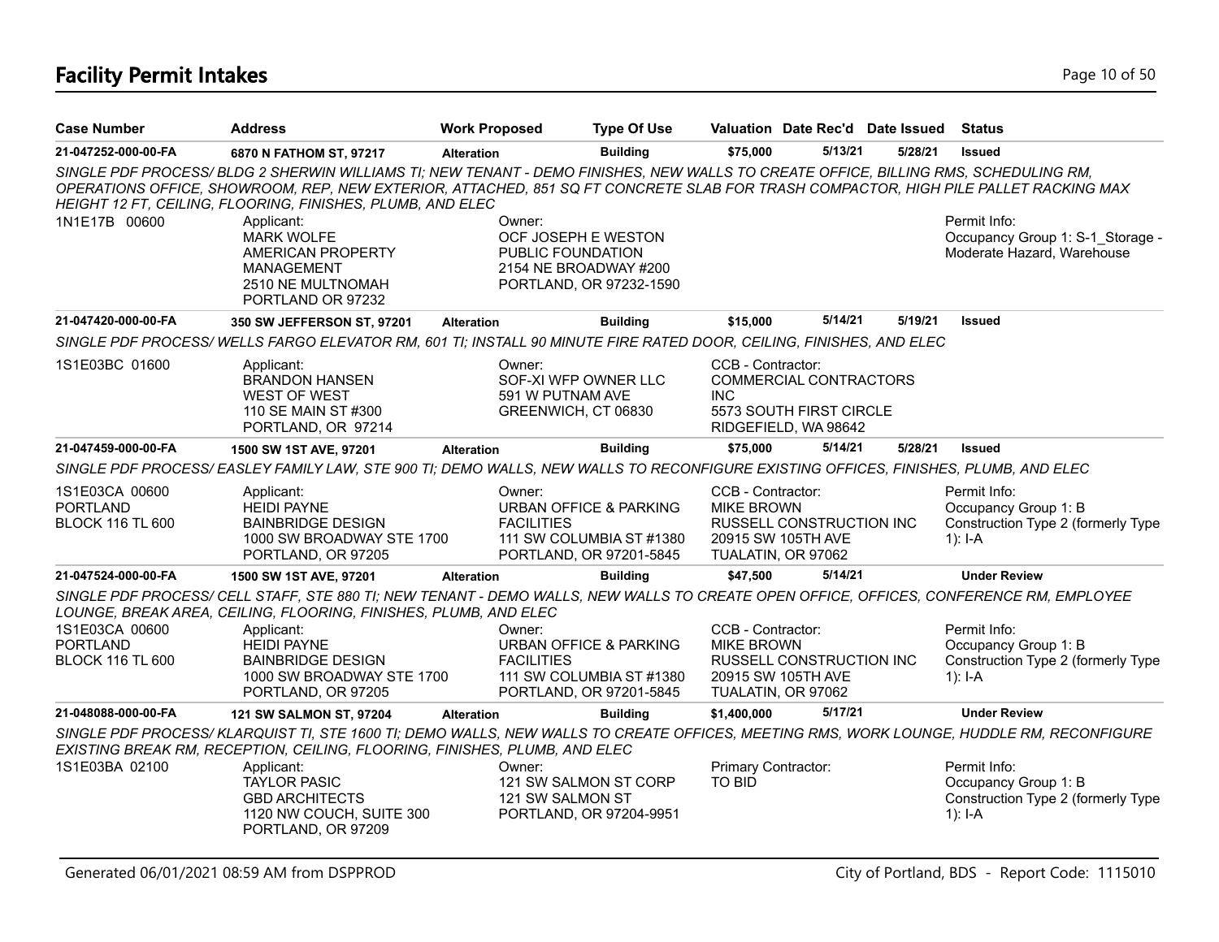# Facility Permit Intakes

| Case Number | Address | Work Proposed | Type Of Use | Valuation | Date Rec'd | Date Issued | Status |
|---|---|---|---|---|---|---|---|
| 21-047252-000-00-FA | 6870 N FATHOM ST, 97217 | Alteration | Building | $75,000 | 5/13/21 | 5/28/21 | Issued |

*SINGLE PDF PROCESS/ BLDG 2 SHERWIN WILLIAMS TI; NEW TENANT - DEMO FINISHES, NEW WALLS TO CREATE OFFICE, BILLING RMS, SCHEDULING RM, OPERATIONS OFFICE, SHOWROOM, REP, NEW EXTERIOR, ATTACHED, 851 SQ FT CONCRETE SLAB FOR TRASH COMPACTOR, HIGH PILE PALLET RACKING MAX HEIGHT 12 FT, CEILING, FLOORING, FINISHES, PLUMB, AND ELEC*

1N1E17B 00600

Applicant:
MARK WOLFE
AMERICAN PROPERTY MANAGEMENT
2510 NE MULTNOMAH
PORTLAND OR 97232

Owner:
OCF JOSEPH E WESTON PUBLIC FOUNDATION
2154 NE BROADWAY #200
PORTLAND, OR 97232-1590

Permit Info:
Occupancy Group 1: S-1_Storage - Moderate Hazard, Warehouse

| Case Number | Address | Work Proposed | Type Of Use | Valuation | Date Rec'd | Date Issued | Status |
|---|---|---|---|---|---|---|---|
| 21-047420-000-00-FA | 350 SW JEFFERSON ST, 97201 | Alteration | Building | $15,000 | 5/14/21 | 5/19/21 | Issued |

*SINGLE PDF PROCESS/ WELLS FARGO ELEVATOR RM, 601 TI; INSTALL 90 MINUTE FIRE RATED DOOR, CEILING, FINISHES, AND ELEC*

1S1E03BC 01600

Applicant:
BRANDON HANSEN
WEST OF WEST
110 SE MAIN ST #300
PORTLAND, OR 97214

Owner:
SOF-XI WFP OWNER LLC
591 W PUTNAM AVE
GREENWICH, CT 06830

CCB - Contractor:
COMMERCIAL CONTRACTORS INC
5573 SOUTH FIRST CIRCLE
RIDGEFIELD, WA 98642

| Case Number | Address | Work Proposed | Type Of Use | Valuation | Date Rec'd | Date Issued | Status |
|---|---|---|---|---|---|---|---|
| 21-047459-000-00-FA | 1500 SW 1ST AVE, 97201 | Alteration | Building | $75,000 | 5/14/21 | 5/28/21 | Issued |

*SINGLE PDF PROCESS/ EASLEY FAMILY LAW, STE 900 TI; DEMO WALLS, NEW WALLS TO RECONFIGURE EXISTING OFFICES, FINISHES, PLUMB, AND ELEC*

1S1E03CA 00600
PORTLAND
BLOCK 116 TL 600

Applicant:
HEIDI PAYNE
BAINBRIDGE DESIGN
1000 SW BROADWAY STE 1700
PORTLAND, OR 97205

Owner:
URBAN OFFICE & PARKING FACILITIES
111 SW COLUMBIA ST #1380
PORTLAND, OR 97201-5845

CCB - Contractor:
MIKE BROWN
RUSSELL CONSTRUCTION INC
20915 SW 105TH AVE
TUALATIN, OR 97062

Permit Info:
Occupancy Group 1: B
Construction Type 2 (formerly Type 1): I-A

| Case Number | Address | Work Proposed | Type Of Use | Valuation | Date Rec'd | Date Issued | Status |
|---|---|---|---|---|---|---|---|
| 21-047524-000-00-FA | 1500 SW 1ST AVE, 97201 | Alteration | Building | $47,500 | 5/14/21 | | Under Review |

*SINGLE PDF PROCESS/ CELL STAFF, STE 880 TI; NEW TENANT - DEMO WALLS, NEW WALLS TO CREATE OPEN OFFICE, OFFICES, CONFERENCE RM, EMPLOYEE LOUNGE, BREAK AREA, CEILING, FLOORING, FINISHES, PLUMB, AND ELEC*

1S1E03CA 00600
PORTLAND
BLOCK 116 TL 600

Applicant:
HEIDI PAYNE
BAINBRIDGE DESIGN
1000 SW BROADWAY STE 1700
PORTLAND, OR 97205

Owner:
URBAN OFFICE & PARKING FACILITIES
111 SW COLUMBIA ST #1380
PORTLAND, OR 97201-5845

CCB - Contractor:
MIKE BROWN
RUSSELL CONSTRUCTION INC
20915 SW 105TH AVE
TUALATIN, OR 97062

Permit Info:
Occupancy Group 1: B
Construction Type 2 (formerly Type 1): I-A

| Case Number | Address | Work Proposed | Type Of Use | Valuation | Date Rec'd | Date Issued | Status |
|---|---|---|---|---|---|---|---|
| 21-048088-000-00-FA | 121 SW SALMON ST, 97204 | Alteration | Building | $1,400,000 | 5/17/21 | | Under Review |

*SINGLE PDF PROCESS/ KLARQUIST TI, STE 1600 TI; DEMO WALLS, NEW WALLS TO CREATE OFFICES, MEETING RMS, WORK LOUNGE, HUDDLE RM, RECONFIGURE EXISTING BREAK RM, RECEPTION, CEILING, FLOORING, FINISHES, PLUMB, AND ELEC*

1S1E03BA 02100

Applicant:
TAYLOR PASIC
GBD ARCHITECTS
1120 NW COUCH, SUITE 300
PORTLAND, OR 97209

Owner:
121 SW SALMON ST CORP
121 SW SALMON ST
PORTLAND, OR 97204-9951

Primary Contractor:
TO BID

Permit Info:
Occupancy Group 1: B
Construction Type 2 (formerly Type 1): I-A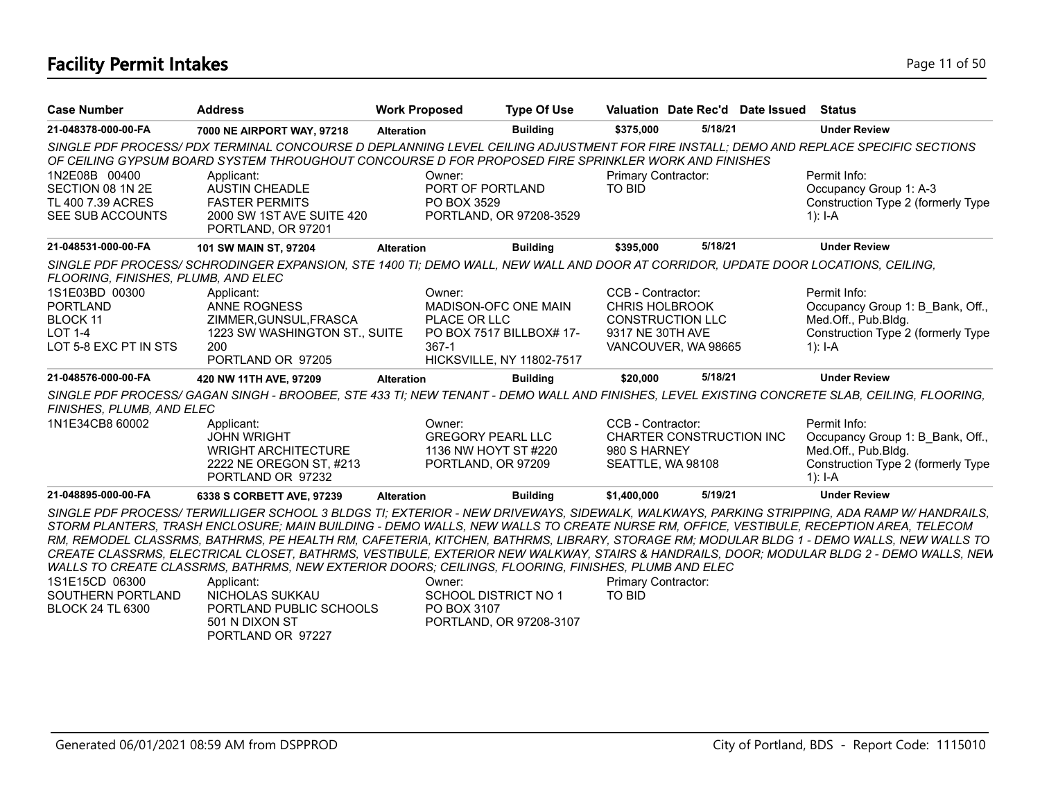# Facility Permit Intakes

| Case Number | Address | Work Proposed | Type Of Use | Valuation | Date Rec'd | Date Issued | Status |
|---|---|---|---|---|---|---|---|
| 21-048378-000-00-FA | 7000 NE AIRPORT WAY, 97218 | Alteration | Building | $375,000 | 5/18/21 | | Under Review |

*SINGLE PDF PROCESS/ PDX TERMINAL CONCOURSE D DEPLANNING LEVEL CEILING ADJUSTMENT FOR FIRE INSTALL; DEMO AND REPLACE SPECIFIC SECTIONS OF CEILING GYPSUM BOARD SYSTEM THROUGHOUT CONCOURSE D FOR PROPOSED FIRE SPRINKLER WORK AND FINISHES*

1N2E08B 00400
SECTION 08 1N 2E
TL 400 7.39 ACRES
SEE SUB ACCOUNTS

Applicant:
AUSTIN CHEADLE
FASTER PERMITS
2000 SW 1ST AVE SUITE 420
PORTLAND, OR 97201

Owner:
PORT OF PORTLAND
PO BOX 3529
PORTLAND, OR 97208-3529

Primary Contractor:
TO BID

Permit Info:
Occupancy Group 1: A-3
Construction Type 2 (formerly Type 1): I-A

| Case Number | Address | Work Proposed | Type Of Use | Valuation | Date Rec'd | Date Issued | Status |
|---|---|---|---|---|---|---|---|
| 21-048531-000-00-FA | 101 SW MAIN ST, 97204 | Alteration | Building | $395,000 | 5/18/21 | | Under Review |

*SINGLE PDF PROCESS/ SCHRODINGER EXPANSION, STE 1400 TI; DEMO WALL, NEW WALL AND DOOR AT CORRIDOR, UPDATE DOOR LOCATIONS, CEILING, FLOORING, FINISHES, PLUMB, AND ELEC*

1S1E03BD 00300
PORTLAND
BLOCK 11
LOT 1-4
LOT 5-8 EXC PT IN STS

Applicant:
ANNE ROGNESS
ZIMMER,GUNSUL,FRASCA
1223 SW WASHINGTON ST., SUITE 200
PORTLAND OR 97205

Owner:
MADISON-OFC ONE MAIN PLACE OR LLC
PO BOX 7517 BILLBOX# 17-367-1
HICKSVILLE, NY 11802-7517

CCB - Contractor:
CHRIS HOLBROOK
CONSTRUCTION LLC
9317 NE 30TH AVE
VANCOUVER, WA 98665

Permit Info:
Occupancy Group 1: B_Bank, Off., Med.Off., Pub.Bldg.
Construction Type 2 (formerly Type 1): I-A

| Case Number | Address | Work Proposed | Type Of Use | Valuation | Date Rec'd | Date Issued | Status |
|---|---|---|---|---|---|---|---|
| 21-048576-000-00-FA | 420 NW 11TH AVE, 97209 | Alteration | Building | $20,000 | 5/18/21 | | Under Review |

*SINGLE PDF PROCESS/ GAGAN SINGH - BROOBEE, STE 433 TI; NEW TENANT - DEMO WALL AND FINISHES, LEVEL EXISTING CONCRETE SLAB, CEILING, FLOORING, FINISHES, PLUMB, AND ELEC*

1N1E34CB8 60002

Applicant:
JOHN WRIGHT
WRIGHT ARCHITECTURE
2222 NE OREGON ST, #213
PORTLAND OR 97232

Owner:
GREGORY PEARL LLC
1136 NW HOYT ST #220
PORTLAND, OR 97209

CCB - Contractor:
CHARTER CONSTRUCTION INC
980 S HARNEY
SEATTLE, WA 98108

Permit Info:
Occupancy Group 1: B_Bank, Off., Med.Off., Pub.Bldg.
Construction Type 2 (formerly Type 1): I-A

| Case Number | Address | Work Proposed | Type Of Use | Valuation | Date Rec'd | Date Issued | Status |
|---|---|---|---|---|---|---|---|
| 21-048895-000-00-FA | 6338 S CORBETT AVE, 97239 | Alteration | Building | $1,400,000 | 5/19/21 | | Under Review |

*SINGLE PDF PROCESS/ TERWILLIGER SCHOOL 3 BLDGS TI; EXTERIOR - NEW DRIVEWAYS, SIDEWALK, WALKWAYS, PARKING STRIPPING, ADA RAMP W/ HANDRAILS, STORM PLANTERS, TRASH ENCLOSURE; MAIN BUILDING - DEMO WALLS, NEW WALLS TO CREATE NURSE RM, OFFICE, VESTIBULE, RECEPTION AREA, TELECOM RM, REMODEL CLASSRMS, BATHRMS, PE HEALTH RM, CAFETERIA, KITCHEN, BATHRMS, LIBRARY, STORAGE RM; MODULAR BLDG 1 - DEMO WALLS, NEW WALLS TO CREATE CLASSRMS, ELECTRICAL CLOSET, BATHRMS, VESTIBULE, EXTERIOR NEW WALKWAY, STAIRS & HANDRAILS, DOOR; MODULAR BLDG 2 - DEMO WALLS, NEW WALLS TO CREATE CLASSRMS, BATHRMS, NEW EXTERIOR DOORS; CEILINGS, FLOORING, FINISHES, PLUMB AND ELEC*

1S1E15CD 06300
SOUTHERN PORTLAND
BLOCK 24 TL 6300

Applicant:
NICHOLAS SUKKAU
PORTLAND PUBLIC SCHOOLS
501 N DIXON ST
PORTLAND OR 97227

Owner:
SCHOOL DISTRICT NO 1
PO BOX 3107
PORTLAND, OR 97208-3107

Primary Contractor:
TO BID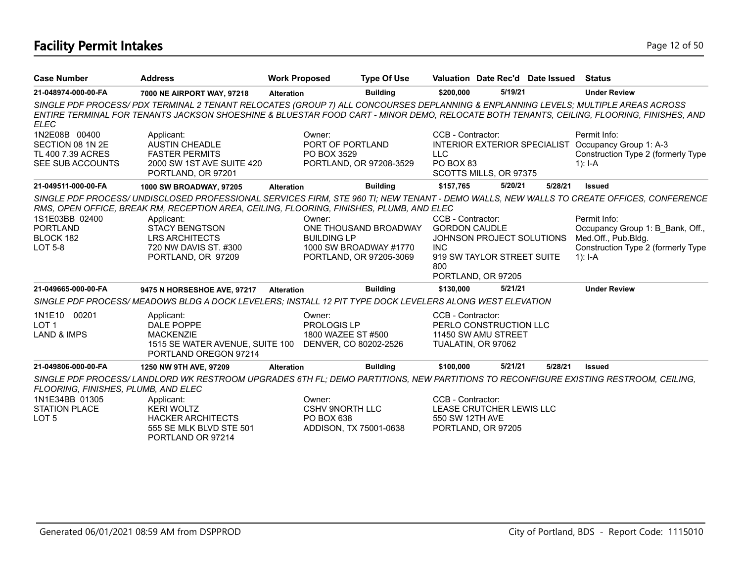# Facility Permit Intakes

| Case Number | Address | Work Proposed | Type Of Use | Valuation | Date Rec'd | Date Issued | Status |
|---|---|---|---|---|---|---|---|
| 21-048974-000-00-FA | 7000 NE AIRPORT WAY, 97218 | Alteration | Building | $200,000 | 5/19/21 | | Under Review |

*SINGLE PDF PROCESS/ PDX TERMINAL 2 TENANT RELOCATES (GROUP 7) ALL CONCOURSES DEPLANNING & ENPLANNING LEVELS; MULTIPLE AREAS ACROSS ENTIRE TERMINAL FOR TENANTS JACKSON SHOESHINE & BLUESTAR FOOD CART - MINOR DEMO, RELOCATE BOTH TENANTS, CEILING, FLOORING, FINISHES, AND ELEC*

1N2E08B 00400
SECTION 08 1N 2E
TL 400 7.39 ACRES
SEE SUB ACCOUNTS

Applicant:
AUSTIN CHEADLE
FASTER PERMITS
2000 SW 1ST AVE SUITE 420
PORTLAND, OR 97201

Owner:
PORT OF PORTLAND
PO BOX 3529
PORTLAND, OR 97208-3529

CCB - Contractor:
INTERIOR EXTERIOR SPECIALIST LLC
PO BOX 83
SCOTTS MILLS, OR 97375

Permit Info:
Occupancy Group 1: A-3
Construction Type 2 (formerly Type 1): I-A

---

| Case Number | Address | Work Proposed | Type Of Use | Valuation | Date Rec'd | Date Issued | Status |
|---|---|---|---|---|---|---|---|
| 21-049511-000-00-FA | 1000 SW BROADWAY, 97205 | Alteration | Building | $157,765 | 5/20/21 | 5/28/21 | Issued |

*SINGLE PDF PROCESS/ UNDISCLOSED PROFESSIONAL SERVICES FIRM, STE 960 TI; NEW TENANT - DEMO WALLS, NEW WALLS TO CREATE OFFICES, CONFERENCE RMS, OPEN OFFICE, BREAK RM, RECEPTION AREA, CEILING, FLOORING, FINISHES, PLUMB, AND ELEC*

1S1E03BB 02400
PORTLAND
BLOCK 182
LOT 5-8

Applicant:
STACY BENGTSON
LRS ARCHITECTS
720 NW DAVIS ST. #300
PORTLAND, OR 97209

Owner:
ONE THOUSAND BROADWAY BUILDING LP
1000 SW BROADWAY #1770
PORTLAND, OR 97205-3069

CCB - Contractor:
GORDON CAUDLE
JOHNSON PROJECT SOLUTIONS INC
919 SW TAYLOR STREET SUITE 800
PORTLAND, OR 97205

Permit Info:
Occupancy Group 1: B_Bank, Off., Med.Off., Pub.Bldg.
Construction Type 2 (formerly Type 1): I-A

---

| Case Number | Address | Work Proposed | Type Of Use | Valuation | Date Rec'd | Date Issued | Status |
|---|---|---|---|---|---|---|---|
| 21-049665-000-00-FA | 9475 N HORSESHOE AVE, 97217 | Alteration | Building | $130,000 | 5/21/21 | | Under Review |

*SINGLE PDF PROCESS/ MEADOWS BLDG A DOCK LEVELERS; INSTALL 12 PIT TYPE DOCK LEVELERS ALONG WEST ELEVATION*

1N1E10 00201
LOT 1
LAND & IMPS

Applicant:
DALE POPPE
MACKENZIE
1515 SE WATER AVENUE, SUITE 100
PORTLAND OREGON 97214

Owner:
PROLOGIS LP
1800 WAZEE ST #500
DENVER, CO 80202-2526

CCB - Contractor:
PERLO CONSTRUCTION LLC
11450 SW AMU STREET
TUALATIN, OR 97062

---

| Case Number | Address | Work Proposed | Type Of Use | Valuation | Date Rec'd | Date Issued | Status |
|---|---|---|---|---|---|---|---|
| 21-049806-000-00-FA | 1250 NW 9TH AVE, 97209 | Alteration | Building | $100,000 | 5/21/21 | 5/28/21 | Issued |

*SINGLE PDF PROCESS/ LANDLORD WK RESTROOM UPGRADES 6TH FL; DEMO PARTITIONS, NEW PARTITIONS TO RECONFIGURE EXISTING RESTROOM, CEILING, FLOORING, FINISHES, PLUMB, AND ELEC*

1N1E34BB 01305
STATION PLACE
LOT 5

Applicant:
KERI WOLTZ
HACKER ARCHITECTS
555 SE MLK BLVD STE 501
PORTLAND OR 97214

Owner:
CSHV 9NORTH LLC
PO BOX 638
ADDISON, TX 75001-0638

CCB - Contractor:
LEASE CRUTCHER LEWIS LLC
550 SW 12TH AVE
PORTLAND, OR 97205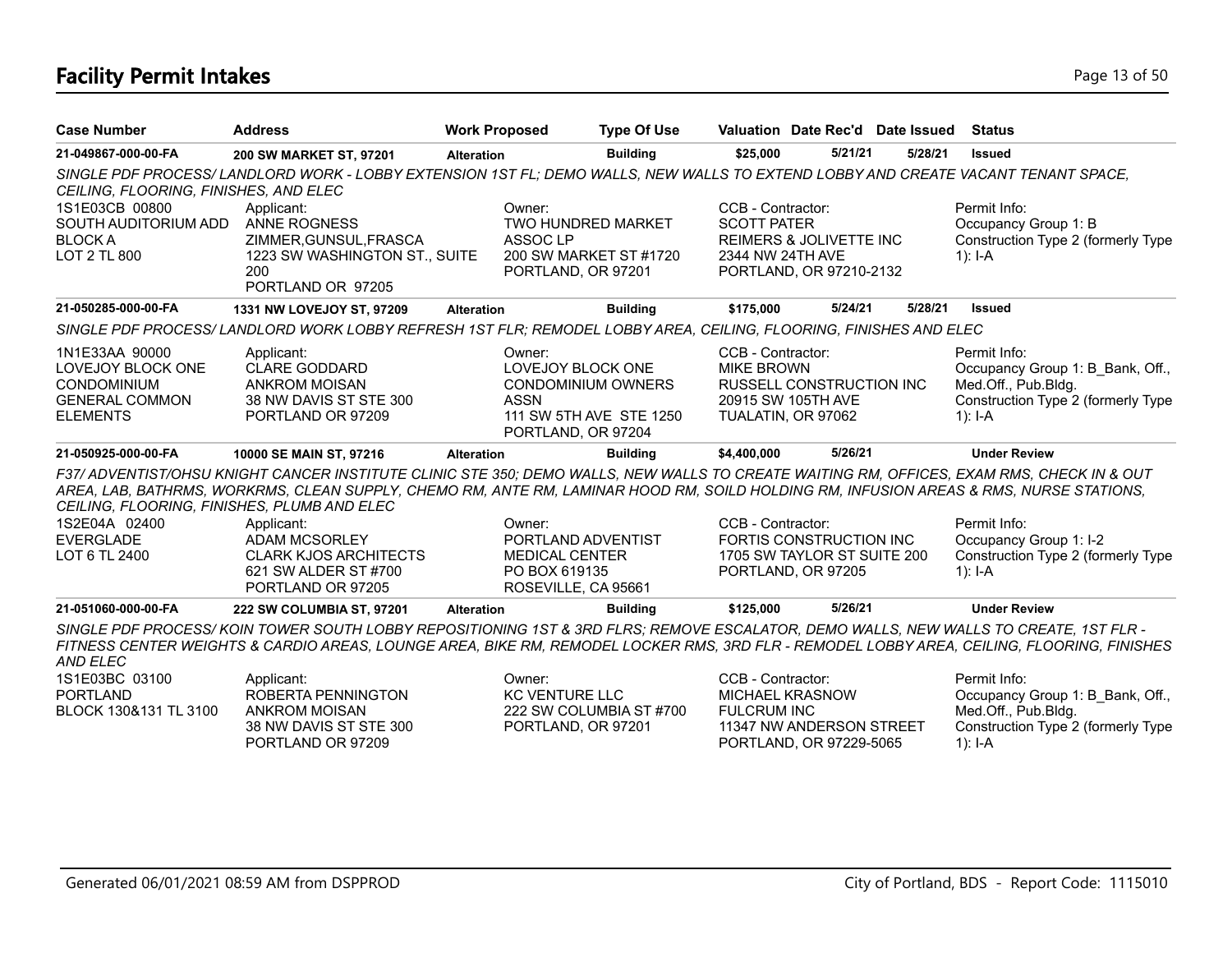# Facility Permit Intakes

| Case Number | Address | Work Proposed | Type Of Use | Valuation | Date Rec'd | Date Issued | Status |
|---|---|---|---|---|---|---|---|
| 21-049867-000-00-FA | 200 SW MARKET ST, 97201 | Alteration | Building | $25,000 | 5/21/21 | 5/28/21 | Issued |

*SINGLE PDF PROCESS/ LANDLORD WORK - LOBBY EXTENSION 1ST FL; DEMO WALLS, NEW WALLS TO EXTEND LOBBY AND CREATE VACANT TENANT SPACE, CEILING, FLOORING, FINISHES, AND ELEC*

1S1E03CB 00800
SOUTH AUDITORIUM ADD
BLOCK A
LOT 2 TL 800

Applicant:
ANNE ROGNESS
ZIMMER,GUNSUL,FRASCA
1223 SW WASHINGTON ST., SUITE 200
PORTLAND OR 97205

Owner:
TWO HUNDRED MARKET ASSOC LP
200 SW MARKET ST #1720
PORTLAND, OR 97201

CCB - Contractor:
SCOTT PATER
REIMERS & JOLIVETTE INC
2344 NW 24TH AVE
PORTLAND, OR 97210-2132

Permit Info:
Occupancy Group 1: B
Construction Type 2 (formerly Type 1): I-A

| Case Number | Address | Work Proposed | Type Of Use | Valuation | Date Rec'd | Date Issued | Status |
|---|---|---|---|---|---|---|---|
| 21-050285-000-00-FA | 1331 NW LOVEJOY ST, 97209 | Alteration | Building | $175,000 | 5/24/21 | 5/28/21 | Issued |

*SINGLE PDF PROCESS/ LANDLORD WORK LOBBY REFRESH 1ST FLR; REMODEL LOBBY AREA, CEILING, FLOORING, FINISHES AND ELEC*

1N1E33AA 90000
LOVEJOY BLOCK ONE CONDOMINIUM
GENERAL COMMON ELEMENTS

Applicant:
CLARE GODDARD
ANKROM MOISAN
38 NW DAVIS ST STE 300
PORTLAND OR 97209

Owner:
LOVEJOY BLOCK ONE CONDOMINIUM OWNERS ASSN
111 SW 5TH AVE STE 1250
PORTLAND, OR 97204

CCB - Contractor:
MIKE BROWN
RUSSELL CONSTRUCTION INC
20915 SW 105TH AVE
TUALATIN, OR 97062

Permit Info:
Occupancy Group 1: B_Bank, Off., Med.Off., Pub.Bldg.
Construction Type 2 (formerly Type 1): I-A

| Case Number | Address | Work Proposed | Type Of Use | Valuation | Date Rec'd | Date Issued | Status |
|---|---|---|---|---|---|---|---|
| 21-050925-000-00-FA | 10000 SE MAIN ST, 97216 | Alteration | Building | $4,400,000 | 5/26/21 | | Under Review |

*F37/ ADVENTIST/OHSU KNIGHT CANCER INSTITUTE CLINIC STE 350; DEMO WALLS, NEW WALLS TO CREATE WAITING RM, OFFICES, EXAM RMS, CHECK IN & OUT AREA, LAB, BATHRMS, WORKRMS, CLEAN SUPPLY, CHEMO RM, ANTE RM, LAMINAR HOOD RM, SOILD HOLDING RM, INFUSION AREAS & RMS, NURSE STATIONS, CEILING, FLOORING, FINISHES, PLUMB AND ELEC*

1S2E04A 02400
EVERGLADE
LOT 6 TL 2400

Applicant:
ADAM MCSORLEY
CLARK KJOS ARCHITECTS
621 SW ALDER ST #700
PORTLAND OR 97205

Owner:
PORTLAND ADVENTIST MEDICAL CENTER
PO BOX 619135
ROSEVILLE, CA 95661

CCB - Contractor:
FORTIS CONSTRUCTION INC
1705 SW TAYLOR ST SUITE 200
PORTLAND, OR 97205

Permit Info:
Occupancy Group 1: I-2
Construction Type 2 (formerly Type 1): I-A

| Case Number | Address | Work Proposed | Type Of Use | Valuation | Date Rec'd | Date Issued | Status |
|---|---|---|---|---|---|---|---|
| 21-051060-000-00-FA | 222 SW COLUMBIA ST, 97201 | Alteration | Building | $125,000 | 5/26/21 | | Under Review |

*SINGLE PDF PROCESS/ KOIN TOWER SOUTH LOBBY REPOSITIONING 1ST & 3RD FLRS; REMOVE ESCALATOR, DEMO WALLS, NEW WALLS TO CREATE, 1ST FLR - FITNESS CENTER WEIGHTS & CARDIO AREAS, LOUNGE AREA, BIKE RM, REMODEL LOCKER RMS, 3RD FLR - REMODEL LOBBY AREA, CEILING, FLOORING, FINISHES AND ELEC*

1S1E03BC 03100
PORTLAND
BLOCK 130&131 TL 3100

Applicant:
ROBERTA PENNINGTON
ANKROM MOISAN
38 NW DAVIS ST STE 300
PORTLAND OR 97209

Owner:
KC VENTURE LLC
222 SW COLUMBIA ST #700
PORTLAND, OR 97201

CCB - Contractor:
MICHAEL KRASNOW
FULCRUM INC
11347 NW ANDERSON STREET
PORTLAND, OR 97229-5065

Permit Info:
Occupancy Group 1: B_Bank, Off., Med.Off., Pub.Bldg.
Construction Type 2 (formerly Type 1): I-A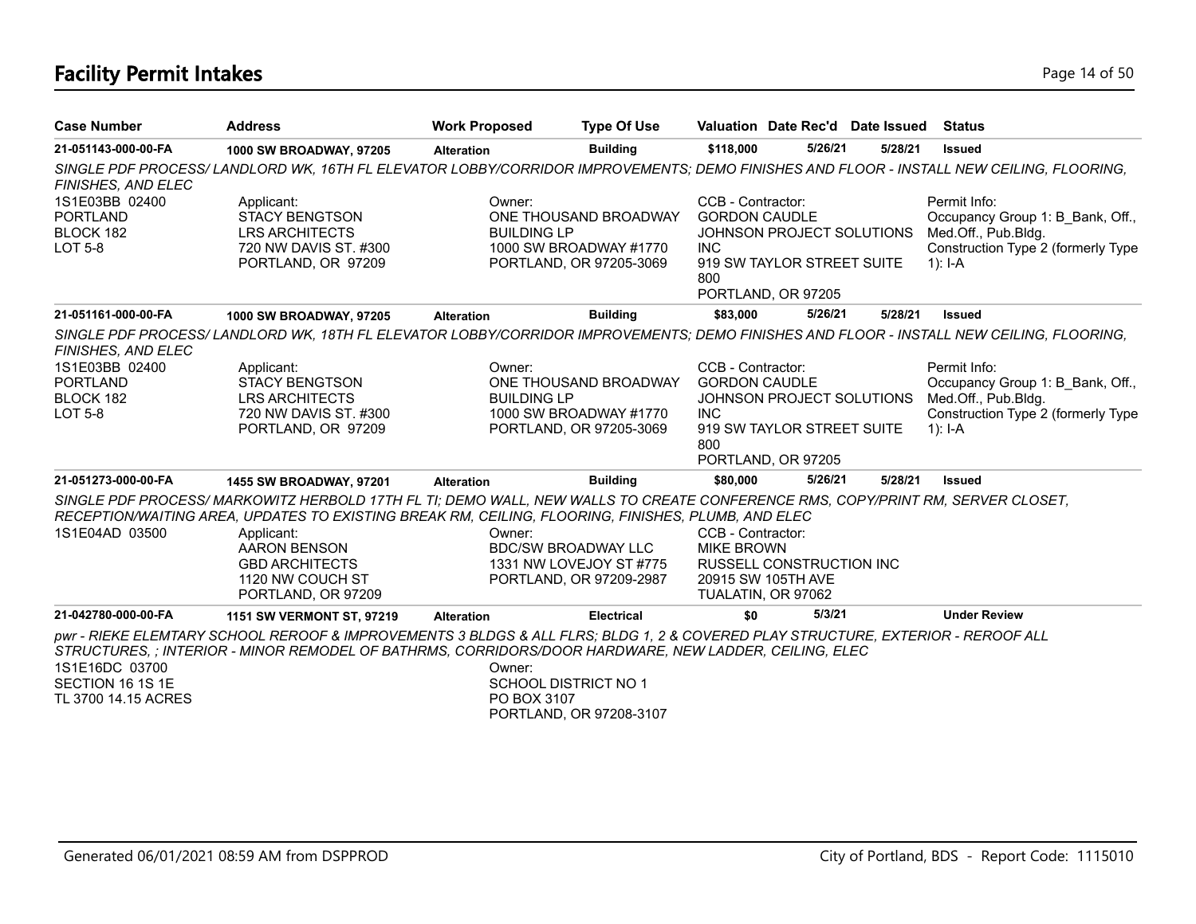# Facility Permit Intakes

| Case Number | Address | Work Proposed | Type Of Use | Valuation | Date Rec'd | Date Issued | Status |
|---|---|---|---|---|---|---|---|
| **21-051143-000-00-FA** | **1000 SW BROADWAY, 97205** | **Alteration** | **Building** | **$118,000** | **5/26/21** | **5/28/21** | **Issued** |

*SINGLE PDF PROCESS/ LANDLORD WK, 16TH FL ELEVATOR LOBBY/CORRIDOR IMPROVEMENTS; DEMO FINISHES AND FLOOR - INSTALL NEW CEILING, FLOORING, FINISHES, AND ELEC*

1S1E03BB 02400
PORTLAND
BLOCK 182
LOT 5-8

Applicant:
STACY BENGTSON
LRS ARCHITECTS
720 NW DAVIS ST. #300
PORTLAND, OR 97209

Owner:
ONE THOUSAND BROADWAY BUILDING LP
1000 SW BROADWAY #1770
PORTLAND, OR 97205-3069

CCB - Contractor:
GORDON CAUDLE
JOHNSON PROJECT SOLUTIONS INC
919 SW TAYLOR STREET SUITE 800
PORTLAND, OR 97205

Permit Info:
Occupancy Group 1: B_Bank, Off., Med.Off., Pub.Bldg.
Construction Type 2 (formerly Type 1): I-A

| Case Number | Address | Work Proposed | Type Of Use | Valuation | Date Rec'd | Date Issued | Status |
|---|---|---|---|---|---|---|---|
| **21-051161-000-00-FA** | **1000 SW BROADWAY, 97205** | **Alteration** | **Building** | **$83,000** | **5/26/21** | **5/28/21** | **Issued** |

*SINGLE PDF PROCESS/ LANDLORD WK, 18TH FL ELEVATOR LOBBY/CORRIDOR IMPROVEMENTS; DEMO FINISHES AND FLOOR - INSTALL NEW CEILING, FLOORING, FINISHES, AND ELEC*

1S1E03BB 02400
PORTLAND
BLOCK 182
LOT 5-8

Applicant:
STACY BENGTSON
LRS ARCHITECTS
720 NW DAVIS ST. #300
PORTLAND, OR 97209

Owner:
ONE THOUSAND BROADWAY BUILDING LP
1000 SW BROADWAY #1770
PORTLAND, OR 97205-3069

CCB - Contractor:
GORDON CAUDLE
JOHNSON PROJECT SOLUTIONS INC
919 SW TAYLOR STREET SUITE 800
PORTLAND, OR 97205

Permit Info:
Occupancy Group 1: B_Bank, Off., Med.Off., Pub.Bldg.
Construction Type 2 (formerly Type 1): I-A

| Case Number | Address | Work Proposed | Type Of Use | Valuation | Date Rec'd | Date Issued | Status |
|---|---|---|---|---|---|---|---|
| **21-051273-000-00-FA** | **1455 SW BROADWAY, 97201** | **Alteration** | **Building** | **$80,000** | **5/26/21** | **5/28/21** | **Issued** |

*SINGLE PDF PROCESS/ MARKOWITZ HERBOLD 17TH FL TI; DEMO WALL, NEW WALLS TO CREATE CONFERENCE RMS, COPY/PRINT RM, SERVER CLOSET, RECEPTION/WAITING AREA, UPDATES TO EXISTING BREAK RM, CEILING, FLOORING, FINISHES, PLUMB, AND ELEC*

1S1E04AD 03500

Applicant:
AARON BENSON
GBD ARCHITECTS
1120 NW COUCH ST
PORTLAND, OR 97209

Owner:
BDC/SW BROADWAY LLC
1331 NW LOVEJOY ST #775
PORTLAND, OR 97209-2987

CCB - Contractor:
MIKE BROWN
RUSSELL CONSTRUCTION INC
20915 SW 105TH AVE
TUALATIN, OR 97062

| Case Number | Address | Work Proposed | Type Of Use | Valuation | Date Rec'd | Date Issued | Status |
|---|---|---|---|---|---|---|---|
| **21-042780-000-00-FA** | **1151 SW VERMONT ST, 97219** | **Alteration** | **Electrical** | **$0** | **5/3/21** | | **Under Review** |

*pwr - RIEKE ELEMTARY SCHOOL REROOF & IMPROVEMENTS 3 BLDGS & ALL FLRS; BLDG 1, 2 & COVERED PLAY STRUCTURE, EXTERIOR - REROOF ALL STRUCTURES, ; INTERIOR - MINOR REMODEL OF BATHRMS, CORRIDORS/DOOR HARDWARE, NEW LADDER, CEILING, ELEC*

1S1E16DC 03700
SECTION 16 1S 1E
TL 3700 14.15 ACRES

Owner:
SCHOOL DISTRICT NO 1
PO BOX 3107
PORTLAND, OR 97208-3107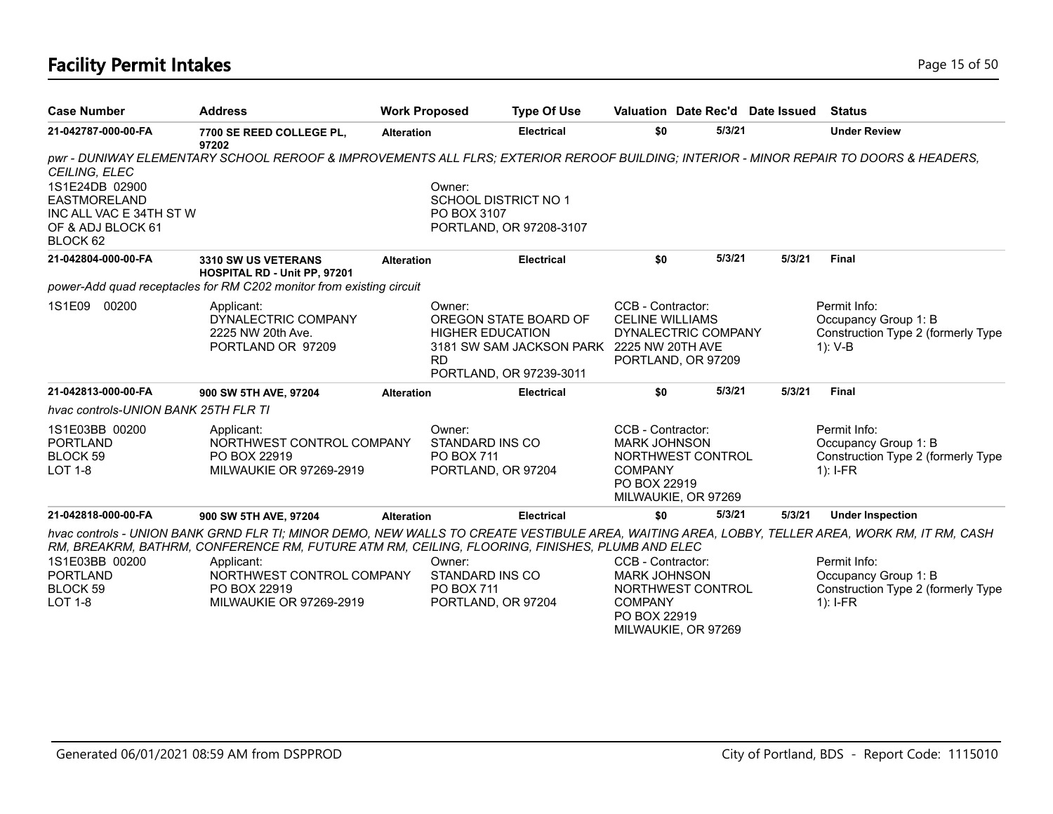# Facility Permit Intakes

| Case Number | Address | Work Proposed | Type Of Use | Valuation | Date Rec'd | Date Issued | Status |
|---|---|---|---|---|---|---|---|
| **21-042787-000-00-FA** | **7700 SE REED COLLEGE PL, 97202** | **Alteration** | **Electrical** | **$0** | **5/3/21** | | **Under Review** |

*pwr - DUNIWAY ELEMENTARY SCHOOL REROOF & IMPROVEMENTS ALL FLRS; EXTERIOR REROOF BUILDING; INTERIOR - MINOR REPAIR TO DOORS & HEADERS, CEILING, ELEC*

1S1E24DB 02900
EASTMORELAND
INC ALL VAC E 34TH ST W OF & ADJ BLOCK 61
BLOCK 62

Owner:
SCHOOL DISTRICT NO 1
PO BOX 3107
PORTLAND, OR 97208-3107

| Case Number | Address | Work Proposed | Type Of Use | Valuation | Date Rec'd | Date Issued | Status |
|---|---|---|---|---|---|---|---|
| **21-042804-000-00-FA** | **3310 SW US VETERANS HOSPITAL RD - Unit PP, 97201** | **Alteration** | **Electrical** | **$0** | **5/3/21** | **5/3/21** | **Final** |

*power-Add quad receptacles for RM C202 monitor from existing circuit*

1S1E09 00200

Applicant:
DYNALECTRIC COMPANY
2225 NW 20th Ave.
PORTLAND OR 97209

Owner:
OREGON STATE BOARD OF HIGHER EDUCATION
3181 SW SAM JACKSON PARK RD
PORTLAND, OR 97239-3011

CCB - Contractor:
CELINE WILLIAMS
DYNALECTRIC COMPANY
2225 NW 20TH AVE
PORTLAND, OR 97209

Permit Info:
Occupancy Group 1: B
Construction Type 2 (formerly Type 1): V-B

| Case Number | Address | Work Proposed | Type Of Use | Valuation | Date Rec'd | Date Issued | Status |
|---|---|---|---|---|---|---|---|
| **21-042813-000-00-FA** | **900 SW 5TH AVE, 97204** | **Alteration** | **Electrical** | **$0** | **5/3/21** | **5/3/21** | **Final** |

*hvac controls-UNION BANK 25TH FLR TI*

1S1E03BB 00200
PORTLAND
BLOCK 59
LOT 1-8

Applicant:
NORTHWEST CONTROL COMPANY
PO BOX 22919
MILWAUKIE OR 97269-2919

Owner:
STANDARD INS CO
PO BOX 711
PORTLAND, OR 97204

CCB - Contractor:
MARK JOHNSON
NORTHWEST CONTROL COMPANY
PO BOX 22919
MILWAUKIE, OR 97269

Permit Info:
Occupancy Group 1: B
Construction Type 2 (formerly Type 1): I-FR

| Case Number | Address | Work Proposed | Type Of Use | Valuation | Date Rec'd | Date Issued | Status |
|---|---|---|---|---|---|---|---|
| **21-042818-000-00-FA** | **900 SW 5TH AVE, 97204** | **Alteration** | **Electrical** | **$0** | **5/3/21** | **5/3/21** | **Under Inspection** |

*hvac controls - UNION BANK GRND FLR TI; MINOR DEMO, NEW WALLS TO CREATE VESTIBULE AREA, WAITING AREA, LOBBY, TELLER AREA, WORK RM, IT RM, CASH RM, BREAKRM, BATHRM, CONFERENCE RM, FUTURE ATM RM, CEILING, FLOORING, FINISHES, PLUMB AND ELEC*

1S1E03BB 00200
PORTLAND
BLOCK 59
LOT 1-8

Applicant:
NORTHWEST CONTROL COMPANY
PO BOX 22919
MILWAUKIE OR 97269-2919

Owner:
STANDARD INS CO
PO BOX 711
PORTLAND, OR 97204

CCB - Contractor:
MARK JOHNSON
NORTHWEST CONTROL COMPANY
PO BOX 22919
MILWAUKIE, OR 97269

Permit Info:
Occupancy Group 1: B
Construction Type 2 (formerly Type 1): I-FR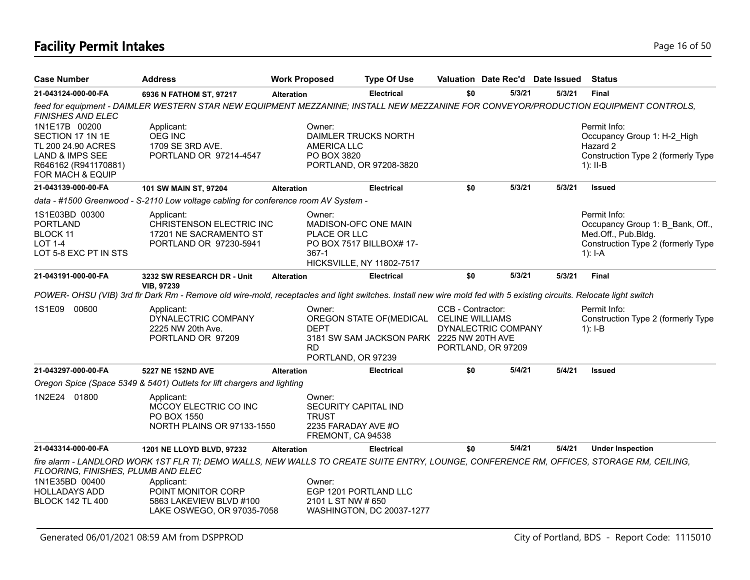# Facility Permit Intakes

| Case Number | Address | Work Proposed | Type Of Use | Valuation | Date Rec'd | Date Issued | Status |
|---|---|---|---|---|---|---|---|
| **21-043124-000-00-FA** | **6936 N FATHOM ST, 97217** | **Alteration** | **Electrical** | **$0** | **5/3/21** | **5/3/21** | **Final** |
| *feed for equipment - DAIMLER WESTERN STAR NEW EQUIPMENT MEZZANINE; INSTALL NEW MEZZANINE FOR CONVEYOR/PRODUCTION EQUIPMENT CONTROLS, FINISHES AND ELEC* | | | | | | | |
| 1N1E17B 00200<br>SECTION 17 1N 1E<br>TL 200 24.90 ACRES<br>LAND & IMPS SEE<br>R646162 (R941170881)<br>FOR MACH & EQUIP | Applicant:<br>OEG INC<br>1709 SE 3RD AVE.<br>PORTLAND OR 97214-4547 | Owner:<br>DAIMLER TRUCKS NORTH AMERICA LLC<br>PO BOX 3820<br>PORTLAND, OR 97208-3820 | | | | | Permit Info:<br>Occupancy Group 1: H-2_High Hazard 2<br>Construction Type 2 (formerly Type 1): II-B |
| **21-043139-000-00-FA** | **101 SW MAIN ST, 97204** | **Alteration** | **Electrical** | **$0** | **5/3/21** | **5/3/21** | **Issued** |
| *data - #1500 Greenwood - S-2110 Low voltage cabling for conference room AV System -* | | | | | | | |
| 1S1E03BD 00300<br>PORTLAND<br>BLOCK 11<br>LOT 1-4<br>LOT 5-8 EXC PT IN STS | Applicant:<br>CHRISTENSON ELECTRIC INC<br>17201 NE SACRAMENTO ST<br>PORTLAND OR 97230-5941 | Owner:<br>MADISON-OFC ONE MAIN PLACE OR LLC<br>PO BOX 7517 BILLBOX# 17-367-1<br>HICKSVILLE, NY 11802-7517 | | | | | Permit Info:<br>Occupancy Group 1: B_Bank, Off., Med.Off., Pub.Bldg.<br>Construction Type 2 (formerly Type 1): I-A |
| **21-043191-000-00-FA** | **3232 SW RESEARCH DR - Unit VIB, 97239** | **Alteration** | **Electrical** | **$0** | **5/3/21** | **5/3/21** | **Final** |
| *POWER- OHSU (VIB) 3rd flr Dark Rm - Remove old wire-mold, receptacles and light switches. Install new wire mold fed with 5 existing circuits. Relocate light switch* | | | | | | | |
| 1S1E09 00600 | Applicant:<br>DYNALECTRIC COMPANY<br>2225 NW 20th Ave.<br>PORTLAND OR 97209 | Owner:<br>OREGON STATE OF(MEDICAL DEPT<br>3181 SW SAM JACKSON PARK RD<br>PORTLAND, OR 97239 | | CCB - Contractor:<br>CELINE WILLIAMS<br>DYNALECTRIC COMPANY<br>2225 NW 20TH AVE<br>PORTLAND, OR 97209 | | | Permit Info:<br>Construction Type 2 (formerly Type 1): I-B |
| **21-043297-000-00-FA** | **5227 NE 152ND AVE** | **Alteration** | **Electrical** | **$0** | **5/4/21** | **5/4/21** | **Issued** |
| *Oregon Spice (Space 5349 & 5401) Outlets for lift chargers and lighting* | | | | | | | |
| 1N2E24 01800 | Applicant:<br>MCCOY ELECTRIC CO INC<br>PO BOX 1550<br>NORTH PLAINS OR 97133-1550 | Owner:<br>SECURITY CAPITAL IND TRUST<br>2235 FARADAY AVE #O<br>FREMONT, CA 94538 | | | | | |
| **21-043314-000-00-FA** | **1201 NE LLOYD BLVD, 97232** | **Alteration** | **Electrical** | **$0** | **5/4/21** | **5/4/21** | **Under Inspection** |
| *fire alarm - LANDLORD WORK 1ST FLR TI; DEMO WALLS, NEW WALLS TO CREATE SUITE ENTRY, LOUNGE, CONFERENCE RM, OFFICES, STORAGE RM, CEILING, FLOORING, FINISHES, PLUMB AND ELEC* | | | | | | | |
| 1N1E35BD 00400<br>HOLLADAYS ADD<br>BLOCK 142 TL 400 | Applicant:<br>POINT MONITOR CORP<br>5863 LAKEVIEW BLVD #100<br>LAKE OSWEGO, OR 97035-7058 | Owner:<br>EGP 1201 PORTLAND LLC<br>2101 L ST NW # 650<br>WASHINGTON, DC 20037-1277 | | | | | |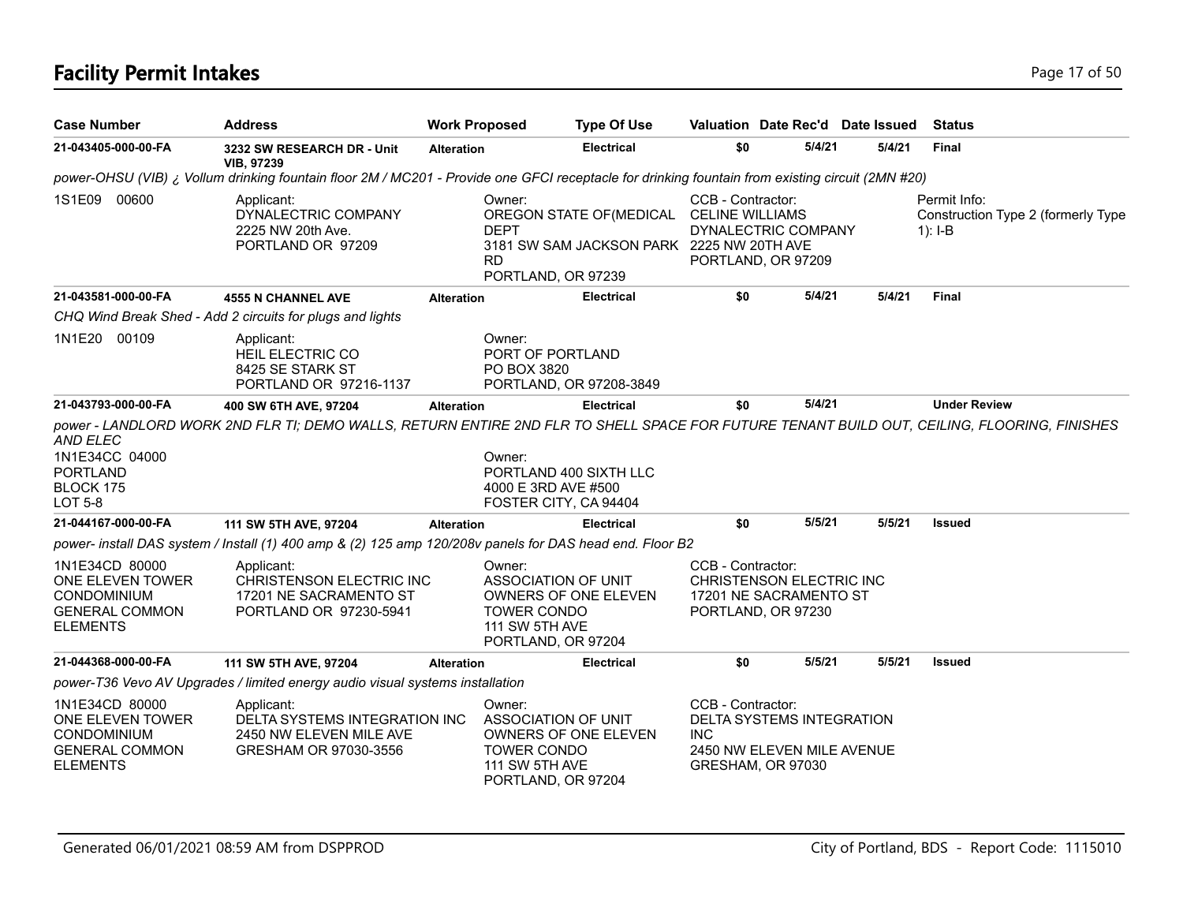# Facility Permit Intakes

| Case Number | Address | Work Proposed | Type Of Use | Valuation | Date Rec'd | Date Issued | Status |
|---|---|---|---|---|---|---|---|
| 21-043405-000-00-FA | 3232 SW RESEARCH DR - Unit VIB, 97239 | Alteration | Electrical | $0 | 5/4/21 | 5/4/21 | Final |

*power-OHSU (VIB) ¿ Vollum drinking fountain floor 2M / MC201 - Provide one GFCI receptacle for drinking fountain from existing circuit (2MN #20)*

1S1E09 00600

Applicant: DYNALECTRIC COMPANY, 2225 NW 20th Ave., PORTLAND OR 97209

Owner: OREGON STATE OF(MEDICAL DEPT, 3181 SW SAM JACKSON PARK RD, PORTLAND, OR 97239

CCB - Contractor: CELINE WILLIAMS, DYNALECTRIC COMPANY, 2225 NW 20TH AVE, PORTLAND, OR 97209

Permit Info: Construction Type 2 (formerly Type 1): I-B

| Case Number | Address | Work Proposed | Type Of Use | Valuation | Date Rec'd | Date Issued | Status |
|---|---|---|---|---|---|---|---|
| 21-043581-000-00-FA | 4555 N CHANNEL AVE | Alteration | Electrical | $0 | 5/4/21 | 5/4/21 | Final |

*CHQ Wind Break Shed - Add 2 circuits for plugs and lights*

1N1E20 00109

Applicant: HEIL ELECTRIC CO, 8425 SE STARK ST, PORTLAND OR 97216-1137

Owner: PORT OF PORTLAND, PO BOX 3820, PORTLAND, OR 97208-3849

| Case Number | Address | Work Proposed | Type Of Use | Valuation | Date Rec'd | Date Issued | Status |
|---|---|---|---|---|---|---|---|
| 21-043793-000-00-FA | 400 SW 6TH AVE, 97204 | Alteration | Electrical | $0 | 5/4/21 | | Under Review |

*power - LANDLORD WORK 2ND FLR TI; DEMO WALLS, RETURN ENTIRE 2ND FLR TO SHELL SPACE FOR FUTURE TENANT BUILD OUT, CEILING, FLOORING, FINISHES AND ELEC*

1N1E34CC 04000, PORTLAND, BLOCK 175, LOT 5-8

Owner: PORTLAND 400 SIXTH LLC, 4000 E 3RD AVE #500, FOSTER CITY, CA 94404

| Case Number | Address | Work Proposed | Type Of Use | Valuation | Date Rec'd | Date Issued | Status |
|---|---|---|---|---|---|---|---|
| 21-044167-000-00-FA | 111 SW 5TH AVE, 97204 | Alteration | Electrical | $0 | 5/5/21 | 5/5/21 | Issued |

*power- install DAS system / Install (1) 400 amp & (2) 125 amp 120/208v panels for DAS head end. Floor B2*

1N1E34CD 80000, ONE ELEVEN TOWER CONDOMINIUM, GENERAL COMMON ELEMENTS

Applicant: CHRISTENSON ELECTRIC INC, 17201 NE SACRAMENTO ST, PORTLAND OR 97230-5941

Owner: ASSOCIATION OF UNIT OWNERS OF ONE ELEVEN TOWER CONDO, 111 SW 5TH AVE, PORTLAND, OR 97204

CCB - Contractor: CHRISTENSON ELECTRIC INC, 17201 NE SACRAMENTO ST, PORTLAND, OR 97230

| Case Number | Address | Work Proposed | Type Of Use | Valuation | Date Rec'd | Date Issued | Status |
|---|---|---|---|---|---|---|---|
| 21-044368-000-00-FA | 111 SW 5TH AVE, 97204 | Alteration | Electrical | $0 | 5/5/21 | 5/5/21 | Issued |

*power-T36 Vevo AV Upgrades / limited energy audio visual systems installation*

1N1E34CD 80000, ONE ELEVEN TOWER CONDOMINIUM, GENERAL COMMON ELEMENTS

Applicant: DELTA SYSTEMS INTEGRATION INC, 2450 NW ELEVEN MILE AVE, GRESHAM OR 97030-3556

Owner: ASSOCIATION OF UNIT OWNERS OF ONE ELEVEN TOWER CONDO, 111 SW 5TH AVE, PORTLAND, OR 97204

CCB - Contractor: DELTA SYSTEMS INTEGRATION INC, 2450 NW ELEVEN MILE AVENUE, GRESHAM, OR 97030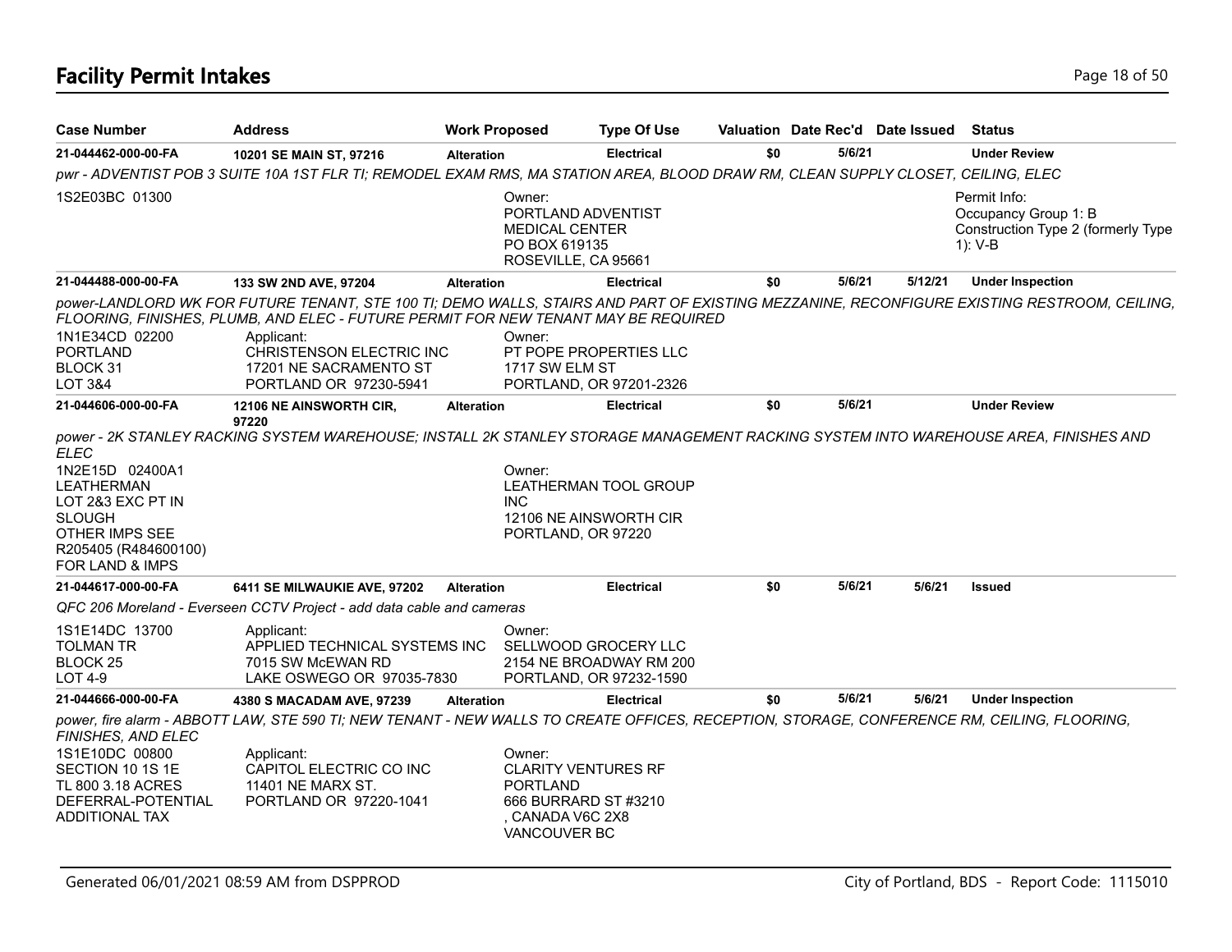# Facility Permit Intakes

| Case Number | Address | Work Proposed | Type Of Use | Valuation | Date Rec'd | Date Issued | Status |
|---|---|---|---|---|---|---|---|
| 21-044462-000-00-FA | 10201 SE MAIN ST, 97216 | Alteration | Electrical | $0 | 5/6/21 | | Under Review |

*pwr - ADVENTIST POB 3 SUITE 10A 1ST FLR TI; REMODEL EXAM RMS, MA STATION AREA, BLOOD DRAW RM, CLEAN SUPPLY CLOSET, CEILING, ELEC*

1S2E03BC 01300

Owner:
PORTLAND ADVENTIST
MEDICAL CENTER
PO BOX 619135
ROSEVILLE, CA 95661

Permit Info:
Occupancy Group 1: B
Construction Type 2 (formerly Type 1): V-B

| Case Number | Address | Work Proposed | Type Of Use | Valuation | Date Rec'd | Date Issued | Status |
|---|---|---|---|---|---|---|---|
| 21-044488-000-00-FA | 133 SW 2ND AVE, 97204 | Alteration | Electrical | $0 | 5/6/21 | 5/12/21 | Under Inspection |

*power-LANDLORD WK FOR FUTURE TENANT, STE 100 TI; DEMO WALLS, STAIRS AND PART OF EXISTING MEZZANINE, RECONFIGURE EXISTING RESTROOM, CEILING, FLOORING, FINISHES, PLUMB, AND ELEC - FUTURE PERMIT FOR NEW TENANT MAY BE REQUIRED*

1N1E34CD 02200
PORTLAND
BLOCK 31
LOT 3&4

Applicant:
CHRISTENSON ELECTRIC INC
17201 NE SACRAMENTO ST
PORTLAND OR 97230-5941

Owner:
PT POPE PROPERTIES LLC
1717 SW ELM ST
PORTLAND, OR 97201-2326

| Case Number | Address | Work Proposed | Type Of Use | Valuation | Date Rec'd | Date Issued | Status |
|---|---|---|---|---|---|---|---|
| 21-044606-000-00-FA | 12106 NE AINSWORTH CIR, 97220 | Alteration | Electrical | $0 | 5/6/21 | | Under Review |

*power - 2K STANLEY RACKING SYSTEM WAREHOUSE; INSTALL 2K STANLEY STORAGE MANAGEMENT RACKING SYSTEM INTO WAREHOUSE AREA, FINISHES AND ELEC*

1N2E15D 02400A1
LEATHERMAN
LOT 2&3 EXC PT IN
SLOUGH
OTHER IMPS SEE
R205405 (R484600100)
FOR LAND & IMPS

Owner:
LEATHERMAN TOOL GROUP
INC
12106 NE AINSWORTH CIR
PORTLAND, OR 97220

| Case Number | Address | Work Proposed | Type Of Use | Valuation | Date Rec'd | Date Issued | Status |
|---|---|---|---|---|---|---|---|
| 21-044617-000-00-FA | 6411 SE MILWAUKIE AVE, 97202 | Alteration | Electrical | $0 | 5/6/21 | 5/6/21 | Issued |

*QFC 206 Moreland - Everseen CCTV Project - add data cable and cameras*

1S1E14DC 13700
TOLMAN TR
BLOCK 25
LOT 4-9

Applicant:
APPLIED TECHNICAL SYSTEMS INC
7015 SW McEWAN RD
LAKE OSWEGO OR 97035-7830

Owner:
SELLWOOD GROCERY LLC
2154 NE BROADWAY RM 200
PORTLAND, OR 97232-1590

| Case Number | Address | Work Proposed | Type Of Use | Valuation | Date Rec'd | Date Issued | Status |
|---|---|---|---|---|---|---|---|
| 21-044666-000-00-FA | 4380 S MACADAM AVE, 97239 | Alteration | Electrical | $0 | 5/6/21 | 5/6/21 | Under Inspection |

*power, fire alarm - ABBOTT LAW, STE 590 TI; NEW TENANT - NEW WALLS TO CREATE OFFICES, RECEPTION, STORAGE, CONFERENCE RM, CEILING, FLOORING, FINISHES, AND ELEC*

1S1E10DC 00800
SECTION 10 1S 1E
TL 800 3.18 ACRES
DEFERRAL-POTENTIAL
ADDITIONAL TAX

Applicant:
CAPITOL ELECTRIC CO INC
11401 NE MARX ST.
PORTLAND OR 97220-1041

Owner:
CLARITY VENTURES RF
PORTLAND
666 BURRARD ST #3210
, CANADA V6C 2X8
VANCOUVER BC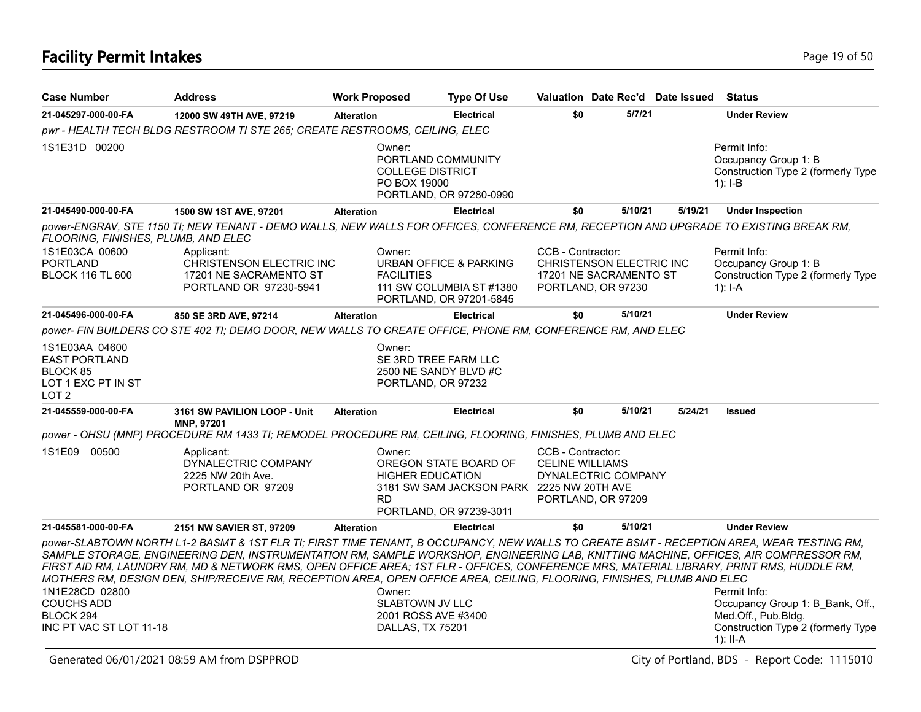## Facility Permit Intakes

| Case Number | Address | Work Proposed | Type Of Use | Valuation | Date Rec'd | Date Issued | Status |
|---|---|---|---|---|---|---|---|
| 21-045297-000-00-FA | 12000 SW 49TH AVE, 97219 | Alteration | Electrical | $0 | 5/7/21 | | Under Review |

*pwr - HEALTH TECH BLDG RESTROOM TI STE 265; CREATE RESTROOMS, CEILING, ELEC*

1S1E31D 00200

Owner:
PORTLAND COMMUNITY COLLEGE DISTRICT
PO BOX 19000
PORTLAND, OR 97280-0990

Permit Info:
Occupancy Group 1: B
Construction Type 2 (formerly Type 1): I-B

| Case Number | Address | Work Proposed | Type Of Use | Valuation | Date Rec'd | Date Issued | Status |
|---|---|---|---|---|---|---|---|
| 21-045490-000-00-FA | 1500 SW 1ST AVE, 97201 | Alteration | Electrical | $0 | 5/10/21 | 5/19/21 | Under Inspection |

*power-ENGRAV, STE 1150 TI; NEW TENANT - DEMO WALLS, NEW WALLS FOR OFFICES, CONFERENCE RM, RECEPTION AND UPGRADE TO EXISTING BREAK RM, FLOORING, FINISHES, PLUMB, AND ELEC*

1S1E03CA 00600
PORTLAND
BLOCK 116 TL 600

Applicant:
CHRISTENSON ELECTRIC INC
17201 NE SACRAMENTO ST
PORTLAND OR 97230-5941

Owner:
URBAN OFFICE & PARKING FACILITIES
111 SW COLUMBIA ST #1380
PORTLAND, OR 97201-5845

CCB - Contractor:
CHRISTENSON ELECTRIC INC
17201 NE SACRAMENTO ST
PORTLAND, OR 97230

Permit Info:
Occupancy Group 1: B
Construction Type 2 (formerly Type 1): I-A

| Case Number | Address | Work Proposed | Type Of Use | Valuation | Date Rec'd | Date Issued | Status |
|---|---|---|---|---|---|---|---|
| 21-045496-000-00-FA | 850 SE 3RD AVE, 97214 | Alteration | Electrical | $0 | 5/10/21 | | Under Review |

*power- FIN BUILDERS CO STE 402 TI; DEMO DOOR, NEW WALLS TO CREATE OFFICE, PHONE RM, CONFERENCE RM, AND ELEC*

1S1E03AA 04600
EAST PORTLAND
BLOCK 85
LOT 1 EXC PT IN ST
LOT 2

Owner:
SE 3RD TREE FARM LLC
2500 NE SANDY BLVD #C
PORTLAND, OR 97232

| Case Number | Address | Work Proposed | Type Of Use | Valuation | Date Rec'd | Date Issued | Status |
|---|---|---|---|---|---|---|---|
| 21-045559-000-00-FA | 3161 SW PAVILION LOOP - Unit MNP, 97201 | Alteration | Electrical | $0 | 5/10/21 | 5/24/21 | Issued |

*power - OHSU (MNP) PROCEDURE RM 1433 TI; REMODEL PROCEDURE RM, CEILING, FLOORING, FINISHES, PLUMB AND ELEC*

1S1E09 00500

Applicant:
DYNALECTRIC COMPANY
2225 NW 20th Ave.
PORTLAND OR 97209

Owner:
OREGON STATE BOARD OF HIGHER EDUCATION
3181 SW SAM JACKSON PARK RD
PORTLAND, OR 97239-3011

CCB - Contractor:
CELINE WILLIAMS
DYNALECTRIC COMPANY
2225 NW 20TH AVE
PORTLAND, OR 97209

| Case Number | Address | Work Proposed | Type Of Use | Valuation | Date Rec'd | Date Issued | Status |
|---|---|---|---|---|---|---|---|
| 21-045581-000-00-FA | 2151 NW SAVIER ST, 97209 | Alteration | Electrical | $0 | 5/10/21 | | Under Review |

*power-SLABTOWN NORTH L1-2 BASMT & 1ST FLR TI; FIRST TIME TENANT, B OCCUPANCY, NEW WALLS TO CREATE BSMT - RECEPTION AREA, WEAR TESTING RM, SAMPLE STORAGE, ENGINEERING DEN, INSTRUMENTATION RM, SAMPLE WORKSHOP, ENGINEERING LAB, KNITTING MACHINE, OFFICES, AIR COMPRESSOR RM, FIRST AID RM, LAUNDRY RM, MD & NETWORK RMS, OPEN OFFICE AREA; 1ST FLR - OFFICES, CONFERENCE MRS, MATERIAL LIBRARY, PRINT RMS, HUDDLE RM, MOTHERS RM, DESIGN DEN, SHIP/RECEIVE RM, RECEPTION AREA, OPEN OFFICE AREA, CEILING, FLOORING, FINISHES, PLUMB AND ELEC*

1N1E28CD 02800
COUCHS ADD
BLOCK 294
INC PT VAC ST LOT 11-18

Owner:
SLABTOWN JV LLC
2001 ROSS AVE #3400
DALLAS, TX 75201

Permit Info:
Occupancy Group 1: B_Bank, Off., Med.Off., Pub.Bldg.
Construction Type 2 (formerly Type 1): II-A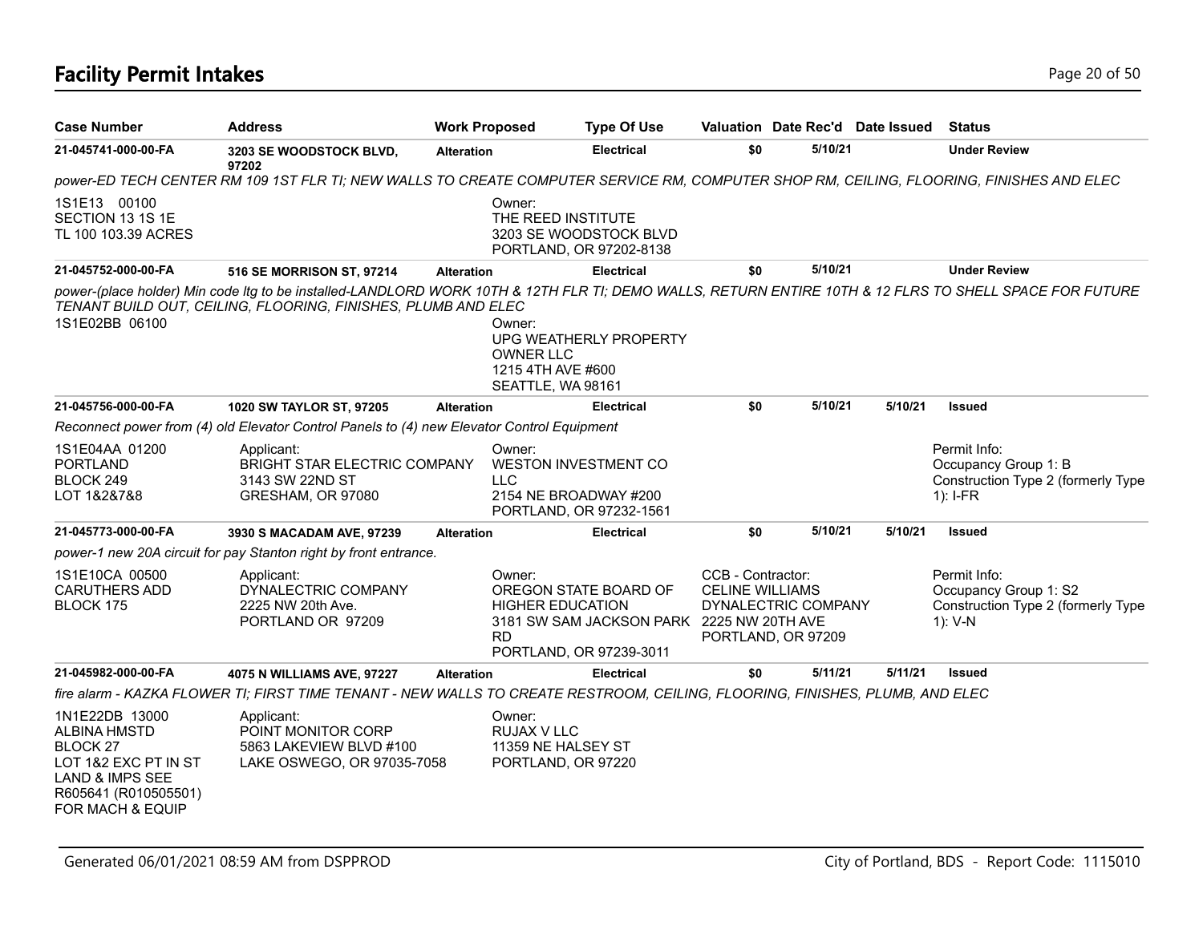# Facility Permit Intakes

| Case Number | Address | Work Proposed | Type Of Use | Valuation | Date Rec'd | Date Issued | Status |
|---|---|---|---|---|---|---|---|
| 21-045741-000-00-FA | 3203 SE WOODSTOCK BLVD, 97202 | Alteration | Electrical | $0 | 5/10/21 | | Under Review |

*power-ED TECH CENTER RM 109 1ST FLR TI; NEW WALLS TO CREATE COMPUTER SERVICE RM, COMPUTER SHOP RM, CEILING, FLOORING, FINISHES AND ELEC*

1S1E13 00100
SECTION 13 1S 1E
TL 100 103.39 ACRES

Owner:
THE REED INSTITUTE
3203 SE WOODSTOCK BLVD
PORTLAND, OR 97202-8138

| Case Number | Address | Work Proposed | Type Of Use | Valuation | Date Rec'd | Date Issued | Status |
|---|---|---|---|---|---|---|---|
| 21-045752-000-00-FA | 516 SE MORRISON ST, 97214 | Alteration | Electrical | $0 | 5/10/21 | | Under Review |

*power-(place holder) Min code ltg to be installed-LANDLORD WORK 10TH & 12TH FLR TI; DEMO WALLS, RETURN ENTIRE 10TH & 12 FLRS TO SHELL SPACE FOR FUTURE TENANT BUILD OUT, CEILING, FLOORING, FINISHES, PLUMB AND ELEC*

1S1E02BB 06100

Owner:
UPG WEATHERLY PROPERTY OWNER LLC
1215 4TH AVE #600
SEATTLE, WA 98161

| Case Number | Address | Work Proposed | Type Of Use | Valuation | Date Rec'd | Date Issued | Status |
|---|---|---|---|---|---|---|---|
| 21-045756-000-00-FA | 1020 SW TAYLOR ST, 97205 | Alteration | Electrical | $0 | 5/10/21 | 5/10/21 | Issued |

*Reconnect power from (4) old Elevator Control Panels to (4) new Elevator Control Equipment*

1S1E04AA 01200
PORTLAND
BLOCK 249
LOT 1&2&7&8

Applicant:
BRIGHT STAR ELECTRIC COMPANY
3143 SW 22ND ST
GRESHAM, OR 97080

Owner:
WESTON INVESTMENT CO LLC
2154 NE BROADWAY #200
PORTLAND, OR 97232-1561

Permit Info:
Occupancy Group 1: B
Construction Type 2 (formerly Type 1): I-FR

| Case Number | Address | Work Proposed | Type Of Use | Valuation | Date Rec'd | Date Issued | Status |
|---|---|---|---|---|---|---|---|
| 21-045773-000-00-FA | 3930 S MACADAM AVE, 97239 | Alteration | Electrical | $0 | 5/10/21 | 5/10/21 | Issued |

*power-1 new 20A circuit for pay Stanton right by front entrance.*

1S1E10CA 00500
CARUTHERS ADD
BLOCK 175

Applicant:
DYNALECTRIC COMPANY
2225 NW 20th Ave.
PORTLAND OR 97209

Owner:
OREGON STATE BOARD OF HIGHER EDUCATION
3181 SW SAM JACKSON PARK RD
PORTLAND, OR 97239-3011

CCB - Contractor:
CELINE WILLIAMS
DYNALECTRIC COMPANY
2225 NW 20TH AVE
PORTLAND, OR 97209

Permit Info:
Occupancy Group 1: S2
Construction Type 2 (formerly Type 1): V-N

| Case Number | Address | Work Proposed | Type Of Use | Valuation | Date Rec'd | Date Issued | Status |
|---|---|---|---|---|---|---|---|
| 21-045982-000-00-FA | 4075 N WILLIAMS AVE, 97227 | Alteration | Electrical | $0 | 5/11/21 | 5/11/21 | Issued |

*fire alarm - KAZKA FLOWER TI; FIRST TIME TENANT - NEW WALLS TO CREATE RESTROOM, CEILING, FLOORING, FINISHES, PLUMB, AND ELEC*

1N1E22DB 13000
ALBINA HMSTD
BLOCK 27
LOT 1&2 EXC PT IN ST
LAND & IMPS SEE
R605641 (R010505501)
FOR MACH & EQUIP

Applicant:
POINT MONITOR CORP
5863 LAKEVIEW BLVD #100
LAKE OSWEGO, OR 97035-7058

Owner:
RUJAX V LLC
11359 NE HALSEY ST
PORTLAND, OR 97220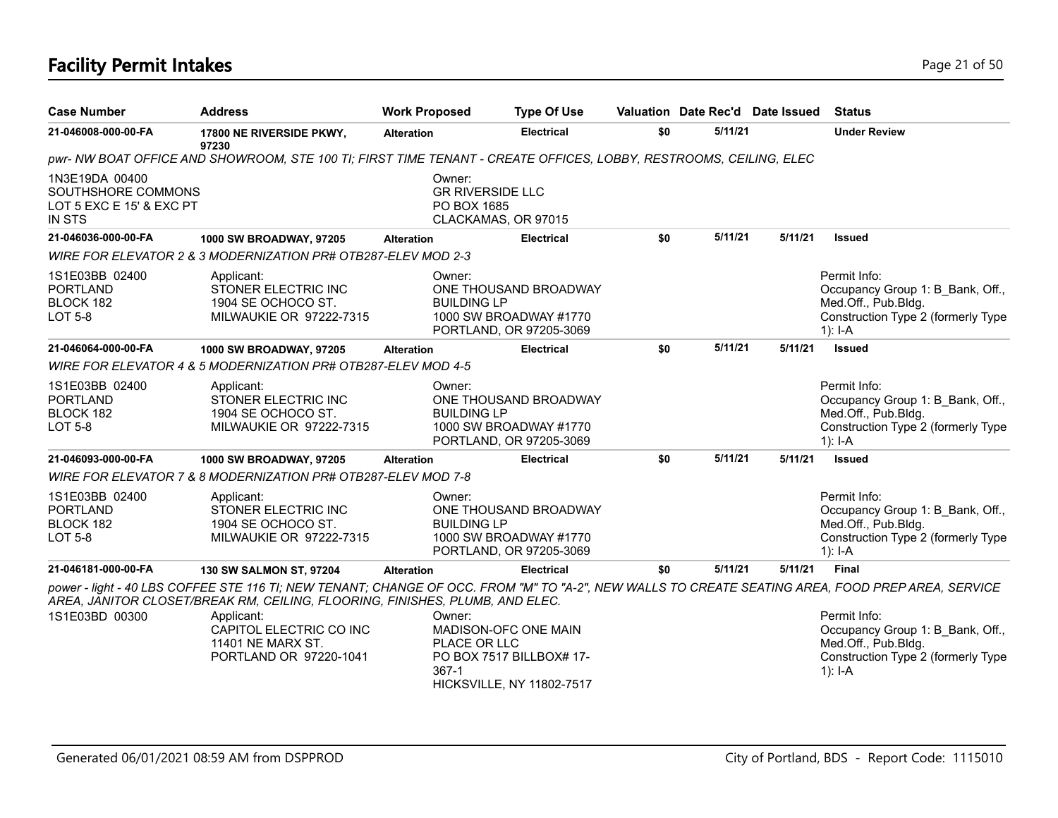## Facility Permit Intakes

| Case Number | Address | Work Proposed | Type Of Use | Valuation | Date Rec'd | Date Issued | Status |
|---|---|---|---|---|---|---|---|
| **21-046008-000-00-FA** | **17800 NE RIVERSIDE PKWY, 97230** | **Alteration** | **Electrical** | **$0** | **5/11/21** | | **Under Review** |

*pwr- NW BOAT OFFICE AND SHOWROOM, STE 100 TI; FIRST TIME TENANT - CREATE OFFICES, LOBBY, RESTROOMS, CEILING, ELEC*

1N3E19DA 00400
SOUTHSHORE COMMONS
LOT 5 EXC E 15' & EXC PT
IN STS

Owner:
GR RIVERSIDE LLC
PO BOX 1685
CLACKAMAS, OR 97015

| Case Number | Address | Work Proposed | Type Of Use | Valuation | Date Rec'd | Date Issued | Status |
|---|---|---|---|---|---|---|---|
| **21-046036-000-00-FA** | **1000 SW BROADWAY, 97205** | **Alteration** | **Electrical** | **$0** | **5/11/21** | **5/11/21** | **Issued** |

*WIRE FOR ELEVATOR 2 & 3 MODERNIZATION PR# OTB287-ELEV MOD 2-3*

1S1E03BB 02400
PORTLAND
BLOCK 182
LOT 5-8

Applicant:
STONER ELECTRIC INC
1904 SE OCHOCO ST.
MILWAUKIE OR 97222-7315

Owner:
ONE THOUSAND BROADWAY BUILDING LP
1000 SW BROADWAY #1770
PORTLAND, OR 97205-3069

Permit Info:
Occupancy Group 1: B_Bank, Off., Med.Off., Pub.Bldg.
Construction Type 2 (formerly Type 1): I-A

| Case Number | Address | Work Proposed | Type Of Use | Valuation | Date Rec'd | Date Issued | Status |
|---|---|---|---|---|---|---|---|
| **21-046064-000-00-FA** | **1000 SW BROADWAY, 97205** | **Alteration** | **Electrical** | **$0** | **5/11/21** | **5/11/21** | **Issued** |

*WIRE FOR ELEVATOR 4 & 5 MODERNIZATION PR# OTB287-ELEV MOD 4-5*

1S1E03BB 02400
PORTLAND
BLOCK 182
LOT 5-8

Applicant:
STONER ELECTRIC INC
1904 SE OCHOCO ST.
MILWAUKIE OR 97222-7315

Owner:
ONE THOUSAND BROADWAY BUILDING LP
1000 SW BROADWAY #1770
PORTLAND, OR 97205-3069

Permit Info:
Occupancy Group 1: B_Bank, Off., Med.Off., Pub.Bldg.
Construction Type 2 (formerly Type 1): I-A

| Case Number | Address | Work Proposed | Type Of Use | Valuation | Date Rec'd | Date Issued | Status |
|---|---|---|---|---|---|---|---|
| **21-046093-000-00-FA** | **1000 SW BROADWAY, 97205** | **Alteration** | **Electrical** | **$0** | **5/11/21** | **5/11/21** | **Issued** |

*WIRE FOR ELEVATOR 7 & 8 MODERNIZATION PR# OTB287-ELEV MOD 7-8*

1S1E03BB 02400
PORTLAND
BLOCK 182
LOT 5-8

Applicant:
STONER ELECTRIC INC
1904 SE OCHOCO ST.
MILWAUKIE OR 97222-7315

Owner:
ONE THOUSAND BROADWAY BUILDING LP
1000 SW BROADWAY #1770
PORTLAND, OR 97205-3069

Permit Info:
Occupancy Group 1: B_Bank, Off., Med.Off., Pub.Bldg.
Construction Type 2 (formerly Type 1): I-A

| Case Number | Address | Work Proposed | Type Of Use | Valuation | Date Rec'd | Date Issued | Status |
|---|---|---|---|---|---|---|---|
| **21-046181-000-00-FA** | **130 SW SALMON ST, 97204** | **Alteration** | **Electrical** | **$0** | **5/11/21** | **5/11/21** | **Final** |

*power - light - 40 LBS COFFEE STE 116 TI; NEW TENANT; CHANGE OF OCC. FROM "M" TO "A-2", NEW WALLS TO CREATE SEATING AREA, FOOD PREP AREA, SERVICE AREA, JANITOR CLOSET/BREAK RM, CEILING, FLOORING, FINISHES, PLUMB, AND ELEC.*

1S1E03BD 00300

Applicant:
CAPITOL ELECTRIC CO INC
11401 NE MARX ST.
PORTLAND OR 97220-1041

Owner:
MADISON-OFC ONE MAIN PLACE OR LLC
PO BOX 7517 BILLBOX# 17-367-1
HICKSVILLE, NY 11802-7517

Permit Info:
Occupancy Group 1: B_Bank, Off., Med.Off., Pub.Bldg.
Construction Type 2 (formerly Type 1): I-A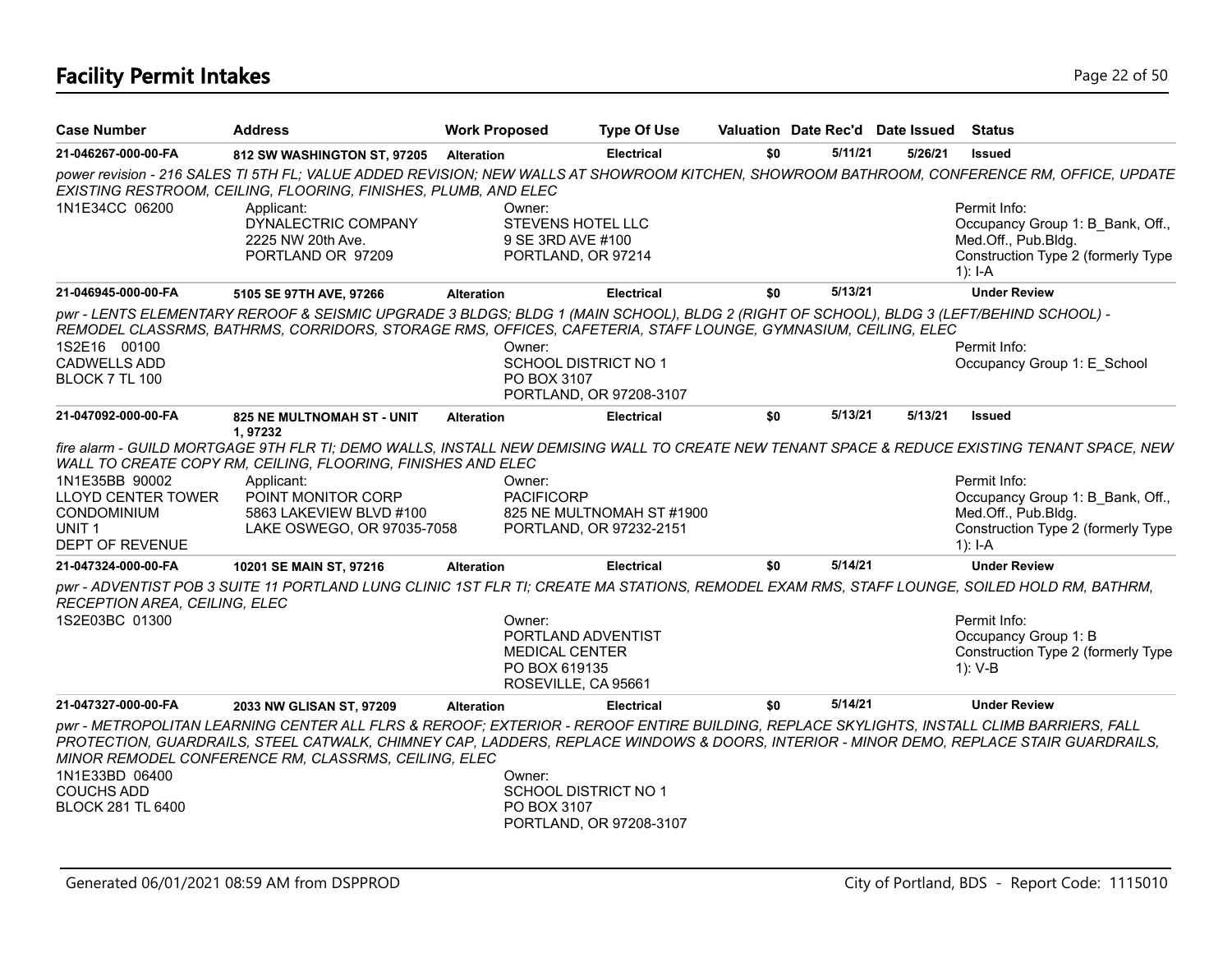# Facility Permit Intakes

| Case Number | Address | Work Proposed | Type Of Use | Valuation | Date Rec'd | Date Issued | Status |
|---|---|---|---|---|---|---|---|
| **21-046267-000-00-FA** | **812 SW WASHINGTON ST, 97205** | **Alteration** | **Electrical** | **$0** | **5/11/21** | **5/26/21** | **Issued** |

*power revision - 216 SALES TI 5TH FL; VALUE ADDED REVISION; NEW WALLS AT SHOWROOM KITCHEN, SHOWROOM BATHROOM, CONFERENCE RM, OFFICE, UPDATE EXISTING RESTROOM, CEILING, FLOORING, FINISHES, PLUMB, AND ELEC*

1N1E34CC 06200

Applicant:
DYNALECTRIC COMPANY
2225 NW 20th Ave.
PORTLAND OR 97209

Owner:
STEVENS HOTEL LLC
9 SE 3RD AVE #100
PORTLAND, OR 97214

Permit Info:
Occupancy Group 1: B_Bank, Off., Med.Off., Pub.Bldg.
Construction Type 2 (formerly Type 1): I-A

| Case Number | Address | Work Proposed | Type Of Use | Valuation | Date Rec'd | Date Issued | Status |
|---|---|---|---|---|---|---|---|
| **21-046945-000-00-FA** | **5105 SE 97TH AVE, 97266** | **Alteration** | **Electrical** | **$0** | **5/13/21** | | **Under Review** |

*pwr - LENTS ELEMENTARY REROOF & SEISMIC UPGRADE 3 BLDGS; BLDG 1 (MAIN SCHOOL), BLDG 2 (RIGHT OF SCHOOL), BLDG 3 (LEFT/BEHIND SCHOOL) - REMODEL CLASSRMS, BATHRMS, CORRIDORS, STORAGE RMS, OFFICES, CAFETERIA, STAFF LOUNGE, GYMNASIUM, CEILING, ELEC*

1S2E16 00100
CADWELLS ADD
BLOCK 7 TL 100

Owner:
SCHOOL DISTRICT NO 1
PO BOX 3107
PORTLAND, OR 97208-3107

Permit Info:
Occupancy Group 1: E_School

| Case Number | Address | Work Proposed | Type Of Use | Valuation | Date Rec'd | Date Issued | Status |
|---|---|---|---|---|---|---|---|
| **21-047092-000-00-FA** | **825 NE MULTNOMAH ST - UNIT 1, 97232** | **Alteration** | **Electrical** | **$0** | **5/13/21** | **5/13/21** | **Issued** |

*fire alarm - GUILD MORTGAGE 9TH FLR TI; DEMO WALLS, INSTALL NEW DEMISING WALL TO CREATE NEW TENANT SPACE & REDUCE EXISTING TENANT SPACE, NEW WALL TO CREATE COPY RM, CEILING, FLOORING, FINISHES AND ELEC*

1N1E35BB 90002
LLOYD CENTER TOWER CONDOMINIUM
UNIT 1
DEPT OF REVENUE

Applicant:
POINT MONITOR CORP
5863 LAKEVIEW BLVD #100
LAKE OSWEGO, OR 97035-7058

Owner:
PACIFICORP
825 NE MULTNOMAH ST #1900
PORTLAND, OR 97232-2151

Permit Info:
Occupancy Group 1: B_Bank, Off., Med.Off., Pub.Bldg.
Construction Type 2 (formerly Type 1): I-A

| Case Number | Address | Work Proposed | Type Of Use | Valuation | Date Rec'd | Date Issued | Status |
|---|---|---|---|---|---|---|---|
| **21-047324-000-00-FA** | **10201 SE MAIN ST, 97216** | **Alteration** | **Electrical** | **$0** | **5/14/21** | | **Under Review** |

*pwr - ADVENTIST POB 3 SUITE 11 PORTLAND LUNG CLINIC 1ST FLR TI; CREATE MA STATIONS, REMODEL EXAM RMS, STAFF LOUNGE, SOILED HOLD RM, BATHRM, RECEPTION AREA, CEILING, ELEC*

1S2E03BC 01300

Owner:
PORTLAND ADVENTIST
MEDICAL CENTER
PO BOX 619135
ROSEVILLE, CA 95661

Permit Info:
Occupancy Group 1: B
Construction Type 2 (formerly Type 1): V-B

| Case Number | Address | Work Proposed | Type Of Use | Valuation | Date Rec'd | Date Issued | Status |
|---|---|---|---|---|---|---|---|
| **21-047327-000-00-FA** | **2033 NW GLISAN ST, 97209** | **Alteration** | **Electrical** | **$0** | **5/14/21** | | **Under Review** |

*pwr - METROPOLITAN LEARNING CENTER ALL FLRS & REROOF; EXTERIOR - REROOF ENTIRE BUILDING, REPLACE SKYLIGHTS, INSTALL CLIMB BARRIERS, FALL PROTECTION, GUARDRAILS, STEEL CATWALK, CHIMNEY CAP, LADDERS, REPLACE WINDOWS & DOORS, INTERIOR - MINOR DEMO, REPLACE STAIR GUARDRAILS, MINOR REMODEL CONFERENCE RM, CLASSRMS, CEILING, ELEC*

1N1E33BD 06400
COUCHS ADD
BLOCK 281 TL 6400

Owner:
SCHOOL DISTRICT NO 1
PO BOX 3107
PORTLAND, OR 97208-3107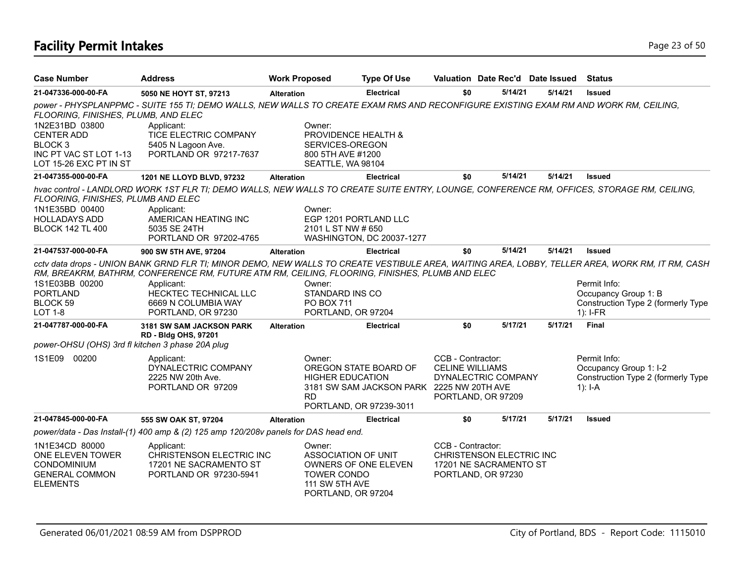# Facility Permit Intakes

| Case Number | Address | Work Proposed | Type Of Use | Valuation | Date Rec'd | Date Issued | Status |
|---|---|---|---|---|---|---|---|
| 21-047336-000-00-FA | 5050 NE HOYT ST, 97213 | Alteration | Electrical | $0 | 5/14/21 | 5/14/21 | Issued |

*power - PHYSPLANPPMC - SUITE 155 TI; DEMO WALLS, NEW WALLS TO CREATE EXAM RMS AND RECONFIGURE EXISTING EXAM RM AND WORK RM, CEILING, FLOORING, FINISHES, PLUMB, AND ELEC*

1N2E31BD 03800
CENTER ADD
BLOCK 3
INC PT VAC ST LOT 1-13
LOT 15-26 EXC PT IN ST

Applicant:
TICE ELECTRIC COMPANY
5405 N Lagoon Ave.
PORTLAND OR 97217-7637

Owner:
PROVIDENCE HEALTH &
SERVICES-OREGON
800 5TH AVE #1200
SEATTLE, WA 98104

| Case Number | Address | Work Proposed | Type Of Use | Valuation | Date Rec'd | Date Issued | Status |
|---|---|---|---|---|---|---|---|
| 21-047355-000-00-FA | 1201 NE LLOYD BLVD, 97232 | Alteration | Electrical | $0 | 5/14/21 | 5/14/21 | Issued |

*hvac control - LANDLORD WORK 1ST FLR TI; DEMO WALLS, NEW WALLS TO CREATE SUITE ENTRY, LOUNGE, CONFERENCE RM, OFFICES, STORAGE RM, CEILING, FLOORING, FINISHES, PLUMB AND ELEC*

1N1E35BD 00400
HOLLADAYS ADD
BLOCK 142 TL 400

Applicant:
AMERICAN HEATING INC
5035 SE 24TH
PORTLAND OR 97202-4765

Owner:
EGP 1201 PORTLAND LLC
2101 L ST NW # 650
WASHINGTON, DC 20037-1277

| Case Number | Address | Work Proposed | Type Of Use | Valuation | Date Rec'd | Date Issued | Status |
|---|---|---|---|---|---|---|---|
| 21-047537-000-00-FA | 900 SW 5TH AVE, 97204 | Alteration | Electrical | $0 | 5/14/21 | 5/14/21 | Issued |

*cctv data drops - UNION BANK GRND FLR TI; MINOR DEMO, NEW WALLS TO CREATE VESTIBULE AREA, WAITING AREA, LOBBY, TELLER AREA, WORK RM, IT RM, CASH RM, BREAKRM, BATHRM, CONFERENCE RM, FUTURE ATM RM, CEILING, FLOORING, FINISHES, PLUMB AND ELEC*

1S1E03BB 00200
PORTLAND
BLOCK 59
LOT 1-8

Applicant:
HECKTEC TECHNICAL LLC
6669 N COLUMBIA WAY
PORTLAND, OR 97230

Owner:
STANDARD INS CO
PO BOX 711
PORTLAND, OR 97204

Permit Info:
Occupancy Group 1: B
Construction Type 2 (formerly Type 1): I-FR

| Case Number | Address | Work Proposed | Type Of Use | Valuation | Date Rec'd | Date Issued | Status |
|---|---|---|---|---|---|---|---|
| 21-047787-000-00-FA | 3181 SW SAM JACKSON PARK RD - Bldg OHS, 97201 | Alteration | Electrical | $0 | 5/17/21 | 5/17/21 | Final |

*power-OHSU (OHS) 3rd fl kitchen 3 phase 20A plug*

1S1E09 00200

Applicant:
DYNALECTRIC COMPANY
2225 NW 20th Ave.
PORTLAND OR 97209

Owner:
OREGON STATE BOARD OF
HIGHER EDUCATION
3181 SW SAM JACKSON PARK
RD
PORTLAND, OR 97239-3011

CCB - Contractor:
CELINE WILLIAMS
DYNALECTRIC COMPANY
2225 NW 20TH AVE
PORTLAND, OR 97209

Permit Info:
Occupancy Group 1: I-2
Construction Type 2 (formerly Type 1): I-A

| Case Number | Address | Work Proposed | Type Of Use | Valuation | Date Rec'd | Date Issued | Status |
|---|---|---|---|---|---|---|---|
| 21-047845-000-00-FA | 555 SW OAK ST, 97204 | Alteration | Electrical | $0 | 5/17/21 | 5/17/21 | Issued |

*power/data - Das Install-(1) 400 amp & (2) 125 amp 120/208v panels for DAS head end.*

1N1E34CD 80000
ONE ELEVEN TOWER
CONDOMINIUM
GENERAL COMMON
ELEMENTS

Applicant:
CHRISTENSON ELECTRIC INC
17201 NE SACRAMENTO ST
PORTLAND OR 97230-5941

Owner:
ASSOCIATION OF UNIT
OWNERS OF ONE ELEVEN
TOWER CONDO
111 SW 5TH AVE
PORTLAND, OR 97204

CCB - Contractor:
CHRISTENSON ELECTRIC INC
17201 NE SACRAMENTO ST
PORTLAND, OR 97230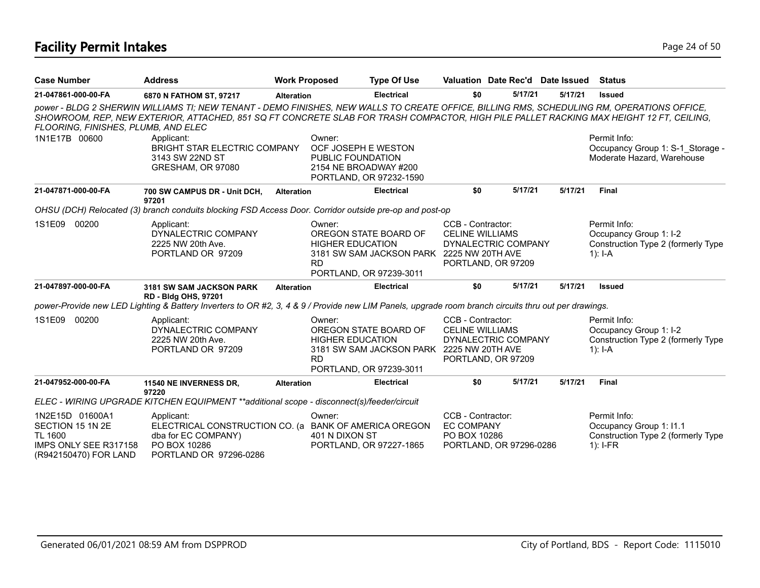# Facility Permit Intakes

| Case Number | Address | Work Proposed | Type Of Use | Valuation | Date Rec'd | Date Issued | Status |
|---|---|---|---|---|---|---|---|
| 21-047861-000-00-FA | 6870 N FATHOM ST, 97217 | Alteration | Electrical | $0 | 5/17/21 | 5/17/21 | Issued |

*power - BLDG 2 SHERWIN WILLIAMS TI; NEW TENANT - DEMO FINISHES, NEW WALLS TO CREATE OFFICE, BILLING RMS, SCHEDULING RM, OPERATIONS OFFICE, SHOWROOM, REP, NEW EXTERIOR, ATTACHED, 851 SQ FT CONCRETE SLAB FOR TRASH COMPACTOR, HIGH PILE PALLET RACKING MAX HEIGHT 12 FT, CEILING, FLOORING, FINISHES, PLUMB, AND ELEC*

1N1E17B 00600

Applicant:
BRIGHT STAR ELECTRIC COMPANY
3143 SW 22ND ST
GRESHAM, OR 97080

Owner:
OCF JOSEPH E WESTON
PUBLIC FOUNDATION
2154 NE BROADWAY #200
PORTLAND, OR 97232-1590

Permit Info:
Occupancy Group 1: S-1_Storage - Moderate Hazard, Warehouse

---

| Case Number | Address | Work Proposed | Type Of Use | Valuation | Date Rec'd | Date Issued | Status |
|---|---|---|---|---|---|---|---|
| 21-047871-000-00-FA | 700 SW CAMPUS DR - Unit DCH, 97201 | Alteration | Electrical | $0 | 5/17/21 | 5/17/21 | Final |

*OHSU (DCH) Relocated (3) branch conduits blocking FSD Access Door. Corridor outside pre-op and post-op*

1S1E09 00200

Applicant:
DYNALECTRIC COMPANY
2225 NW 20th Ave.
PORTLAND OR 97209

Owner:
OREGON STATE BOARD OF
HIGHER EDUCATION
3181 SW SAM JACKSON PARK RD
PORTLAND, OR 97239-3011

CCB - Contractor:
CELINE WILLIAMS
DYNALECTRIC COMPANY
2225 NW 20TH AVE
PORTLAND, OR 97209

Permit Info:
Occupancy Group 1: I-2
Construction Type 2 (formerly Type 1): I-A

---

| Case Number | Address | Work Proposed | Type Of Use | Valuation | Date Rec'd | Date Issued | Status |
|---|---|---|---|---|---|---|---|
| 21-047897-000-00-FA | 3181 SW SAM JACKSON PARK RD - Bldg OHS, 97201 | Alteration | Electrical | $0 | 5/17/21 | 5/17/21 | Issued |

*power-Provide new LED Lighting & Battery Inverters to OR #2, 3, 4 & 9 / Provide new LIM Panels, upgrade room branch circuits thru out per drawings.*

1S1E09 00200

Applicant:
DYNALECTRIC COMPANY
2225 NW 20th Ave.
PORTLAND OR 97209

Owner:
OREGON STATE BOARD OF
HIGHER EDUCATION
3181 SW SAM JACKSON PARK RD
PORTLAND, OR 97239-3011

CCB - Contractor:
CELINE WILLIAMS
DYNALECTRIC COMPANY
2225 NW 20TH AVE
PORTLAND, OR 97209

Permit Info:
Occupancy Group 1: I-2
Construction Type 2 (formerly Type 1): I-A

---

| Case Number | Address | Work Proposed | Type Of Use | Valuation | Date Rec'd | Date Issued | Status |
|---|---|---|---|---|---|---|---|
| 21-047952-000-00-FA | 11540 NE INVERNESS DR, 97220 | Alteration | Electrical | $0 | 5/17/21 | 5/17/21 | Final |

*ELEC - WIRING UPGRADE KITCHEN EQUIPMENT **additional scope - disconnect(s)/feeder/circuit*

1N2E15D 01600A1
SECTION 15 1N 2E
TL 1600
IMPS ONLY SEE R317158
(R942150470) FOR LAND

Applicant:
ELECTRICAL CONSTRUCTION CO. (a dba for EC COMPANY)
PO BOX 10286
PORTLAND OR 97296-0286

Owner:
BANK OF AMERICA OREGON
401 N DIXON ST
PORTLAND, OR 97227-1865

CCB - Contractor:
EC COMPANY
PO BOX 10286
PORTLAND, OR 97296-0286

Permit Info:
Occupancy Group 1: I1.1
Construction Type 2 (formerly Type 1): I-FR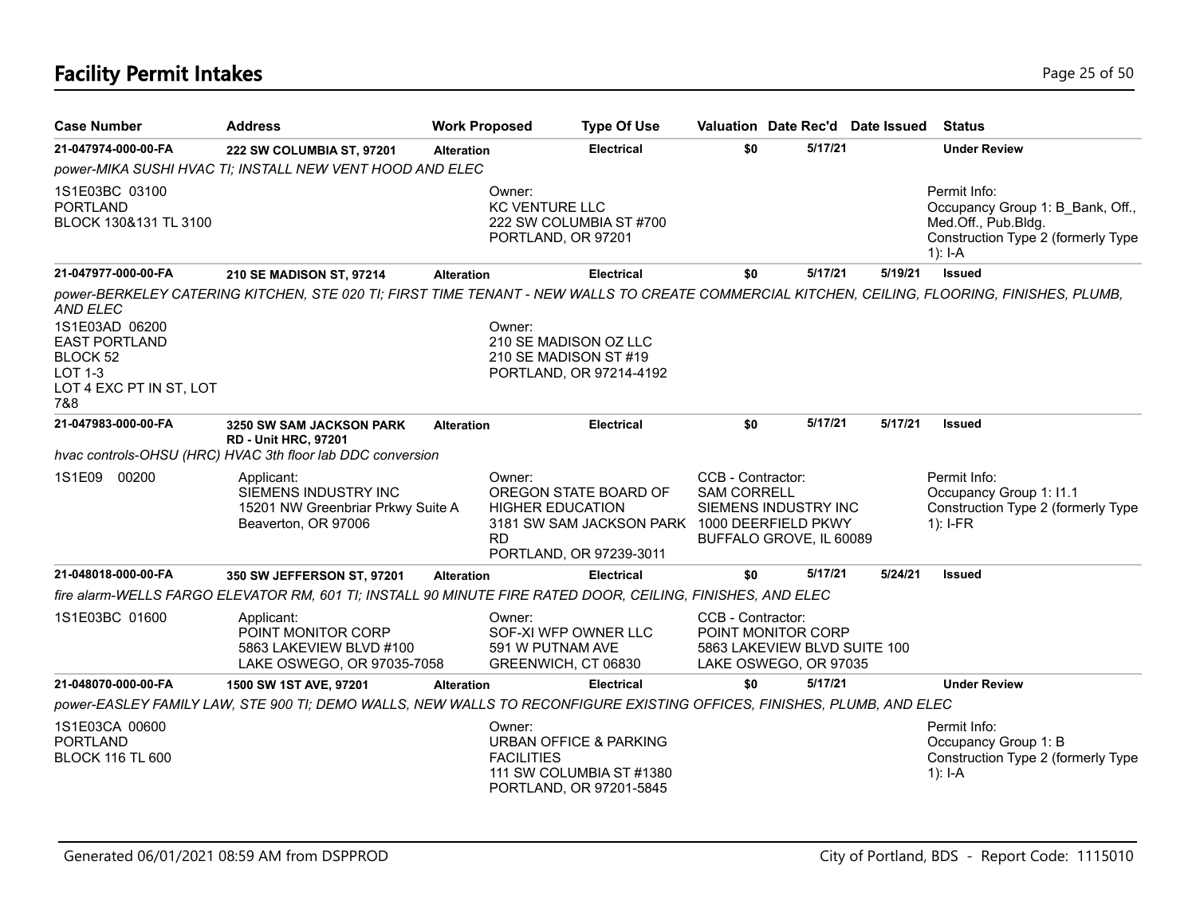# Facility Permit Intakes

| Case Number | Address | Work Proposed | Type Of Use | Valuation | Date Rec'd | Date Issued | Status |
|---|---|---|---|---|---|---|---|
| 21-047974-000-00-FA | 222 SW COLUMBIA ST, 97201 | Alteration | Electrical | $0 | 5/17/21 | | Under Review |

*power-MIKA SUSHI HVAC TI; INSTALL NEW VENT HOOD AND ELEC*

1S1E03BC 03100
PORTLAND
BLOCK 130&131 TL 3100

Owner:
KC VENTURE LLC
222 SW COLUMBIA ST #700
PORTLAND, OR 97201

Permit Info:
Occupancy Group 1: B_Bank, Off., Med.Off., Pub.Bldg.
Construction Type 2 (formerly Type 1): I-A

| Case Number | Address | Work Proposed | Type Of Use | Valuation | Date Rec'd | Date Issued | Status |
|---|---|---|---|---|---|---|---|
| 21-047977-000-00-FA | 210 SE MADISON ST, 97214 | Alteration | Electrical | $0 | 5/17/21 | 5/19/21 | Issued |

*power-BERKELEY CATERING KITCHEN, STE 020 TI; FIRST TIME TENANT - NEW WALLS TO CREATE COMMERCIAL KITCHEN, CEILING, FLOORING, FINISHES, PLUMB, AND ELEC*

1S1E03AD 06200
EAST PORTLAND
BLOCK 52
LOT 1-3
LOT 4 EXC PT IN ST, LOT 7&8

Owner:
210 SE MADISON OZ LLC
210 SE MADISON ST #19
PORTLAND, OR 97214-4192

| Case Number | Address | Work Proposed | Type Of Use | Valuation | Date Rec'd | Date Issued | Status |
|---|---|---|---|---|---|---|---|
| 21-047983-000-00-FA | 3250 SW SAM JACKSON PARK RD - Unit HRC, 97201 | Alteration | Electrical | $0 | 5/17/21 | 5/17/21 | Issued |

*hvac controls-OHSU (HRC) HVAC 3th floor lab DDC conversion*

1S1E09 00200

Applicant:
SIEMENS INDUSTRY INC
15201 NW Greenbriar Prkwy Suite A
Beaverton, OR 97006

Owner:
OREGON STATE BOARD OF HIGHER EDUCATION
3181 SW SAM JACKSON PARK RD
PORTLAND, OR 97239-3011

CCB - Contractor:
SAM CORRELL
SIEMENS INDUSTRY INC
1000 DEERFIELD PKWY
BUFFALO GROVE, IL 60089

Permit Info:
Occupancy Group 1: I1.1
Construction Type 2 (formerly Type 1): I-FR

| Case Number | Address | Work Proposed | Type Of Use | Valuation | Date Rec'd | Date Issued | Status |
|---|---|---|---|---|---|---|---|
| 21-048018-000-00-FA | 350 SW JEFFERSON ST, 97201 | Alteration | Electrical | $0 | 5/17/21 | 5/24/21 | Issued |

*fire alarm-WELLS FARGO ELEVATOR RM, 601 TI; INSTALL 90 MINUTE FIRE RATED DOOR, CEILING, FINISHES, AND ELEC*

1S1E03BC 01600

Applicant:
POINT MONITOR CORP
5863 LAKEVIEW BLVD #100
LAKE OSWEGO, OR 97035-7058

Owner:
SOF-XI WFP OWNER LLC
591 W PUTNAM AVE
GREENWICH, CT 06830

CCB - Contractor:
POINT MONITOR CORP
5863 LAKEVIEW BLVD SUITE 100
LAKE OSWEGO, OR 97035

| Case Number | Address | Work Proposed | Type Of Use | Valuation | Date Rec'd | Date Issued | Status |
|---|---|---|---|---|---|---|---|
| 21-048070-000-00-FA | 1500 SW 1ST AVE, 97201 | Alteration | Electrical | $0 | 5/17/21 | | Under Review |

*power-EASLEY FAMILY LAW, STE 900 TI; DEMO WALLS, NEW WALLS TO RECONFIGURE EXISTING OFFICES, FINISHES, PLUMB, AND ELEC*

1S1E03CA 00600
PORTLAND
BLOCK 116 TL 600

Owner:
URBAN OFFICE & PARKING FACILITIES
111 SW COLUMBIA ST #1380
PORTLAND, OR 97201-5845

Permit Info:
Occupancy Group 1: B
Construction Type 2 (formerly Type 1): I-A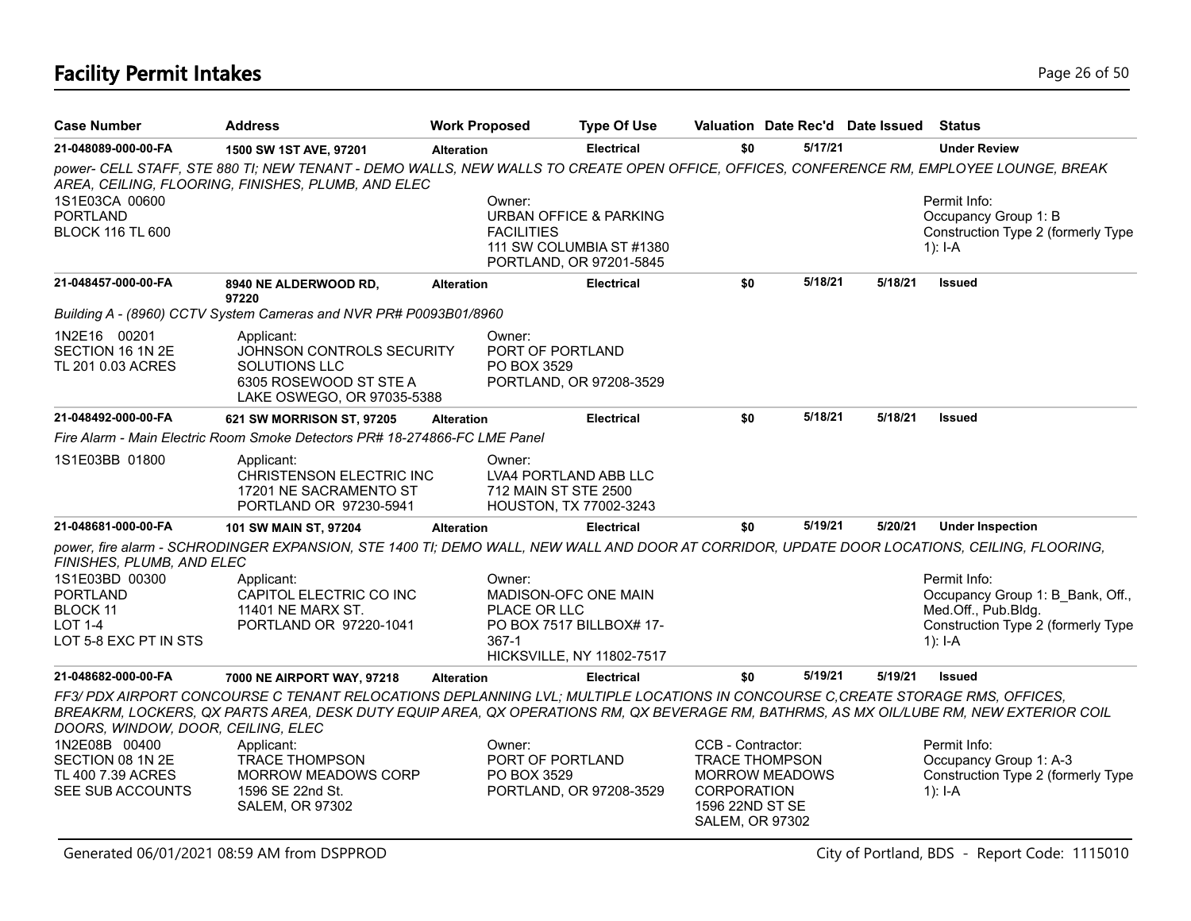# Facility Permit Intakes

| Case Number | Address | Work Proposed | Type Of Use | Valuation | Date Rec'd | Date Issued | Status |
|---|---|---|---|---|---|---|---|
| 21-048089-000-00-FA | 1500 SW 1ST AVE, 97201 | Alteration | Electrical | $0 | 5/17/21 | | Under Review |

*power- CELL STAFF, STE 880 TI; NEW TENANT - DEMO WALLS, NEW WALLS TO CREATE OPEN OFFICE, OFFICES, CONFERENCE RM, EMPLOYEE LOUNGE, BREAK AREA, CEILING, FLOORING, FINISHES, PLUMB, AND ELEC*

1S1E03CA 00600
PORTLAND
BLOCK 116 TL 600

Owner:
URBAN OFFICE & PARKING FACILITIES
111 SW COLUMBIA ST #1380
PORTLAND, OR 97201-5845

Permit Info:
Occupancy Group 1: B
Construction Type 2 (formerly Type 1): I-A

| Case Number | Address | Work Proposed | Type Of Use | Valuation | Date Rec'd | Date Issued | Status |
|---|---|---|---|---|---|---|---|
| 21-048457-000-00-FA | 8940 NE ALDERWOOD RD, 97220 | Alteration | Electrical | $0 | 5/18/21 | 5/18/21 | Issued |

*Building A - (8960) CCTV System Cameras and NVR PR# P0093B01/8960*

1N2E16 00201
SECTION 16 1N 2E
TL 201 0.03 ACRES

Applicant:
JOHNSON CONTROLS SECURITY SOLUTIONS LLC
6305 ROSEWOOD ST STE A
LAKE OSWEGO, OR 97035-5388

Owner:
PORT OF PORTLAND
PO BOX 3529
PORTLAND, OR 97208-3529

| Case Number | Address | Work Proposed | Type Of Use | Valuation | Date Rec'd | Date Issued | Status |
|---|---|---|---|---|---|---|---|
| 21-048492-000-00-FA | 621 SW MORRISON ST, 97205 | Alteration | Electrical | $0 | 5/18/21 | 5/18/21 | Issued |

*Fire Alarm - Main Electric Room Smoke Detectors PR# 18-274866-FC LME Panel*

1S1E03BB 01800

Applicant:
CHRISTENSON ELECTRIC INC
17201 NE SACRAMENTO ST
PORTLAND OR 97230-5941

Owner:
LVA4 PORTLAND ABB LLC
712 MAIN ST STE 2500
HOUSTON, TX 77002-3243

| Case Number | Address | Work Proposed | Type Of Use | Valuation | Date Rec'd | Date Issued | Status |
|---|---|---|---|---|---|---|---|
| 21-048681-000-00-FA | 101 SW MAIN ST, 97204 | Alteration | Electrical | $0 | 5/19/21 | 5/20/21 | Under Inspection |

*power, fire alarm - SCHRODINGER EXPANSION, STE 1400 TI; DEMO WALL, NEW WALL AND DOOR AT CORRIDOR, UPDATE DOOR LOCATIONS, CEILING, FLOORING, FINISHES, PLUMB, AND ELEC*

1S1E03BD 00300
PORTLAND
BLOCK 11
LOT 1-4
LOT 5-8 EXC PT IN STS

Applicant:
CAPITOL ELECTRIC CO INC
11401 NE MARX ST.
PORTLAND OR 97220-1041

Owner:
MADISON-OFC ONE MAIN PLACE OR LLC
PO BOX 7517 BILLBOX# 17-367-1
HICKSVILLE, NY 11802-7517

Permit Info:
Occupancy Group 1: B_Bank, Off., Med.Off., Pub.Bldg.
Construction Type 2 (formerly Type 1): I-A

| Case Number | Address | Work Proposed | Type Of Use | Valuation | Date Rec'd | Date Issued | Status |
|---|---|---|---|---|---|---|---|
| 21-048682-000-00-FA | 7000 NE AIRPORT WAY, 97218 | Alteration | Electrical | $0 | 5/19/21 | 5/19/21 | Issued |

*FF3/ PDX AIRPORT CONCOURSE C TENANT RELOCATIONS DEPLANNING LVL; MULTIPLE LOCATIONS IN CONCOURSE C,CREATE STORAGE RMS, OFFICES, BREAKRM, LOCKERS, QX PARTS AREA, DESK DUTY EQUIP AREA, QX OPERATIONS RM, QX BEVERAGE RM, BATHRMS, AS MX OIL/LUBE RM, NEW EXTERIOR COIL DOORS, WINDOW, DOOR, CEILING, ELEC*

1N2E08B 00400
SECTION 08 1N 2E
TL 400 7.39 ACRES
SEE SUB ACCOUNTS

Applicant:
TRACE THOMPSON
MORROW MEADOWS CORP
1596 SE 22nd St.
SALEM, OR 97302

Owner:
PORT OF PORTLAND
PO BOX 3529
PORTLAND, OR 97208-3529

CCB - Contractor:
TRACE THOMPSON
MORROW MEADOWS CORPORATION
1596 22ND ST SE
SALEM, OR 97302

Permit Info:
Occupancy Group 1: A-3
Construction Type 2 (formerly Type 1): I-A

Generated 06/01/2021 08:59 AM from DSPPROD

City of Portland, BDS - Report Code: 1115010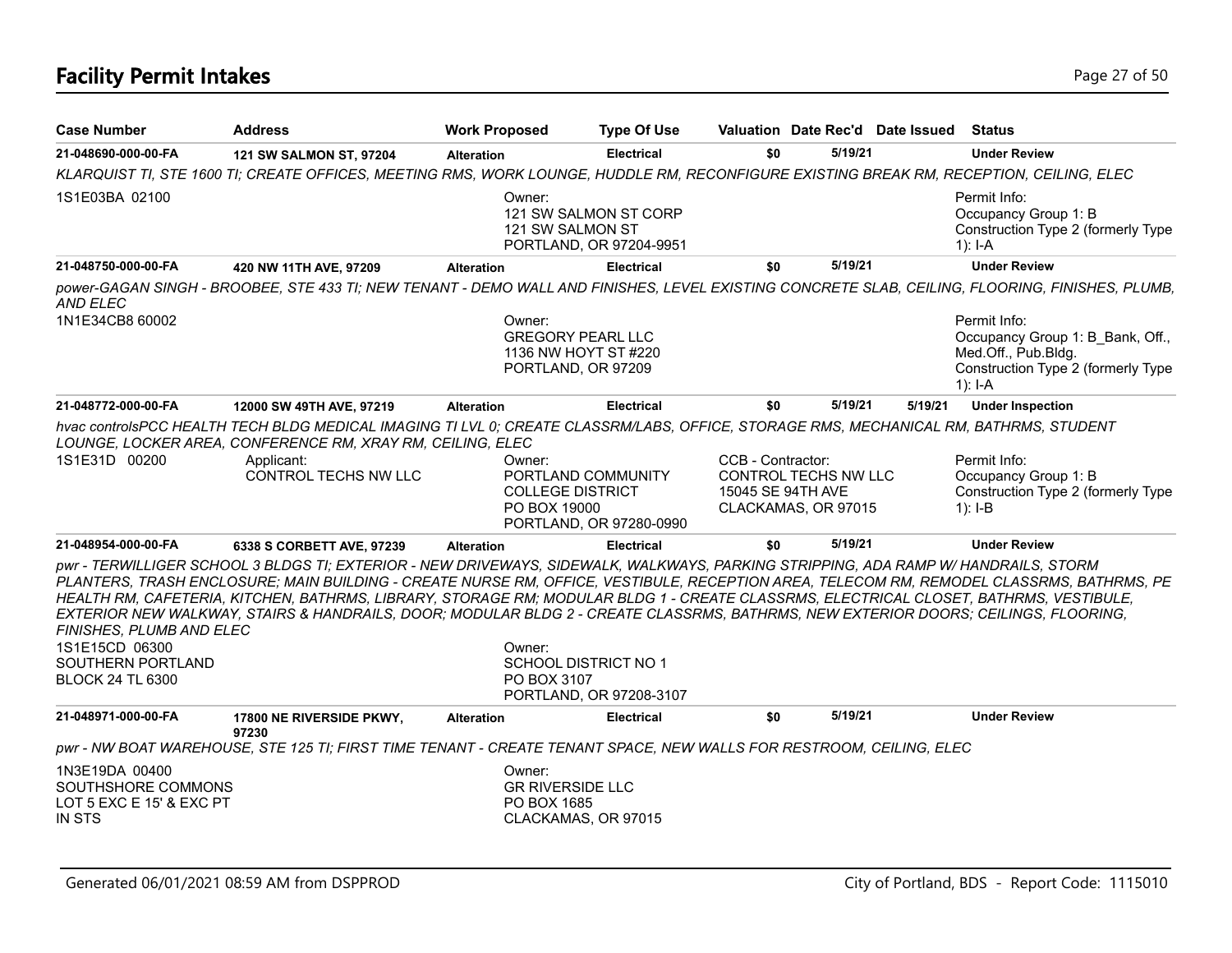# Facility Permit Intakes

| Case Number | Address | Work Proposed | Type Of Use | Valuation | Date Rec'd | Date Issued | Status |
|---|---|---|---|---|---|---|---|
| 21-048690-000-00-FA | 121 SW SALMON ST, 97204 | Alteration | Electrical | $0 | 5/19/21 | | Under Review |

KLARQUIST TI, STE 1600 TI; CREATE OFFICES, MEETING RMS, WORK LOUNGE, HUDDLE RM, RECONFIGURE EXISTING BREAK RM, RECEPTION, CEILING, ELEC

1S1E03BA 02100

Owner:
121 SW SALMON ST CORP
121 SW SALMON ST
PORTLAND, OR 97204-9951

Permit Info:
Occupancy Group 1: B
Construction Type 2 (formerly Type 1): I-A

| Case Number | Address | Work Proposed | Type Of Use | Valuation | Date Rec'd | Date Issued | Status |
|---|---|---|---|---|---|---|---|
| 21-048750-000-00-FA | 420 NW 11TH AVE, 97209 | Alteration | Electrical | $0 | 5/19/21 | | Under Review |

power-GAGAN SINGH - BROOBEE, STE 433 TI; NEW TENANT - DEMO WALL AND FINISHES, LEVEL EXISTING CONCRETE SLAB, CEILING, FLOORING, FINISHES, PLUMB, AND ELEC

1N1E34CB8 60002

Owner:
GREGORY PEARL LLC
1136 NW HOYT ST #220
PORTLAND, OR 97209

Permit Info:
Occupancy Group 1: B_Bank, Off., Med.Off., Pub.Bldg.
Construction Type 2 (formerly Type 1): I-A

| Case Number | Address | Work Proposed | Type Of Use | Valuation | Date Rec'd | Date Issued | Status |
|---|---|---|---|---|---|---|---|
| 21-048772-000-00-FA | 12000 SW 49TH AVE, 97219 | Alteration | Electrical | $0 | 5/19/21 | 5/19/21 | Under Inspection |

hvac controlsPCC HEALTH TECH BLDG MEDICAL IMAGING TI LVL 0; CREATE CLASSRM/LABS, OFFICE, STORAGE RMS, MECHANICAL RM, BATHRMS, STUDENT LOUNGE, LOCKER AREA, CONFERENCE RM, XRAY RM, CEILING, ELEC

1S1E31D 00200

Applicant:
CONTROL TECHS NW LLC

Owner:
PORTLAND COMMUNITY COLLEGE DISTRICT
PO BOX 19000
PORTLAND, OR 97280-0990

CCB - Contractor:
CONTROL TECHS NW LLC
15045 SE 94TH AVE
CLACKAMAS, OR 97015

Permit Info:
Occupancy Group 1: B
Construction Type 2 (formerly Type 1): I-B

| Case Number | Address | Work Proposed | Type Of Use | Valuation | Date Rec'd | Date Issued | Status |
|---|---|---|---|---|---|---|---|
| 21-048954-000-00-FA | 6338 S CORBETT AVE, 97239 | Alteration | Electrical | $0 | 5/19/21 | | Under Review |

pwr - TERWILLIGER SCHOOL 3 BLDGS TI; EXTERIOR - NEW DRIVEWAYS, SIDEWALK, WALKWAYS, PARKING STRIPPING, ADA RAMP W/ HANDRAILS, STORM PLANTERS, TRASH ENCLOSURE; MAIN BUILDING - CREATE NURSE RM, OFFICE, VESTIBULE, RECEPTION AREA, TELECOM RM, REMODEL CLASSRMS, BATHRMS, PE HEALTH RM, CAFETERIA, KITCHEN, BATHRMS, LIBRARY, STORAGE RM; MODULAR BLDG 1 - CREATE CLASSRMS, ELECTRICAL CLOSET, BATHRMS, VESTIBULE, EXTERIOR NEW WALKWAY, STAIRS & HANDRAILS, DOOR; MODULAR BLDG 2 - CREATE CLASSRMS, BATHRMS, NEW EXTERIOR DOORS; CEILINGS, FLOORING, FINISHES, PLUMB AND ELEC

1S1E15CD 06300
SOUTHERN PORTLAND
BLOCK 24 TL 6300

Owner:
SCHOOL DISTRICT NO 1
PO BOX 3107
PORTLAND, OR 97208-3107

| Case Number | Address | Work Proposed | Type Of Use | Valuation | Date Rec'd | Date Issued | Status |
|---|---|---|---|---|---|---|---|
| 21-048971-000-00-FA | 17800 NE RIVERSIDE PKWY, 97230 | Alteration | Electrical | $0 | 5/19/21 | | Under Review |

pwr - NW BOAT WAREHOUSE, STE 125 TI; FIRST TIME TENANT - CREATE TENANT SPACE, NEW WALLS FOR RESTROOM, CEILING, ELEC

1N3E19DA 00400
SOUTHSHORE COMMONS
LOT 5 EXC E 15' & EXC PT
IN STS

Owner:
GR RIVERSIDE LLC
PO BOX 1685
CLACKAMAS, OR 97015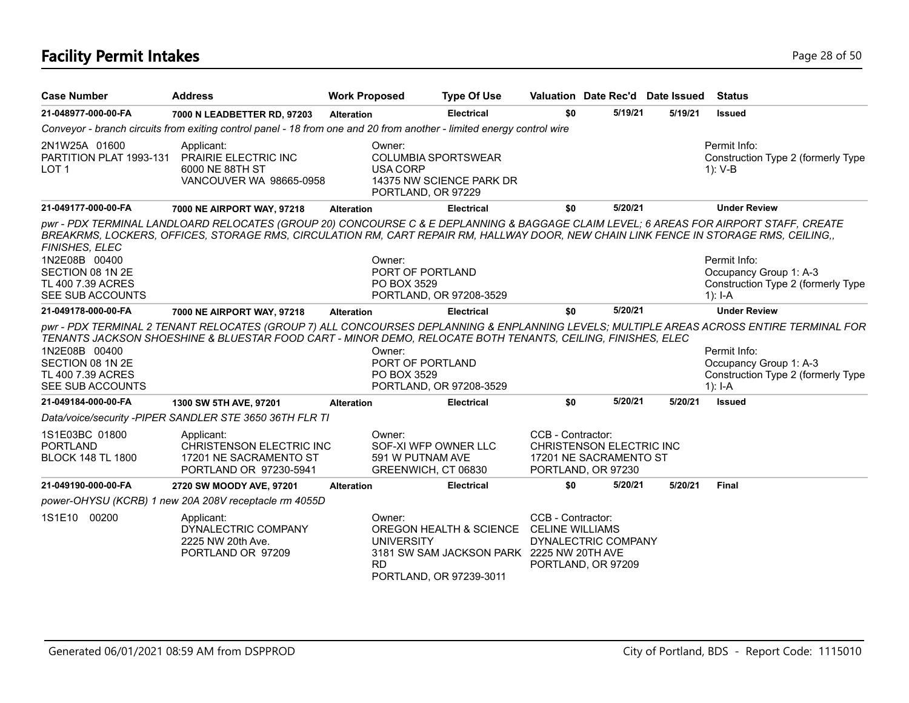# Facility Permit Intakes

| Case Number | Address | Work Proposed | Type Of Use | Valuation | Date Rec'd | Date Issued | Status |
|---|---|---|---|---|---|---|---|
| 21-048977-000-00-FA | 7000 N LEADBETTER RD, 97203 | Alteration | Electrical | $0 | 5/19/21 | 5/19/21 | Issued |

*Conveyor - branch circuits from exiting control panel - 18 from one and 20 from another - limited energy control wire*

2N1W25A 01600
PARTITION PLAT 1993-131
LOT 1

Applicant:
PRAIRIE ELECTRIC INC
6000 NE 88TH ST
VANCOUVER WA 98665-0958

Owner:
COLUMBIA SPORTSWEAR USA CORP
14375 NW SCIENCE PARK DR
PORTLAND, OR 97229

Permit Info:
Construction Type 2 (formerly Type 1): V-B

| Case Number | Address | Work Proposed | Type Of Use | Valuation | Date Rec'd | Date Issued | Status |
|---|---|---|---|---|---|---|---|
| 21-049177-000-00-FA | 7000 NE AIRPORT WAY, 97218 | Alteration | Electrical | $0 | 5/20/21 | | Under Review |

*pwr - PDX TERMINAL LANDLOARD RELOCATES (GROUP 20) CONCOURSE C & E DEPLANNING & BAGGAGE CLAIM LEVEL; 6 AREAS FOR AIRPORT STAFF, CREATE BREAKRMS, LOCKERS, OFFICES, STORAGE RMS, CIRCULATION RM, CART REPAIR RM, HALLWAY DOOR, NEW CHAIN LINK FENCE IN STORAGE RMS, CEILING,, FINISHES, ELEC*

1N2E08B 00400
SECTION 08 1N 2E
TL 400 7.39 ACRES
SEE SUB ACCOUNTS

Owner:
PORT OF PORTLAND
PO BOX 3529
PORTLAND, OR 97208-3529

Permit Info:
Occupancy Group 1: A-3
Construction Type 2 (formerly Type 1): I-A

| Case Number | Address | Work Proposed | Type Of Use | Valuation | Date Rec'd | Date Issued | Status |
|---|---|---|---|---|---|---|---|
| 21-049178-000-00-FA | 7000 NE AIRPORT WAY, 97218 | Alteration | Electrical | $0 | 5/20/21 | | Under Review |

*pwr - PDX TERMINAL 2 TENANT RELOCATES (GROUP 7) ALL CONCOURSES DEPLANNING & ENPLANNING LEVELS; MULTIPLE AREAS ACROSS ENTIRE TERMINAL FOR TENANTS JACKSON SHOESHINE & BLUESTAR FOOD CART - MINOR DEMO, RELOCATE BOTH TENANTS, CEILING, FINISHES, ELEC*

1N2E08B 00400
SECTION 08 1N 2E
TL 400 7.39 ACRES
SEE SUB ACCOUNTS

Owner:
PORT OF PORTLAND
PO BOX 3529
PORTLAND, OR 97208-3529

Permit Info:
Occupancy Group 1: A-3
Construction Type 2 (formerly Type 1): I-A

| Case Number | Address | Work Proposed | Type Of Use | Valuation | Date Rec'd | Date Issued | Status |
|---|---|---|---|---|---|---|---|
| 21-049184-000-00-FA | 1300 SW 5TH AVE, 97201 | Alteration | Electrical | $0 | 5/20/21 | 5/20/21 | Issued |

*Data/voice/security -PIPER SANDLER STE 3650 36TH FLR TI*

1S1E03BC 01800
PORTLAND
BLOCK 148 TL 1800

Applicant:
CHRISTENSON ELECTRIC INC
17201 NE SACRAMENTO ST
PORTLAND OR 97230-5941

Owner:
SOF-XI WFP OWNER LLC
591 W PUTNAM AVE
GREENWICH, CT 06830

CCB - Contractor:
CHRISTENSON ELECTRIC INC
17201 NE SACRAMENTO ST
PORTLAND, OR 97230

| Case Number | Address | Work Proposed | Type Of Use | Valuation | Date Rec'd | Date Issued | Status |
|---|---|---|---|---|---|---|---|
| 21-049190-000-00-FA | 2720 SW MOODY AVE, 97201 | Alteration | Electrical | $0 | 5/20/21 | 5/20/21 | Final |

*power-OHYSU (KCRB) 1 new 20A 208V receptacle rm 4055D*

1S1E10 00200

Applicant:
DYNALECTRIC COMPANY
2225 NW 20th Ave.
PORTLAND OR 97209

Owner:
OREGON HEALTH & SCIENCE UNIVERSITY
3181 SW SAM JACKSON PARK RD
PORTLAND, OR 97239-3011

CCB - Contractor:
CELINE WILLIAMS
DYNALECTRIC COMPANY
2225 NW 20TH AVE
PORTLAND, OR 97209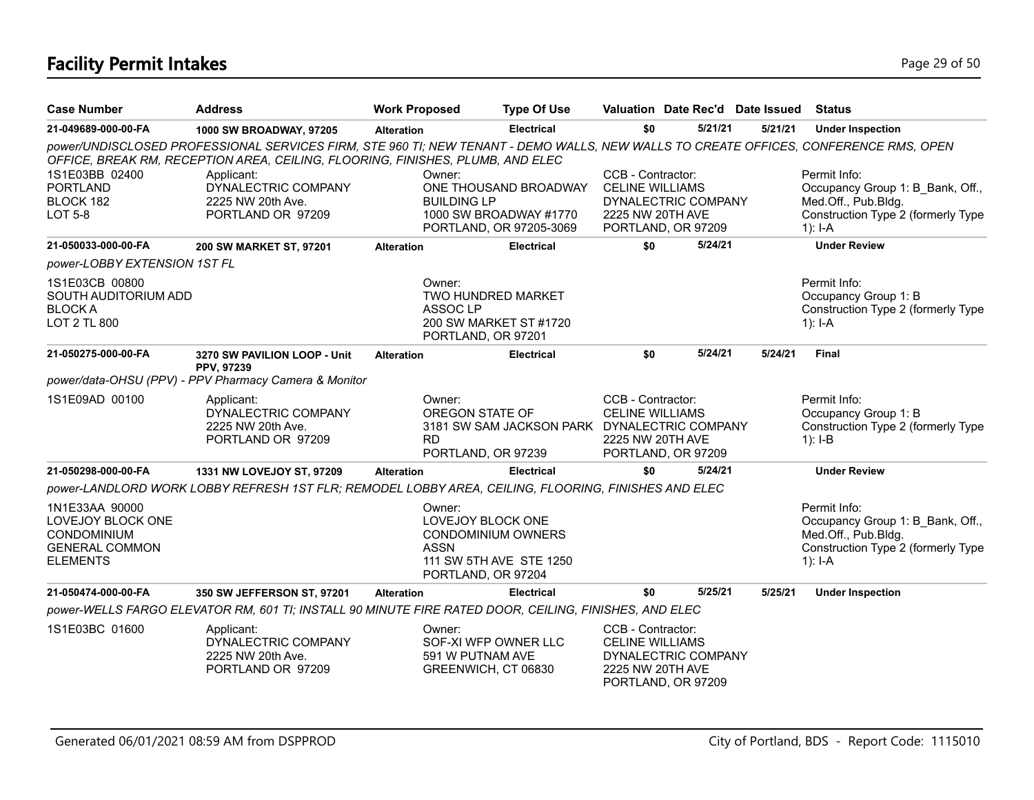# Facility Permit Intakes

| Case Number | Address | Work Proposed | Type Of Use | Valuation | Date Rec'd | Date Issued | Status |
|---|---|---|---|---|---|---|---|
| **21-049689-000-00-FA** | **1000 SW BROADWAY, 97205** | **Alteration** | **Electrical** | **$0** | **5/21/21** | **5/21/21** | **Under Inspection** |

*power/UNDISCLOSED PROFESSIONAL SERVICES FIRM, STE 960 TI; NEW TENANT - DEMO WALLS, NEW WALLS TO CREATE OFFICES, CONFERENCE RMS, OPEN OFFICE, BREAK RM, RECEPTION AREA, CEILING, FLOORING, FINISHES, PLUMB, AND ELEC*

1S1E03BB 02400
PORTLAND
BLOCK 182
LOT 5-8

Applicant:
DYNALECTRIC COMPANY
2225 NW 20th Ave.
PORTLAND OR 97209

Owner:
ONE THOUSAND BROADWAY BUILDING LP
1000 SW BROADWAY #1770
PORTLAND, OR 97205-3069

CCB - Contractor:
CELINE WILLIAMS
DYNALECTRIC COMPANY
2225 NW 20TH AVE
PORTLAND, OR 97209

Permit Info:
Occupancy Group 1: B_Bank, Off., Med.Off., Pub.Bldg.
Construction Type 2 (formerly Type 1): I-A

| Case Number | Address | Work Proposed | Type Of Use | Valuation | Date Rec'd | Date Issued | Status |
|---|---|---|---|---|---|---|---|
| **21-050033-000-00-FA** | **200 SW MARKET ST, 97201** | **Alteration** | **Electrical** | **$0** | **5/24/21** | | **Under Review** |

*power-LOBBY EXTENSION 1ST FL*

1S1E03CB 00800
SOUTH AUDITORIUM ADD
BLOCK A
LOT 2 TL 800

Owner:
TWO HUNDRED MARKET ASSOC LP
200 SW MARKET ST #1720
PORTLAND, OR 97201

Permit Info:
Occupancy Group 1: B
Construction Type 2 (formerly Type 1): I-A

| Case Number | Address | Work Proposed | Type Of Use | Valuation | Date Rec'd | Date Issued | Status |
|---|---|---|---|---|---|---|---|
| **21-050275-000-00-FA** | **3270 SW PAVILION LOOP - Unit PPV, 97239** | **Alteration** | **Electrical** | **$0** | **5/24/21** | **5/24/21** | **Final** |

*power/data-OHSU (PPV) - PPV Pharmacy Camera & Monitor*

1S1E09AD 00100

Applicant:
DYNALECTRIC COMPANY
2225 NW 20th Ave.
PORTLAND OR 97209

Owner:
OREGON STATE OF
3181 SW SAM JACKSON PARK RD
PORTLAND, OR 97239

CCB - Contractor:
CELINE WILLIAMS
DYNALECTRIC COMPANY
2225 NW 20TH AVE
PORTLAND, OR 97209

Permit Info:
Occupancy Group 1: B
Construction Type 2 (formerly Type 1): I-B

| Case Number | Address | Work Proposed | Type Of Use | Valuation | Date Rec'd | Date Issued | Status |
|---|---|---|---|---|---|---|---|
| **21-050298-000-00-FA** | **1331 NW LOVEJOY ST, 97209** | **Alteration** | **Electrical** | **$0** | **5/24/21** | | **Under Review** |

*power-LANDLORD WORK LOBBY REFRESH 1ST FLR; REMODEL LOBBY AREA, CEILING, FLOORING, FINISHES AND ELEC*

1N1E33AA 90000
LOVEJOY BLOCK ONE CONDOMINIUM
GENERAL COMMON ELEMENTS

Owner:
LOVEJOY BLOCK ONE CONDOMINIUM OWNERS ASSN
111 SW 5TH AVE STE 1250
PORTLAND, OR 97204

Permit Info:
Occupancy Group 1: B_Bank, Off., Med.Off., Pub.Bldg.
Construction Type 2 (formerly Type 1): I-A

| Case Number | Address | Work Proposed | Type Of Use | Valuation | Date Rec'd | Date Issued | Status |
|---|---|---|---|---|---|---|---|
| **21-050474-000-00-FA** | **350 SW JEFFERSON ST, 97201** | **Alteration** | **Electrical** | **$0** | **5/25/21** | **5/25/21** | **Under Inspection** |

*power-WELLS FARGO ELEVATOR RM, 601 TI; INSTALL 90 MINUTE FIRE RATED DOOR, CEILING, FINISHES, AND ELEC*

1S1E03BC 01600

Applicant:
DYNALECTRIC COMPANY
2225 NW 20th Ave.
PORTLAND OR 97209

Owner:
SOF-XI WFP OWNER LLC
591 W PUTNAM AVE
GREENWICH, CT 06830

CCB - Contractor:
CELINE WILLIAMS
DYNALECTRIC COMPANY
2225 NW 20TH AVE
PORTLAND, OR 97209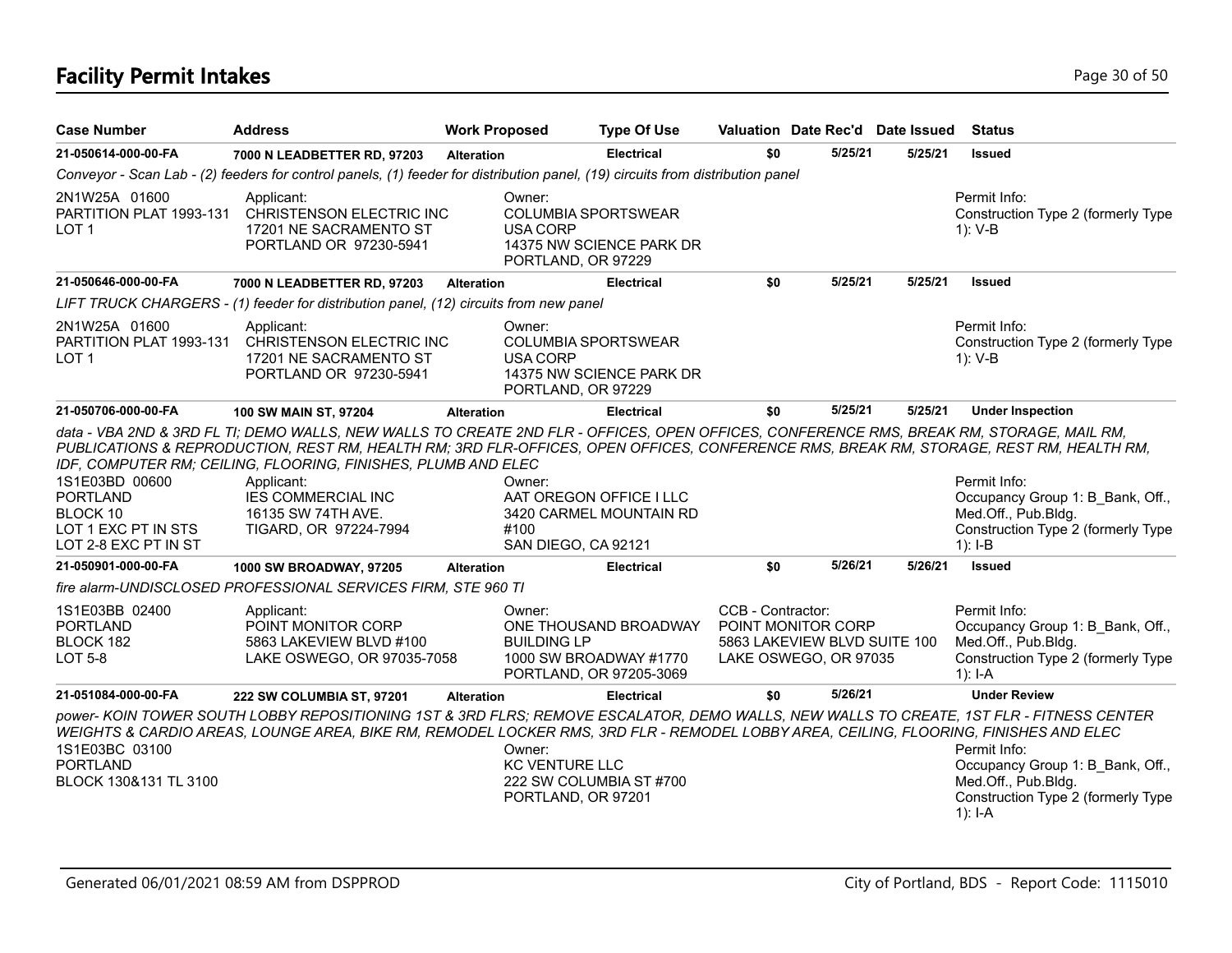# Facility Permit Intakes

| Case Number | Address | Work Proposed | Type Of Use | Valuation | Date Rec'd | Date Issued | Status |
|---|---|---|---|---|---|---|---|
| **21-050614-000-00-FA** | **7000 N LEADBETTER RD, 97203** | **Alteration** | **Electrical** | **$0** | **5/25/21** | **5/25/21** | **Issued** |

*Conveyor - Scan Lab - (2) feeders for control panels, (1) feeder for distribution panel, (19) circuits from distribution panel*

2N1W25A 01600
PARTITION PLAT 1993-131
LOT 1

Applicant:
CHRISTENSON ELECTRIC INC
17201 NE SACRAMENTO ST
PORTLAND OR 97230-5941

Owner:
COLUMBIA SPORTSWEAR USA CORP
14375 NW SCIENCE PARK DR
PORTLAND, OR 97229

Permit Info:
Construction Type 2 (formerly Type 1): V-B

| Case Number | Address | Work Proposed | Type Of Use | Valuation | Date Rec'd | Date Issued | Status |
|---|---|---|---|---|---|---|---|
| **21-050646-000-00-FA** | **7000 N LEADBETTER RD, 97203** | **Alteration** | **Electrical** | **$0** | **5/25/21** | **5/25/21** | **Issued** |

*LIFT TRUCK CHARGERS - (1) feeder for distribution panel, (12) circuits from new panel*

2N1W25A 01600
PARTITION PLAT 1993-131
LOT 1

Applicant:
CHRISTENSON ELECTRIC INC
17201 NE SACRAMENTO ST
PORTLAND OR 97230-5941

Owner:
COLUMBIA SPORTSWEAR USA CORP
14375 NW SCIENCE PARK DR
PORTLAND, OR 97229

Permit Info:
Construction Type 2 (formerly Type 1): V-B

| Case Number | Address | Work Proposed | Type Of Use | Valuation | Date Rec'd | Date Issued | Status |
|---|---|---|---|---|---|---|---|
| **21-050706-000-00-FA** | **100 SW MAIN ST, 97204** | **Alteration** | **Electrical** | **$0** | **5/25/21** | **5/25/21** | **Under Inspection** |

*data - VBA 2ND & 3RD FL TI; DEMO WALLS, NEW WALLS TO CREATE 2ND FLR - OFFICES, OPEN OFFICES, CONFERENCE RMS, BREAK RM, STORAGE, MAIL RM, PUBLICATIONS & REPRODUCTION, REST RM, HEALTH RM; 3RD FLR-OFFICES, OPEN OFFICES, CONFERENCE RMS, BREAK RM, STORAGE, REST RM, HEALTH RM, IDF, COMPUTER RM; CEILING, FLOORING, FINISHES, PLUMB AND ELEC*

1S1E03BD 00600
PORTLAND
BLOCK 10
LOT 1 EXC PT IN STS
LOT 2-8 EXC PT IN ST

Applicant:
IES COMMERCIAL INC
16135 SW 74TH AVE.
TIGARD, OR 97224-7994

Owner:
AAT OREGON OFFICE I LLC
3420 CARMEL MOUNTAIN RD #100
SAN DIEGO, CA 92121

Permit Info:
Occupancy Group 1: B_Bank, Off., Med.Off., Pub.Bldg.
Construction Type 2 (formerly Type 1): I-B

| Case Number | Address | Work Proposed | Type Of Use | Valuation | Date Rec'd | Date Issued | Status |
|---|---|---|---|---|---|---|---|
| **21-050901-000-00-FA** | **1000 SW BROADWAY, 97205** | **Alteration** | **Electrical** | **$0** | **5/26/21** | **5/26/21** | **Issued** |

*fire alarm-UNDISCLOSED PROFESSIONAL SERVICES FIRM, STE 960 TI*

1S1E03BB 02400
PORTLAND
BLOCK 182
LOT 5-8

Applicant:
POINT MONITOR CORP
5863 LAKEVIEW BLVD #100
LAKE OSWEGO, OR 97035-7058

Owner:
ONE THOUSAND BROADWAY BUILDING LP
1000 SW BROADWAY #1770
PORTLAND, OR 97205-3069

CCB - Contractor:
POINT MONITOR CORP
5863 LAKEVIEW BLVD SUITE 100
LAKE OSWEGO, OR 97035

Permit Info:
Occupancy Group 1: B_Bank, Off., Med.Off., Pub.Bldg.
Construction Type 2 (formerly Type 1): I-A

| Case Number | Address | Work Proposed | Type Of Use | Valuation | Date Rec'd | Date Issued | Status |
|---|---|---|---|---|---|---|---|
| **21-051084-000-00-FA** | **222 SW COLUMBIA ST, 97201** | **Alteration** | **Electrical** | **$0** | **5/26/21** | | **Under Review** |

*power- KOIN TOWER SOUTH LOBBY REPOSITIONING 1ST & 3RD FLRS; REMOVE ESCALATOR, DEMO WALLS, NEW WALLS TO CREATE, 1ST FLR - FITNESS CENTER WEIGHTS & CARDIO AREAS, LOUNGE AREA, BIKE RM, REMODEL LOCKER RMS, 3RD FLR - REMODEL LOBBY AREA, CEILING, FLOORING, FINISHES AND ELEC*

1S1E03BC 03100
PORTLAND
BLOCK 130&131 TL 3100

Owner:
KC VENTURE LLC
222 SW COLUMBIA ST #700
PORTLAND, OR 97201

Permit Info:
Occupancy Group 1: B_Bank, Off., Med.Off., Pub.Bldg.
Construction Type 2 (formerly Type 1): I-A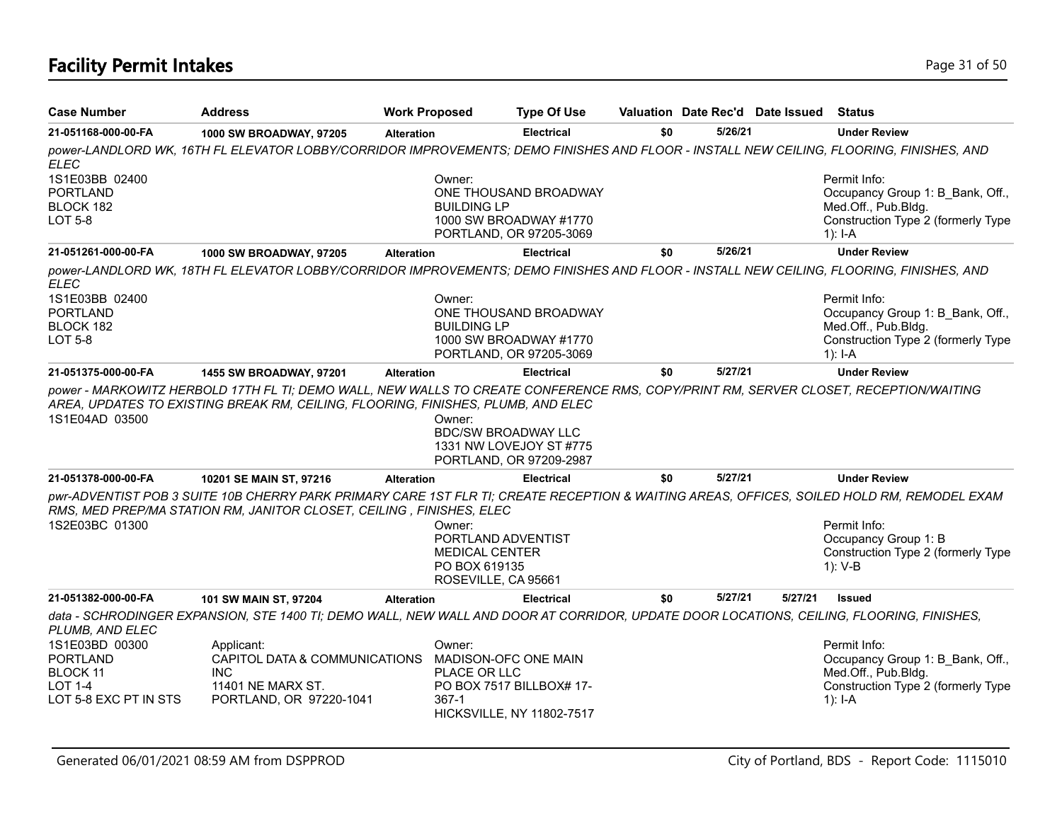# Facility Permit Intakes

| Case Number | Address | Work Proposed | Type Of Use | Valuation | Date Rec'd | Date Issued | Status |
|---|---|---|---|---|---|---|---|
| 21-051168-000-00-FA | 1000 SW BROADWAY, 97205 | Alteration | Electrical | $0 | 5/26/21 | | Under Review |

*power-LANDLORD WK, 16TH FL ELEVATOR LOBBY/CORRIDOR IMPROVEMENTS; DEMO FINISHES AND FLOOR - INSTALL NEW CEILING, FLOORING, FINISHES, AND ELEC*

1S1E03BB 02400
PORTLAND
BLOCK 182
LOT 5-8

Owner:
ONE THOUSAND BROADWAY BUILDING LP
1000 SW BROADWAY #1770
PORTLAND, OR 97205-3069

Permit Info:
Occupancy Group 1: B_Bank, Off., Med.Off., Pub.Bldg.
Construction Type 2 (formerly Type 1): I-A

| Case Number | Address | Work Proposed | Type Of Use | Valuation | Date Rec'd | Date Issued | Status |
|---|---|---|---|---|---|---|---|
| 21-051261-000-00-FA | 1000 SW BROADWAY, 97205 | Alteration | Electrical | $0 | 5/26/21 | | Under Review |

*power-LANDLORD WK, 18TH FL ELEVATOR LOBBY/CORRIDOR IMPROVEMENTS; DEMO FINISHES AND FLOOR - INSTALL NEW CEILING, FLOORING, FINISHES, AND ELEC*

1S1E03BB 02400
PORTLAND
BLOCK 182
LOT 5-8

Owner:
ONE THOUSAND BROADWAY BUILDING LP
1000 SW BROADWAY #1770
PORTLAND, OR 97205-3069

Permit Info:
Occupancy Group 1: B_Bank, Off., Med.Off., Pub.Bldg.
Construction Type 2 (formerly Type 1): I-A

| Case Number | Address | Work Proposed | Type Of Use | Valuation | Date Rec'd | Date Issued | Status |
|---|---|---|---|---|---|---|---|
| 21-051375-000-00-FA | 1455 SW BROADWAY, 97201 | Alteration | Electrical | $0 | 5/27/21 | | Under Review |

*power - MARKOWITZ HERBOLD 17TH FL TI; DEMO WALL, NEW WALLS TO CREATE CONFERENCE RMS, COPY/PRINT RM, SERVER CLOSET, RECEPTION/WAITING AREA, UPDATES TO EXISTING BREAK RM, CEILING, FLOORING, FINISHES, PLUMB, AND ELEC*

1S1E04AD 03500

Owner:
BDC/SW BROADWAY LLC
1331 NW LOVEJOY ST #775
PORTLAND, OR 97209-2987

| Case Number | Address | Work Proposed | Type Of Use | Valuation | Date Rec'd | Date Issued | Status |
|---|---|---|---|---|---|---|---|
| 21-051378-000-00-FA | 10201 SE MAIN ST, 97216 | Alteration | Electrical | $0 | 5/27/21 | | Under Review |

*pwr-ADVENTIST POB 3 SUITE 10B CHERRY PARK PRIMARY CARE 1ST FLR TI; CREATE RECEPTION & WAITING AREAS, OFFICES, SOILED HOLD RM, REMODEL EXAM RMS, MED PREP/MA STATION RM, JANITOR CLOSET, CEILING , FINISHES, ELEC*

1S2E03BC 01300

Owner:
PORTLAND ADVENTIST MEDICAL CENTER
PO BOX 619135
ROSEVILLE, CA 95661

Permit Info:
Occupancy Group 1: B
Construction Type 2 (formerly Type 1): V-B

| Case Number | Address | Work Proposed | Type Of Use | Valuation | Date Rec'd | Date Issued | Status |
|---|---|---|---|---|---|---|---|
| 21-051382-000-00-FA | 101 SW MAIN ST, 97204 | Alteration | Electrical | $0 | 5/27/21 | 5/27/21 | Issued |

*data - SCHRODINGER EXPANSION, STE 1400 TI; DEMO WALL, NEW WALL AND DOOR AT CORRIDOR, UPDATE DOOR LOCATIONS, CEILING, FLOORING, FINISHES, PLUMB, AND ELEC*

1S1E03BD 00300
PORTLAND
BLOCK 11
LOT 1-4
LOT 5-8 EXC PT IN STS

Applicant:
CAPITOL DATA & COMMUNICATIONS INC
11401 NE MARX ST.
PORTLAND, OR 97220-1041

Owner:
MADISON-OFC ONE MAIN PLACE OR LLC
PO BOX 7517 BILLBOX# 17-367-1
HICKSVILLE, NY 11802-7517

Permit Info:
Occupancy Group 1: B_Bank, Off., Med.Off., Pub.Bldg.
Construction Type 2 (formerly Type 1): I-A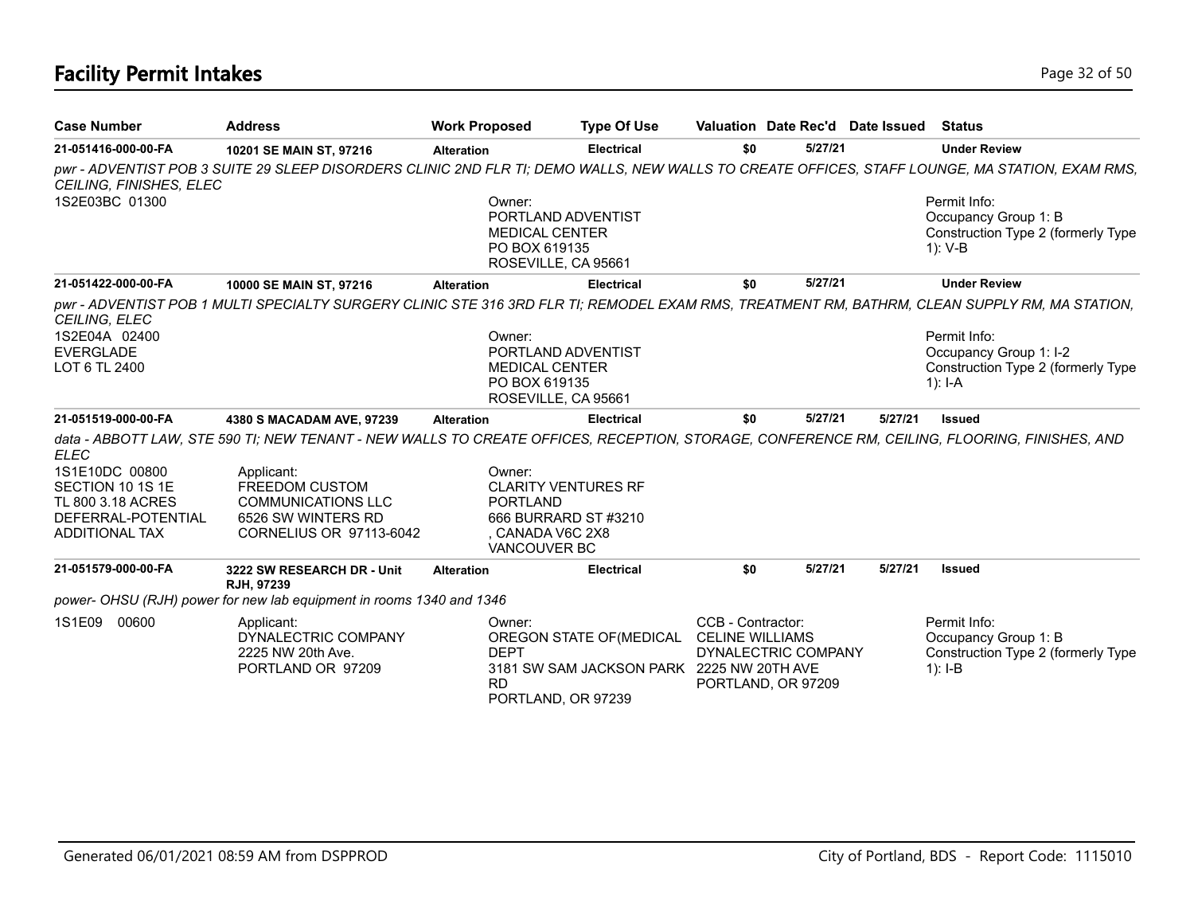# Facility Permit Intakes

| Case Number | Address | Work Proposed | Type Of Use | Valuation | Date Rec'd | Date Issued | Status |
|---|---|---|---|---|---|---|---|
| 21-051416-000-00-FA | 10201 SE MAIN ST, 97216 | Alteration | Electrical | $0 | 5/27/21 | | Under Review |

*pwr - ADVENTIST POB 3 SUITE 29 SLEEP DISORDERS CLINIC 2ND FLR TI; DEMO WALLS, NEW WALLS TO CREATE OFFICES, STAFF LOUNGE, MA STATION, EXAM RMS, CEILING, FINISHES, ELEC*

1S2E03BC 01300

Owner:
PORTLAND ADVENTIST
MEDICAL CENTER
PO BOX 619135
ROSEVILLE, CA 95661

Permit Info:
Occupancy Group 1: B
Construction Type 2 (formerly Type 1): V-B

| Case Number | Address | Work Proposed | Type Of Use | Valuation | Date Rec'd | Date Issued | Status |
|---|---|---|---|---|---|---|---|
| 21-051422-000-00-FA | 10000 SE MAIN ST, 97216 | Alteration | Electrical | $0 | 5/27/21 | | Under Review |

*pwr - ADVENTIST POB 1 MULTI SPECIALTY SURGERY CLINIC STE 316 3RD FLR TI; REMODEL EXAM RMS, TREATMENT RM, BATHRM, CLEAN SUPPLY RM, MA STATION, CEILING, ELEC*

1S2E04A 02400
EVERGLADE
LOT 6 TL 2400

Owner:
PORTLAND ADVENTIST
MEDICAL CENTER
PO BOX 619135
ROSEVILLE, CA 95661

Permit Info:
Occupancy Group 1: I-2
Construction Type 2 (formerly Type 1): I-A

| Case Number | Address | Work Proposed | Type Of Use | Valuation | Date Rec'd | Date Issued | Status |
|---|---|---|---|---|---|---|---|
| 21-051519-000-00-FA | 4380 S MACADAM AVE, 97239 | Alteration | Electrical | $0 | 5/27/21 | 5/27/21 | Issued |

*data - ABBOTT LAW, STE 590 TI; NEW TENANT - NEW WALLS TO CREATE OFFICES, RECEPTION, STORAGE, CONFERENCE RM, CEILING, FLOORING, FINISHES, AND ELEC*

1S1E10DC 00800
SECTION 10 1S 1E
TL 800 3.18 ACRES
DEFERRAL-POTENTIAL
ADDITIONAL TAX

Applicant:
FREEDOM CUSTOM
COMMUNICATIONS LLC
6526 SW WINTERS RD
CORNELIUS OR 97113-6042

Owner:
CLARITY VENTURES RF
PORTLAND
666 BURRARD ST #3210
, CANADA V6C 2X8
VANCOUVER BC

| Case Number | Address | Work Proposed | Type Of Use | Valuation | Date Rec'd | Date Issued | Status |
|---|---|---|---|---|---|---|---|
| 21-051579-000-00-FA | 3222 SW RESEARCH DR - Unit RJH, 97239 | Alteration | Electrical | $0 | 5/27/21 | 5/27/21 | Issued |

*power- OHSU (RJH) power for new lab equipment in rooms 1340 and 1346*

1S1E09 00600

Applicant:
DYNALECTRIC COMPANY
2225 NW 20th Ave.
PORTLAND OR 97209

Owner:
OREGON STATE OF(MEDICAL
DEPT
3181 SW SAM JACKSON PARK
RD
PORTLAND, OR 97239

CCB - Contractor:
CELINE WILLIAMS
DYNALECTRIC COMPANY
2225 NW 20TH AVE
PORTLAND, OR 97209

Permit Info:
Occupancy Group 1: B
Construction Type 2 (formerly Type 1): I-B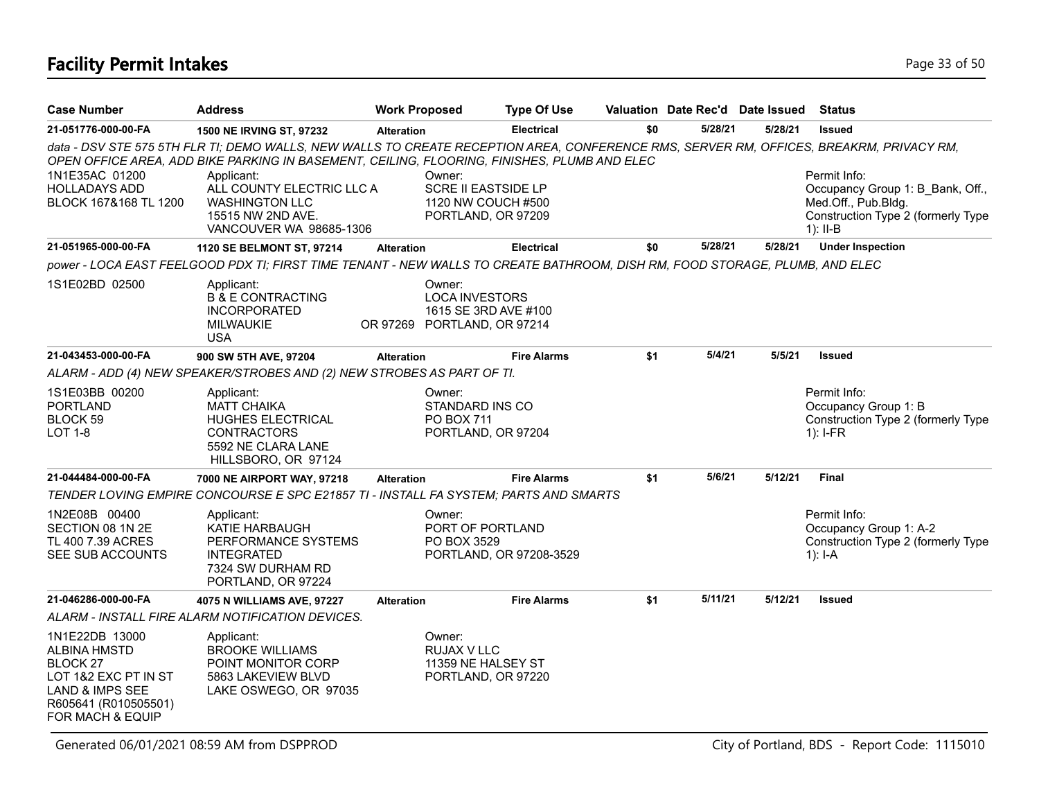## Facility Permit Intakes

| Case Number | Address | Work Proposed | Type Of Use | Valuation | Date Rec'd | Date Issued | Status |
|---|---|---|---|---|---|---|---|
| 21-051776-000-00-FA | 1500 NE IRVING ST, 97232 | Alteration | Electrical | $0 | 5/28/21 | 5/28/21 | Issued |

*data - DSV STE 575 5TH FLR TI; DEMO WALLS, NEW WALLS TO CREATE RECEPTION AREA, CONFERENCE RMS, SERVER RM, OFFICES, BREAKRM, PRIVACY RM, OPEN OFFICE AREA, ADD BIKE PARKING IN BASEMENT, CEILING, FLOORING, FINISHES, PLUMB AND ELEC*

1N1E35AC 01200
HOLLADAYS ADD
BLOCK 167&168 TL 1200

Applicant:
ALL COUNTY ELECTRIC LLC A WASHINGTON LLC
15515 NW 2ND AVE.
VANCOUVER WA 98685-1306

Owner:
SCRE II EASTSIDE LP
1120 NW COUCH #500
PORTLAND, OR 97209

Permit Info:
Occupancy Group 1: B_Bank, Off., Med.Off., Pub.Bldg.
Construction Type 2 (formerly Type 1): II-B

| Case Number | Address | Work Proposed | Type Of Use | Valuation | Date Rec'd | Date Issued | Status |
|---|---|---|---|---|---|---|---|
| 21-051965-000-00-FA | 1120 SE BELMONT ST, 97214 | Alteration | Electrical | $0 | 5/28/21 | 5/28/21 | Under Inspection |

*power - LOCA EAST FEELGOOD PDX TI; FIRST TIME TENANT - NEW WALLS TO CREATE BATHROOM, DISH RM, FOOD STORAGE, PLUMB, AND ELEC*

1S1E02BD 02500

Applicant:
B & E CONTRACTING INCORPORATED
MILWAUKIE OR 97269
USA

Owner:
LOCA INVESTORS
1615 SE 3RD AVE #100
PORTLAND, OR 97214

| Case Number | Address | Work Proposed | Type Of Use | Valuation | Date Rec'd | Date Issued | Status |
|---|---|---|---|---|---|---|---|
| 21-043453-000-00-FA | 900 SW 5TH AVE, 97204 | Alteration | Fire Alarms | $1 | 5/4/21 | 5/5/21 | Issued |

*ALARM - ADD (4) NEW SPEAKER/STROBES AND (2) NEW STROBES AS PART OF TI.*

1S1E03BB 00200
PORTLAND
BLOCK 59
LOT 1-8

Applicant:
MATT CHAIKA
HUGHES ELECTRICAL CONTRACTORS
5592 NE CLARA LANE
HILLSBORO, OR 97124

Owner:
STANDARD INS CO
PO BOX 711
PORTLAND, OR 97204

Permit Info:
Occupancy Group 1: B
Construction Type 2 (formerly Type 1): I-FR

| Case Number | Address | Work Proposed | Type Of Use | Valuation | Date Rec'd | Date Issued | Status |
|---|---|---|---|---|---|---|---|
| 21-044484-000-00-FA | 7000 NE AIRPORT WAY, 97218 | Alteration | Fire Alarms | $1 | 5/6/21 | 5/12/21 | Final |

*TENDER LOVING EMPIRE CONCOURSE E SPC E21857 TI - INSTALL FA SYSTEM; PARTS AND SMARTS*

1N2E08B 00400
SECTION 08 1N 2E
TL 400 7.39 ACRES
SEE SUB ACCOUNTS

Applicant:
KATIE HARBAUGH
PERFORMANCE SYSTEMS INTEGRATED
7324 SW DURHAM RD
PORTLAND, OR 97224

Owner:
PORT OF PORTLAND
PO BOX 3529
PORTLAND, OR 97208-3529

Permit Info:
Occupancy Group 1: A-2
Construction Type 2 (formerly Type 1): I-A

| Case Number | Address | Work Proposed | Type Of Use | Valuation | Date Rec'd | Date Issued | Status |
|---|---|---|---|---|---|---|---|
| 21-046286-000-00-FA | 4075 N WILLIAMS AVE, 97227 | Alteration | Fire Alarms | $1 | 5/11/21 | 5/12/21 | Issued |

*ALARM - INSTALL FIRE ALARM NOTIFICATION DEVICES.*

1N1E22DB 13000
ALBINA HMSTD
BLOCK 27
LOT 1&2 EXC PT IN ST
LAND & IMPS SEE R605641 (R010505501) FOR MACH & EQUIP

Applicant:
BROOKE WILLIAMS
POINT MONITOR CORP
5863 LAKEVIEW BLVD
LAKE OSWEGO, OR 97035

Owner:
RUJAX V LLC
11359 NE HALSEY ST
PORTLAND, OR 97220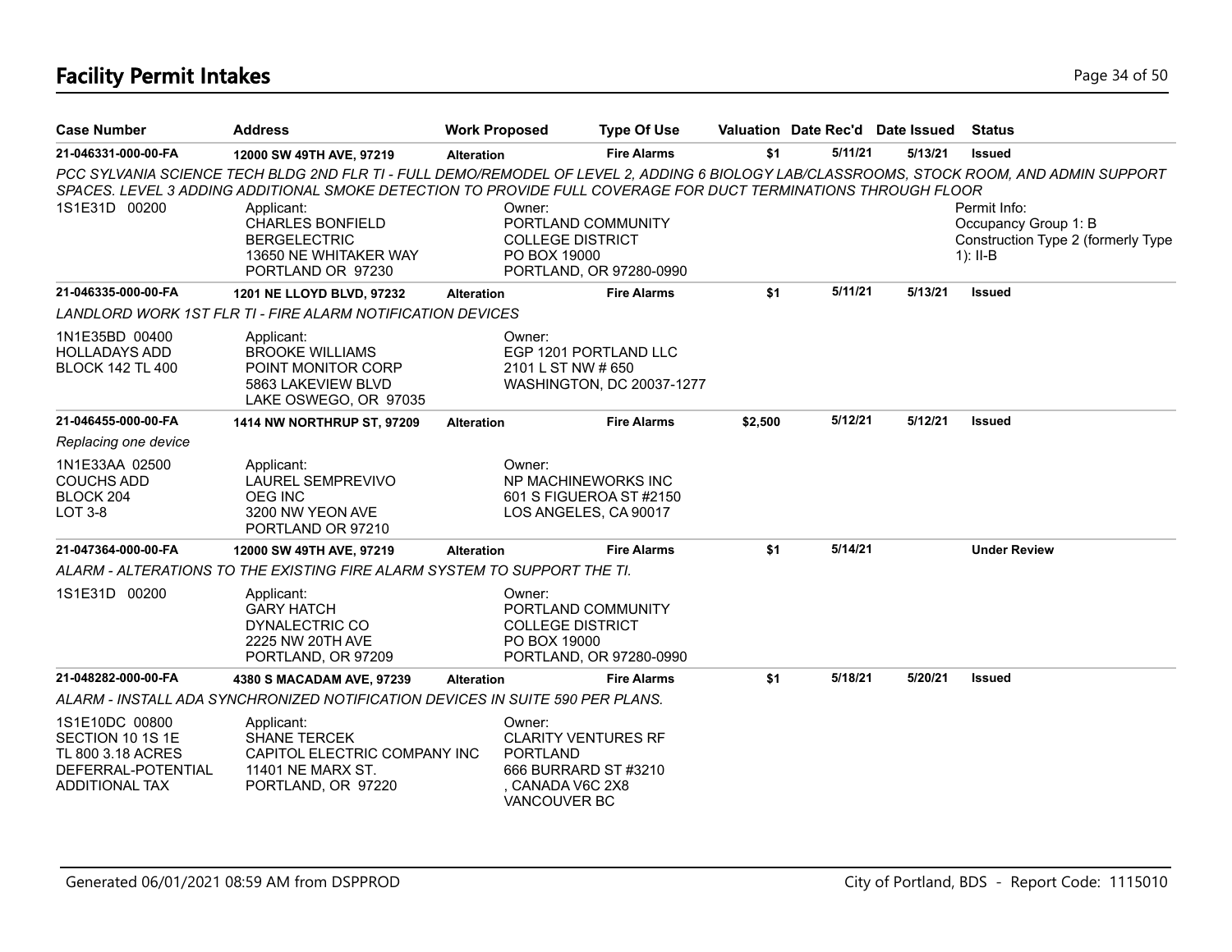# Facility Permit Intakes

| Case Number | Address | Work Proposed | Type Of Use | Valuation | Date Rec'd | Date Issued | Status |
|---|---|---|---|---|---|---|---|
| 21-046331-000-00-FA | 12000 SW 49TH AVE, 97219 | Alteration | Fire Alarms | $1 | 5/11/21 | 5/13/21 | Issued |

*PCC SYLVANIA SCIENCE TECH BLDG 2ND FLR TI - FULL DEMO/REMODEL OF LEVEL 2, ADDING 6 BIOLOGY LAB/CLASSROOMS, STOCK ROOM, AND ADMIN SUPPORT SPACES. LEVEL 3 ADDING ADDITIONAL SMOKE DETECTION TO PROVIDE FULL COVERAGE FOR DUCT TERMINATIONS THROUGH FLOOR*

1S1E31D 00200

Applicant:
CHARLES BONFIELD
BERGELECTRIC
13650 NE WHITAKER WAY
PORTLAND OR 97230

Owner:
PORTLAND COMMUNITY COLLEGE DISTRICT
PO BOX 19000
PORTLAND, OR 97280-0990

Permit Info:
Occupancy Group 1: B
Construction Type 2 (formerly Type 1): II-B

| Case Number | Address | Work Proposed | Type Of Use | Valuation | Date Rec'd | Date Issued | Status |
|---|---|---|---|---|---|---|---|
| 21-046335-000-00-FA | 1201 NE LLOYD BLVD, 97232 | Alteration | Fire Alarms | $1 | 5/11/21 | 5/13/21 | Issued |

*LANDLORD WORK 1ST FLR TI - FIRE ALARM NOTIFICATION DEVICES*

1N1E35BD 00400
HOLLADAYS ADD
BLOCK 142 TL 400

Applicant:
BROOKE WILLIAMS
POINT MONITOR CORP
5863 LAKEVIEW BLVD
LAKE OSWEGO, OR 97035

Owner:
EGP 1201 PORTLAND LLC
2101 L ST NW # 650
WASHINGTON, DC 20037-1277

| Case Number | Address | Work Proposed | Type Of Use | Valuation | Date Rec'd | Date Issued | Status |
|---|---|---|---|---|---|---|---|
| 21-046455-000-00-FA | 1414 NW NORTHRUP ST, 97209 | Alteration | Fire Alarms | $2,500 | 5/12/21 | 5/12/21 | Issued |

*Replacing one device*

1N1E33AA 02500
COUCHS ADD
BLOCK 204
LOT 3-8

Applicant:
LAUREL SEMPREVIVO
OEG INC
3200 NW YEON AVE
PORTLAND OR 97210

Owner:
NP MACHINEWORKS INC
601 S FIGUEROA ST #2150
LOS ANGELES, CA 90017

| Case Number | Address | Work Proposed | Type Of Use | Valuation | Date Rec'd | Date Issued | Status |
|---|---|---|---|---|---|---|---|
| 21-047364-000-00-FA | 12000 SW 49TH AVE, 97219 | Alteration | Fire Alarms | $1 | 5/14/21 | | Under Review |

*ALARM - ALTERATIONS TO THE EXISTING FIRE ALARM SYSTEM TO SUPPORT THE TI.*

1S1E31D 00200

Applicant:
GARY HATCH
DYNALECTRIC CO
2225 NW 20TH AVE
PORTLAND, OR 97209

Owner:
PORTLAND COMMUNITY COLLEGE DISTRICT
PO BOX 19000
PORTLAND, OR 97280-0990

| Case Number | Address | Work Proposed | Type Of Use | Valuation | Date Rec'd | Date Issued | Status |
|---|---|---|---|---|---|---|---|
| 21-048282-000-00-FA | 4380 S MACADAM AVE, 97239 | Alteration | Fire Alarms | $1 | 5/18/21 | 5/20/21 | Issued |

*ALARM - INSTALL ADA SYNCHRONIZED NOTIFICATION DEVICES IN SUITE 590 PER PLANS.*

1S1E10DC 00800
SECTION 10 1S 1E
TL 800 3.18 ACRES
DEFERRAL-POTENTIAL ADDITIONAL TAX

Applicant:
SHANE TERCEK
CAPITOL ELECTRIC COMPANY INC
11401 NE MARX ST.
PORTLAND, OR 97220

Owner:
CLARITY VENTURES RF PORTLAND
666 BURRARD ST #3210
, CANADA V6C 2X8
VANCOUVER BC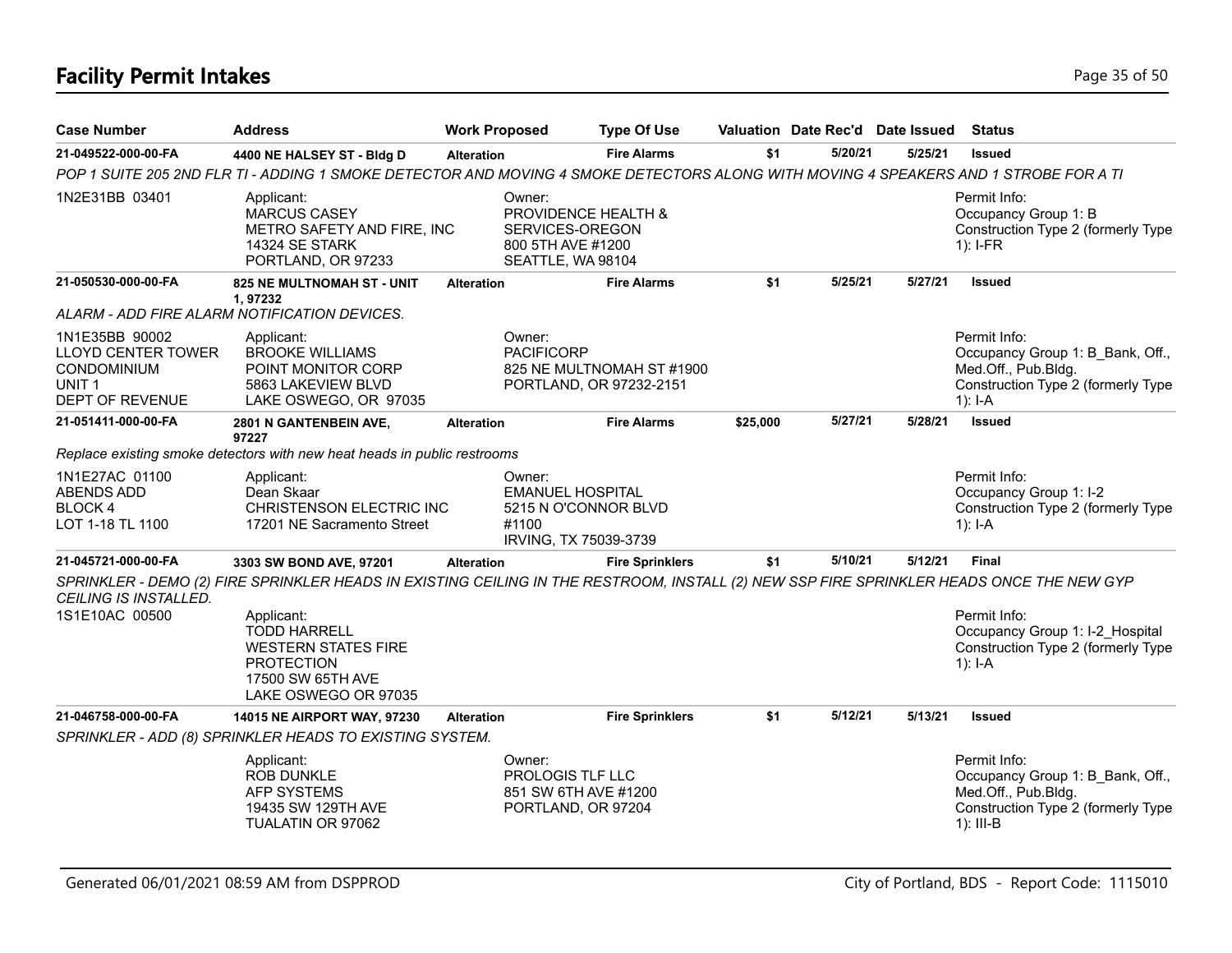# Facility Permit Intakes

| Case Number | Address | Work Proposed | Type Of Use | Valuation | Date Rec'd | Date Issued | Status |
|---|---|---|---|---|---|---|---|
| **21-049522-000-00-FA** | **4400 NE HALSEY ST - Bldg D** | **Alteration** | **Fire Alarms** | **$1** | **5/20/21** | **5/25/21** | **Issued** |
| *POP 1 SUITE 205 2ND FLR TI - ADDING 1 SMOKE DETECTOR AND MOVING 4 SMOKE DETECTORS ALONG WITH MOVING 4 SPEAKERS AND 1 STROBE FOR A TI* | | | | | | | |
| 1N2E31BB 03401 | Applicant: MARCUS CASEY METRO SAFETY AND FIRE, INC 14324 SE STARK PORTLAND, OR 97233 | Owner: PROVIDENCE HEALTH & SERVICES-OREGON 800 5TH AVE #1200 SEATTLE, WA 98104 | | | | | Permit Info: Occupancy Group 1: B Construction Type 2 (formerly Type 1): I-FR |
| **21-050530-000-00-FA** | **825 NE MULTNOMAH ST - UNIT 1, 97232** | **Alteration** | **Fire Alarms** | **$1** | **5/25/21** | **5/27/21** | **Issued** |
| *ALARM - ADD FIRE ALARM NOTIFICATION DEVICES.* | | | | | | | |
| 1N1E35BB 90002 LLOYD CENTER TOWER CONDOMINIUM UNIT 1 DEPT OF REVENUE | Applicant: BROOKE WILLIAMS POINT MONITOR CORP 5863 LAKEVIEW BLVD LAKE OSWEGO, OR 97035 | Owner: PACIFICORP 825 NE MULTNOMAH ST #1900 PORTLAND, OR 97232-2151 | | | | | Permit Info: Occupancy Group 1: B_Bank, Off., Med.Off., Pub.Bldg. Construction Type 2 (formerly Type 1): I-A |
| **21-051411-000-00-FA** | **2801 N GANTENBEIN AVE, 97227** | **Alteration** | **Fire Alarms** | **$25,000** | **5/27/21** | **5/28/21** | **Issued** |
| *Replace existing smoke detectors with new heat heads in public restrooms* | | | | | | | |
| 1N1E27AC 01100 ABENDS ADD BLOCK 4 LOT 1-18 TL 1100 | Applicant: Dean Skaar CHRISTENSON ELECTRIC INC 17201 NE Sacramento Street | Owner: EMANUEL HOSPITAL 5215 N O'CONNOR BLVD #1100 IRVING, TX 75039-3739 | | | | | Permit Info: Occupancy Group 1: I-2 Construction Type 2 (formerly Type 1): I-A |
| **21-045721-000-00-FA** | **3303 SW BOND AVE, 97201** | **Alteration** | **Fire Sprinklers** | **$1** | **5/10/21** | **5/12/21** | **Final** |
| *SPRINKLER - DEMO (2) FIRE SPRINKLER HEADS IN EXISTING CEILING IN THE RESTROOM, INSTALL (2) NEW SSP FIRE SPRINKLER HEADS ONCE THE NEW GYP CEILING IS INSTALLED.* | | | | | | | |
| 1S1E10AC 00500 | Applicant: TODD HARRELL WESTERN STATES FIRE PROTECTION 17500 SW 65TH AVE LAKE OSWEGO OR 97035 | | | | | | Permit Info: Occupancy Group 1: I-2_Hospital Construction Type 2 (formerly Type 1): I-A |
| **21-046758-000-00-FA** | **14015 NE AIRPORT WAY, 97230** | **Alteration** | **Fire Sprinklers** | **$1** | **5/12/21** | **5/13/21** | **Issued** |
| *SPRINKLER - ADD (8) SPRINKLER HEADS TO EXISTING SYSTEM.* | | | | | | | |
| | Applicant: ROB DUNKLE AFP SYSTEMS 19435 SW 129TH AVE TUALATIN OR 97062 | Owner: PROLOGIS TLF LLC 851 SW 6TH AVE #1200 PORTLAND, OR 97204 | | | | | Permit Info: Occupancy Group 1: B_Bank, Off., Med.Off., Pub.Bldg. Construction Type 2 (formerly Type 1): III-B |

Generated 06/01/2021 08:59 AM from DSPPROD — City of Portland, BDS - Report Code: 1115010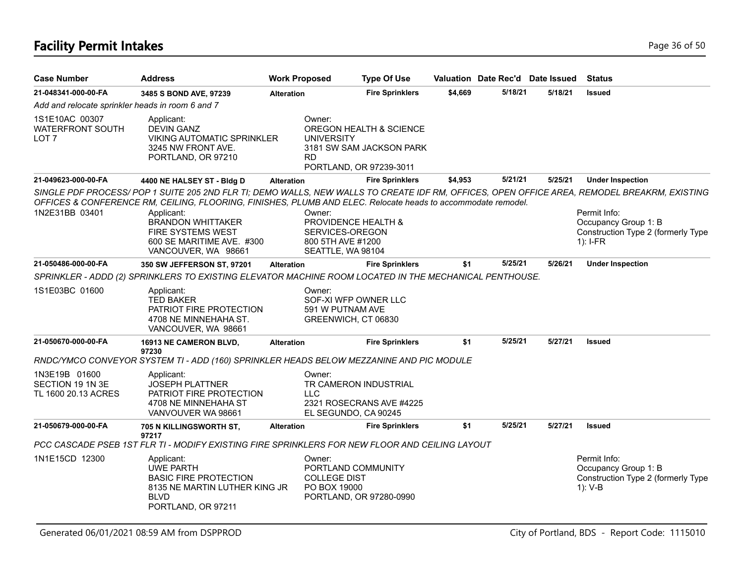# Facility Permit Intakes

| Case Number | Address | Work Proposed | Type Of Use | Valuation | Date Rec'd | Date Issued | Status |
|---|---|---|---|---|---|---|---|
| 21-048341-000-00-FA | 3485 S BOND AVE, 97239 | Alteration | Fire Sprinklers | $4,669 | 5/18/21 | 5/18/21 | Issued |

*Add and relocate sprinkler heads in room 6 and 7*

1S1E10AC 00307
WATERFRONT SOUTH
LOT 7

Applicant:
DEVIN GANZ
VIKING AUTOMATIC SPRINKLER
3245 NW FRONT AVE.
PORTLAND, OR 97210

Owner:
OREGON HEALTH & SCIENCE UNIVERSITY
3181 SW SAM JACKSON PARK RD
PORTLAND, OR 97239-3011

| Case Number | Address | Work Proposed | Type Of Use | Valuation | Date Rec'd | Date Issued | Status |
|---|---|---|---|---|---|---|---|
| 21-049623-000-00-FA | 4400 NE HALSEY ST - Bldg D | Alteration | Fire Sprinklers | $4,953 | 5/21/21 | 5/25/21 | Under Inspection |

*SINGLE PDF PROCESS/ POP 1 SUITE 205 2ND FLR TI; DEMO WALLS, NEW WALLS TO CREATE IDF RM, OFFICES, OPEN OFFICE AREA, REMODEL BREAKRM, EXISTING OFFICES & CONFERENCE RM, CEILING, FLOORING, FINISHES, PLUMB AND ELEC. Relocate heads to accommodate remodel.*

1N2E31BB 03401

Applicant:
BRANDON WHITTAKER
FIRE SYSTEMS WEST
600 SE MARITIME AVE. #300
VANCOUVER, WA 98661

Owner:
PROVIDENCE HEALTH & SERVICES-OREGON
800 5TH AVE #1200
SEATTLE, WA 98104

Permit Info:
Occupancy Group 1: B
Construction Type 2 (formerly Type 1): I-FR

| Case Number | Address | Work Proposed | Type Of Use | Valuation | Date Rec'd | Date Issued | Status |
|---|---|---|---|---|---|---|---|
| 21-050486-000-00-FA | 350 SW JEFFERSON ST, 97201 | Alteration | Fire Sprinklers | $1 | 5/25/21 | 5/26/21 | Under Inspection |

*SPRINKLER - ADDD (2) SPRINKLERS TO EXISTING ELEVATOR MACHINE ROOM LOCATED IN THE MECHANICAL PENTHOUSE.*

1S1E03BC 01600

Applicant:
TED BAKER
PATRIOT FIRE PROTECTION
4708 NE MINNEHAHA ST.
VANCOUVER, WA 98661

Owner:
SOF-XI WFP OWNER LLC
591 W PUTNAM AVE
GREENWICH, CT 06830

| Case Number | Address | Work Proposed | Type Of Use | Valuation | Date Rec'd | Date Issued | Status |
|---|---|---|---|---|---|---|---|
| 21-050670-000-00-FA | 16913 NE CAMERON BLVD, 97230 | Alteration | Fire Sprinklers | $1 | 5/25/21 | 5/27/21 | Issued |

*RNDC/YMCO CONVEYOR SYSTEM TI - ADD (160) SPRINKLER HEADS BELOW MEZZANINE AND PIC MODULE*

1N3E19B 01600
SECTION 19 1N 3E
TL 1600 20.13 ACRES

Applicant:
JOSEPH PLATTNER
PATRIOT FIRE PROTECTION
4708 NE MINNEHAHA ST
VANVOUVER WA 98661

Owner:
TR CAMERON INDUSTRIAL LLC
2321 ROSECRANS AVE #4225
EL SEGUNDO, CA 90245

| Case Number | Address | Work Proposed | Type Of Use | Valuation | Date Rec'd | Date Issued | Status |
|---|---|---|---|---|---|---|---|
| 21-050679-000-00-FA | 705 N KILLINGSWORTH ST, 97217 | Alteration | Fire Sprinklers | $1 | 5/25/21 | 5/27/21 | Issued |

*PCC CASCADE PSEB 1ST FLR TI - MODIFY EXISTING FIRE SPRINKLERS FOR NEW FLOOR AND CEILING LAYOUT*

1N1E15CD 12300

Applicant:
UWE PARTH
BASIC FIRE PROTECTION
8135 NE MARTIN LUTHER KING JR BLVD
PORTLAND, OR 97211

Owner:
PORTLAND COMMUNITY COLLEGE DIST
PO BOX 19000
PORTLAND, OR 97280-0990

Permit Info:
Occupancy Group 1: B
Construction Type 2 (formerly Type 1): V-B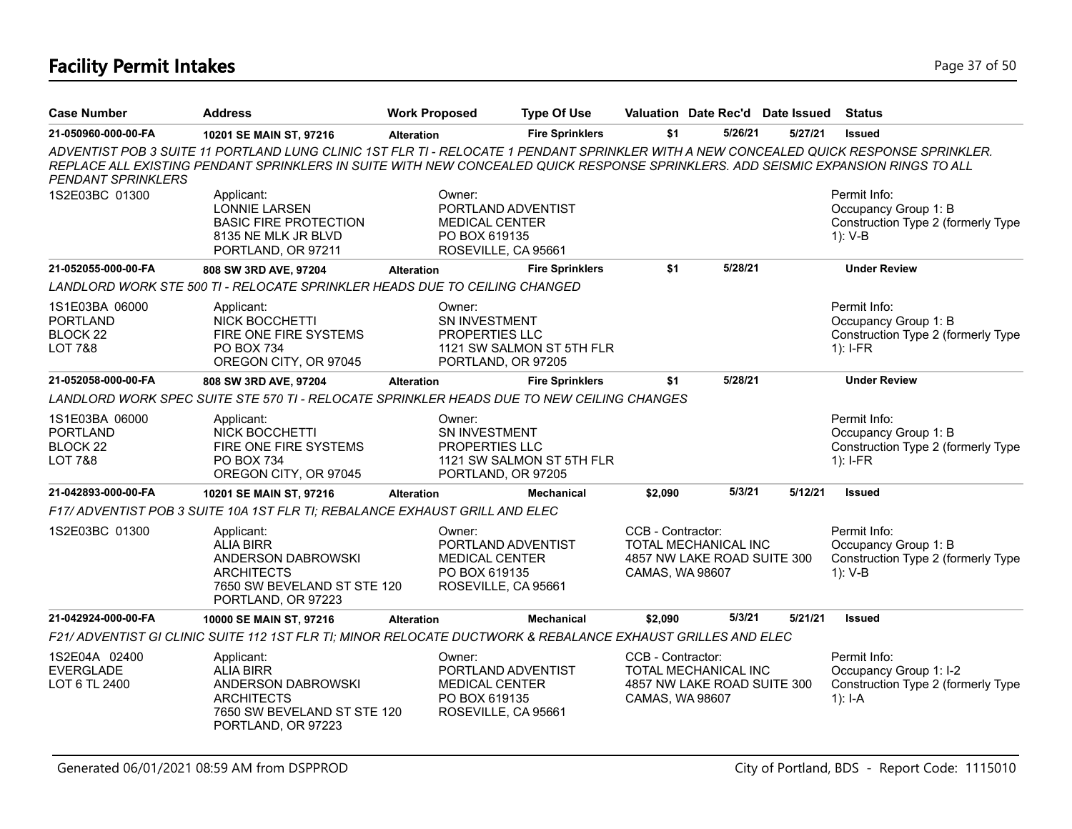# Facility Permit Intakes

| Case Number | Address | Work Proposed | Type Of Use | Valuation | Date Rec'd | Date Issued | Status |
|---|---|---|---|---|---|---|---|
| 21-050960-000-00-FA | 10201 SE MAIN ST, 97216 | Alteration | Fire Sprinklers | $1 | 5/26/21 | 5/27/21 | Issued |

*ADVENTIST POB 3 SUITE 11 PORTLAND LUNG CLINIC 1ST FLR TI - RELOCATE 1 PENDANT SPRINKLER WITH A NEW CONCEALED QUICK RESPONSE SPRINKLER. REPLACE ALL EXISTING PENDANT SPRINKLERS IN SUITE WITH NEW CONCEALED QUICK RESPONSE SPRINKLERS. ADD SEISMIC EXPANSION RINGS TO ALL PENDANT SPRINKLERS*

1S2E03BC 01300

Applicant:
LONNIE LARSEN
BASIC FIRE PROTECTION
8135 NE MLK JR BLVD
PORTLAND, OR 97211

Owner:
PORTLAND ADVENTIST
MEDICAL CENTER
PO BOX 619135
ROSEVILLE, CA 95661

Permit Info:
Occupancy Group 1: B
Construction Type 2 (formerly Type 1): V-B

---

| Case Number | Address | Work Proposed | Type Of Use | Valuation | Date Rec'd | Date Issued | Status |
|---|---|---|---|---|---|---|---|
| 21-052055-000-00-FA | 808 SW 3RD AVE, 97204 | Alteration | Fire Sprinklers | $1 | 5/28/21 | | Under Review |

*LANDLORD WORK STE 500 TI - RELOCATE SPRINKLER HEADS DUE TO CEILING CHANGED*

1S1E03BA 06000
PORTLAND
BLOCK 22
LOT 7&8

Applicant:
NICK BOCCHETTI
FIRE ONE FIRE SYSTEMS
PO BOX 734
OREGON CITY, OR 97045

Owner:
SN INVESTMENT
PROPERTIES LLC
1121 SW SALMON ST 5TH FLR
PORTLAND, OR 97205

Permit Info:
Occupancy Group 1: B
Construction Type 2 (formerly Type 1): I-FR

---

| Case Number | Address | Work Proposed | Type Of Use | Valuation | Date Rec'd | Date Issued | Status |
|---|---|---|---|---|---|---|---|
| 21-052058-000-00-FA | 808 SW 3RD AVE, 97204 | Alteration | Fire Sprinklers | $1 | 5/28/21 | | Under Review |

*LANDLORD WORK SPEC SUITE STE 570 TI - RELOCATE SPRINKLER HEADS DUE TO NEW CEILING CHANGES*

1S1E03BA 06000
PORTLAND
BLOCK 22
LOT 7&8

Applicant:
NICK BOCCHETTI
FIRE ONE FIRE SYSTEMS
PO BOX 734
OREGON CITY, OR 97045

Owner:
SN INVESTMENT
PROPERTIES LLC
1121 SW SALMON ST 5TH FLR
PORTLAND, OR 97205

Permit Info:
Occupancy Group 1: B
Construction Type 2 (formerly Type 1): I-FR

---

| Case Number | Address | Work Proposed | Type Of Use | Valuation | Date Rec'd | Date Issued | Status |
|---|---|---|---|---|---|---|---|
| 21-042893-000-00-FA | 10201 SE MAIN ST, 97216 | Alteration | Mechanical | $2,090 | 5/3/21 | 5/12/21 | Issued |

*F17/ ADVENTIST POB 3 SUITE 10A 1ST FLR TI; REBALANCE EXHAUST GRILL AND ELEC*

1S2E03BC 01300

Applicant:
ALIA BIRR
ANDERSON DABROWSKI
ARCHITECTS
7650 SW BEVELAND ST STE 120
PORTLAND, OR 97223

Owner:
PORTLAND ADVENTIST
MEDICAL CENTER
PO BOX 619135
ROSEVILLE, CA 95661

CCB - Contractor:
TOTAL MECHANICAL INC
4857 NW LAKE ROAD SUITE 300
CAMAS, WA 98607

Permit Info:
Occupancy Group 1: B
Construction Type 2 (formerly Type 1): V-B

---

| Case Number | Address | Work Proposed | Type Of Use | Valuation | Date Rec'd | Date Issued | Status |
|---|---|---|---|---|---|---|---|
| 21-042924-000-00-FA | 10000 SE MAIN ST, 97216 | Alteration | Mechanical | $2,090 | 5/3/21 | 5/21/21 | Issued |

*F21/ ADVENTIST GI CLINIC SUITE 112 1ST FLR TI; MINOR RELOCATE DUCTWORK & REBALANCE EXHAUST GRILLES AND ELEC*

1S2E04A 02400
EVERGLADE
LOT 6 TL 2400

Applicant:
ALIA BIRR
ANDERSON DABROWSKI
ARCHITECTS
7650 SW BEVELAND ST STE 120
PORTLAND, OR 97223

Owner:
PORTLAND ADVENTIST
MEDICAL CENTER
PO BOX 619135
ROSEVILLE, CA 95661

CCB - Contractor:
TOTAL MECHANICAL INC
4857 NW LAKE ROAD SUITE 300
CAMAS, WA 98607

Permit Info:
Occupancy Group 1: I-2
Construction Type 2 (formerly Type 1): I-A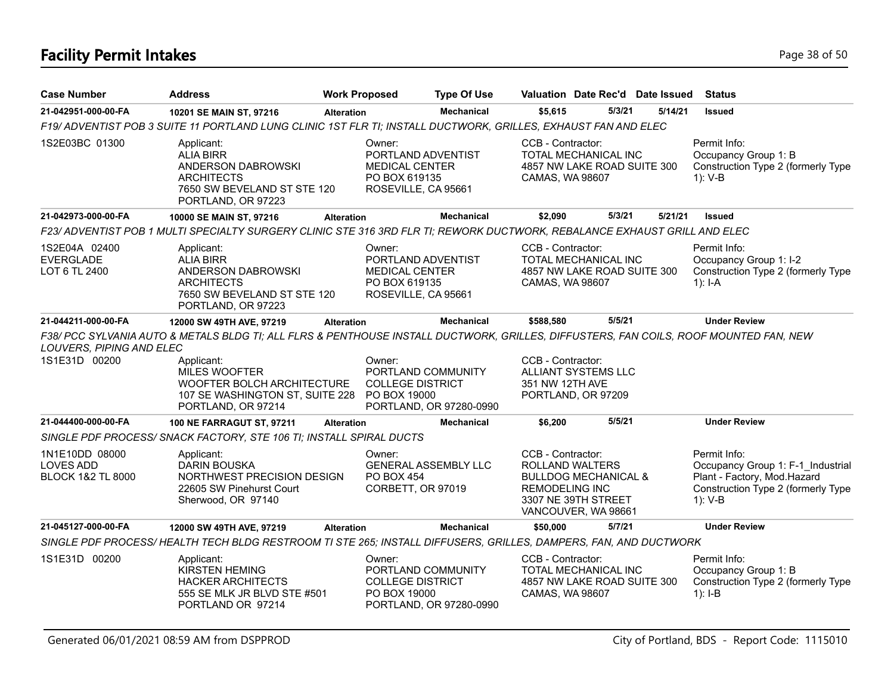# Facility Permit Intakes

| Case Number | Address | Work Proposed | Type Of Use | Valuation | Date Rec'd | Date Issued | Status |
|---|---|---|---|---|---|---|---|
| **21-042951-000-00-FA** | **10201 SE MAIN ST, 97216** | **Alteration** | **Mechanical** | **$5,615** | **5/3/21** | **5/14/21** | **Issued** |

*F19/ ADVENTIST POB 3 SUITE 11 PORTLAND LUNG CLINIC 1ST FLR TI; INSTALL DUCTWORK, GRILLES, EXHAUST FAN AND ELEC*

1S2E03BC 01300

Applicant: ALIA BIRR, ANDERSON DABROWSKI ARCHITECTS, 7650 SW BEVELAND ST STE 120, PORTLAND, OR 97223

Owner: PORTLAND ADVENTIST MEDICAL CENTER, PO BOX 619135, ROSEVILLE, CA 95661

CCB - Contractor: TOTAL MECHANICAL INC, 4857 NW LAKE ROAD SUITE 300, CAMAS, WA 98607

Permit Info: Occupancy Group 1: B; Construction Type 2 (formerly Type 1): V-B

| Case Number | Address | Work Proposed | Type Of Use | Valuation | Date Rec'd | Date Issued | Status |
|---|---|---|---|---|---|---|---|
| **21-042973-000-00-FA** | **10000 SE MAIN ST, 97216** | **Alteration** | **Mechanical** | **$2,090** | **5/3/21** | **5/21/21** | **Issued** |

*F23/ ADVENTIST POB 1 MULTI SPECIALTY SURGERY CLINIC STE 316 3RD FLR TI; REWORK DUCTWORK, REBALANCE EXHAUST GRILL AND ELEC*

1S2E04A 02400, EVERGLADE, LOT 6 TL 2400

Applicant: ALIA BIRR, ANDERSON DABROWSKI ARCHITECTS, 7650 SW BEVELAND ST STE 120, PORTLAND, OR 97223

Owner: PORTLAND ADVENTIST MEDICAL CENTER, PO BOX 619135, ROSEVILLE, CA 95661

CCB - Contractor: TOTAL MECHANICAL INC, 4857 NW LAKE ROAD SUITE 300, CAMAS, WA 98607

Permit Info: Occupancy Group 1: I-2; Construction Type 2 (formerly Type 1): I-A

| Case Number | Address | Work Proposed | Type Of Use | Valuation | Date Rec'd | Date Issued | Status |
|---|---|---|---|---|---|---|---|
| **21-044211-000-00-FA** | **12000 SW 49TH AVE, 97219** | **Alteration** | **Mechanical** | **$588,580** | **5/5/21** | | **Under Review** |

*F38/ PCC SYLVANIA AUTO & METALS BLDG TI; ALL FLRS & PENTHOUSE INSTALL DUCTWORK, GRILLES, DIFFUSTERS, FAN COILS, ROOF MOUNTED FAN, NEW LOUVERS, PIPING AND ELEC*

1S1E31D 00200

Applicant: MILES WOOFTER, WOOFTER BOLCH ARCHITECTURE, 107 SE WASHINGTON ST, SUITE 228, PORTLAND, OR 97214

Owner: PORTLAND COMMUNITY COLLEGE DISTRICT, PO BOX 19000, PORTLAND, OR 97280-0990

CCB - Contractor: ALLIANT SYSTEMS LLC, 351 NW 12TH AVE, PORTLAND, OR 97209

| Case Number | Address | Work Proposed | Type Of Use | Valuation | Date Rec'd | Date Issued | Status |
|---|---|---|---|---|---|---|---|
| **21-044400-000-00-FA** | **100 NE FARRAGUT ST, 97211** | **Alteration** | **Mechanical** | **$6,200** | **5/5/21** | | **Under Review** |

*SINGLE PDF PROCESS/ SNACK FACTORY, STE 106 TI; INSTALL SPIRAL DUCTS*

1N1E10DD 08000, LOVES ADD, BLOCK 1&2 TL 8000

Applicant: DARIN BOUSKA, NORTHWEST PRECISION DESIGN, 22605 SW Pinehurst Court, Sherwood, OR 97140

Owner: GENERAL ASSEMBLY LLC, PO BOX 454, CORBETT, OR 97019

CCB - Contractor: ROLLAND WALTERS, BULLDOG MECHANICAL & REMODELING INC, 3307 NE 39TH STREET, VANCOUVER, WA 98661

Permit Info: Occupancy Group 1: F-1_Industrial Plant - Factory, Mod.Hazard; Construction Type 2 (formerly Type 1): V-B

| Case Number | Address | Work Proposed | Type Of Use | Valuation | Date Rec'd | Date Issued | Status |
|---|---|---|---|---|---|---|---|
| **21-045127-000-00-FA** | **12000 SW 49TH AVE, 97219** | **Alteration** | **Mechanical** | **$50,000** | **5/7/21** | | **Under Review** |

*SINGLE PDF PROCESS/ HEALTH TECH BLDG RESTROOM TI STE 265; INSTALL DIFFUSERS, GRILLES, DAMPERS, FAN, AND DUCTWORK*

1S1E31D 00200

Applicant: KIRSTEN HEMING, HACKER ARCHITECTS, 555 SE MLK JR BLVD STE #501, PORTLAND OR 97214

Owner: PORTLAND COMMUNITY COLLEGE DISTRICT, PO BOX 19000, PORTLAND, OR 97280-0990

CCB - Contractor: TOTAL MECHANICAL INC, 4857 NW LAKE ROAD SUITE 300, CAMAS, WA 98607

Permit Info: Occupancy Group 1: B; Construction Type 2 (formerly Type 1): I-B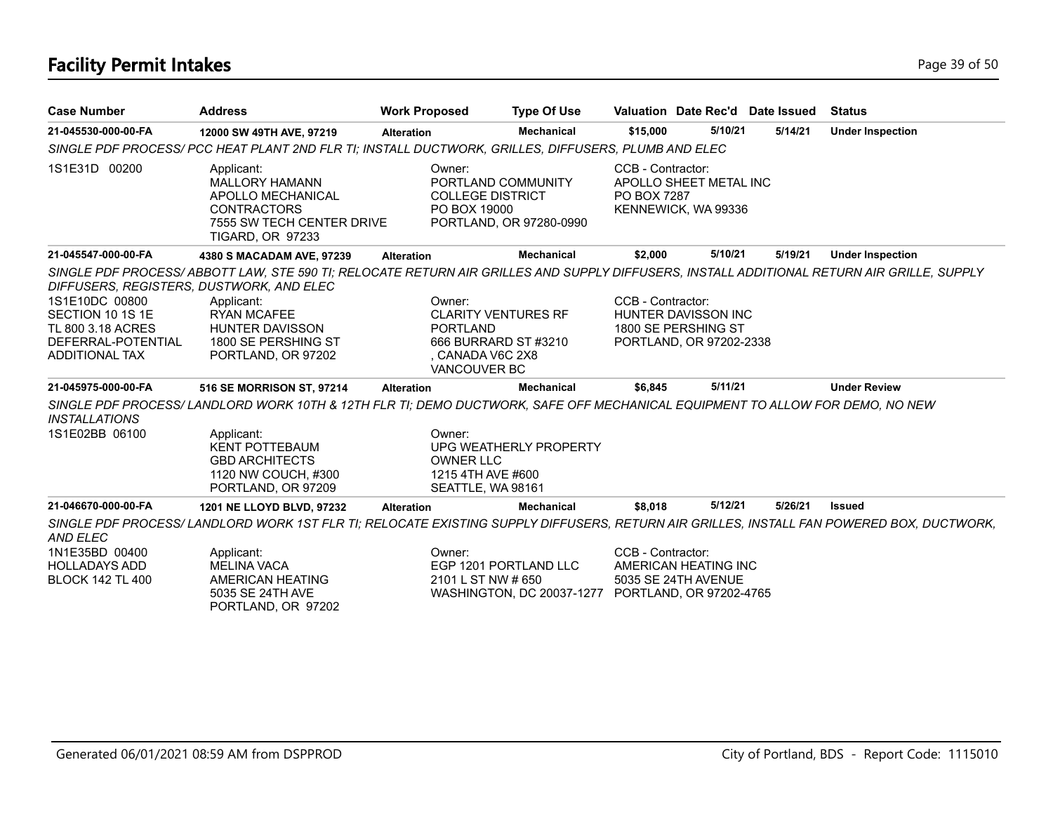# Facility Permit Intakes

| Case Number | Address | Work Proposed | Type Of Use | Valuation | Date Rec'd | Date Issued | Status |
|---|---|---|---|---|---|---|---|
| 21-045530-000-00-FA | 12000 SW 49TH AVE, 97219 | Alteration | Mechanical | $15,000 | 5/10/21 | 5/14/21 | Under Inspection |

*SINGLE PDF PROCESS/ PCC HEAT PLANT 2ND FLR TI; INSTALL DUCTWORK, GRILLES, DIFFUSERS, PLUMB AND ELEC*

1S1E31D 00200

Applicant:
MALLORY HAMANN
APOLLO MECHANICAL CONTRACTORS
7555 SW TECH CENTER DRIVE
TIGARD, OR 97233

Owner:
PORTLAND COMMUNITY COLLEGE DISTRICT
PO BOX 19000
PORTLAND, OR 97280-0990

CCB - Contractor:
APOLLO SHEET METAL INC
PO BOX 7287
KENNEWICK, WA 99336

| Case Number | Address | Work Proposed | Type Of Use | Valuation | Date Rec'd | Date Issued | Status |
|---|---|---|---|---|---|---|---|
| 21-045547-000-00-FA | 4380 S MACADAM AVE, 97239 | Alteration | Mechanical | $2,000 | 5/10/21 | 5/19/21 | Under Inspection |

*SINGLE PDF PROCESS/ ABBOTT LAW, STE 590 TI; RELOCATE RETURN AIR GRILLES AND SUPPLY DIFFUSERS, INSTALL ADDITIONAL RETURN AIR GRILLE, SUPPLY DIFFUSERS, REGISTERS, DUSTWORK, AND ELEC*

1S1E10DC 00800
SECTION 10 1S 1E
TL 800 3.18 ACRES
DEFERRAL-POTENTIAL ADDITIONAL TAX

Applicant:
RYAN MCAFEE
HUNTER DAVISSON
1800 SE PERSHING ST
PORTLAND, OR 97202

Owner:
CLARITY VENTURES RF PORTLAND
666 BURRARD ST #3210
, CANADA V6C 2X8
VANCOUVER BC

CCB - Contractor:
HUNTER DAVISSON INC
1800 SE PERSHING ST
PORTLAND, OR 97202-2338

| Case Number | Address | Work Proposed | Type Of Use | Valuation | Date Rec'd | Date Issued | Status |
|---|---|---|---|---|---|---|---|
| 21-045975-000-00-FA | 516 SE MORRISON ST, 97214 | Alteration | Mechanical | $6,845 | 5/11/21 | | Under Review |

*SINGLE PDF PROCESS/ LANDLORD WORK 10TH & 12TH FLR TI; DEMO DUCTWORK, SAFE OFF MECHANICAL EQUIPMENT TO ALLOW FOR DEMO, NO NEW INSTALLATIONS*

1S1E02BB 06100

Applicant:
KENT POTTEBAUM
GBD ARCHITECTS
1120 NW COUCH, #300
PORTLAND, OR 97209

Owner:
UPG WEATHERLY PROPERTY OWNER LLC
1215 4TH AVE #600
SEATTLE, WA 98161

| Case Number | Address | Work Proposed | Type Of Use | Valuation | Date Rec'd | Date Issued | Status |
|---|---|---|---|---|---|---|---|
| 21-046670-000-00-FA | 1201 NE LLOYD BLVD, 97232 | Alteration | Mechanical | $8,018 | 5/12/21 | 5/26/21 | Issued |

*SINGLE PDF PROCESS/ LANDLORD WORK 1ST FLR TI; RELOCATE EXISTING SUPPLY DIFFUSERS, RETURN AIR GRILLES, INSTALL FAN POWERED BOX, DUCTWORK, AND ELEC*

1N1E35BD 00400
HOLLADAYS ADD
BLOCK 142 TL 400

Applicant:
MELINA VACA
AMERICAN HEATING
5035 SE 24TH AVE
PORTLAND, OR 97202

Owner:
EGP 1201 PORTLAND LLC
2101 L ST NW # 650
WASHINGTON, DC 20037-1277

CCB - Contractor:
AMERICAN HEATING INC
5035 SE 24TH AVENUE
PORTLAND, OR 97202-4765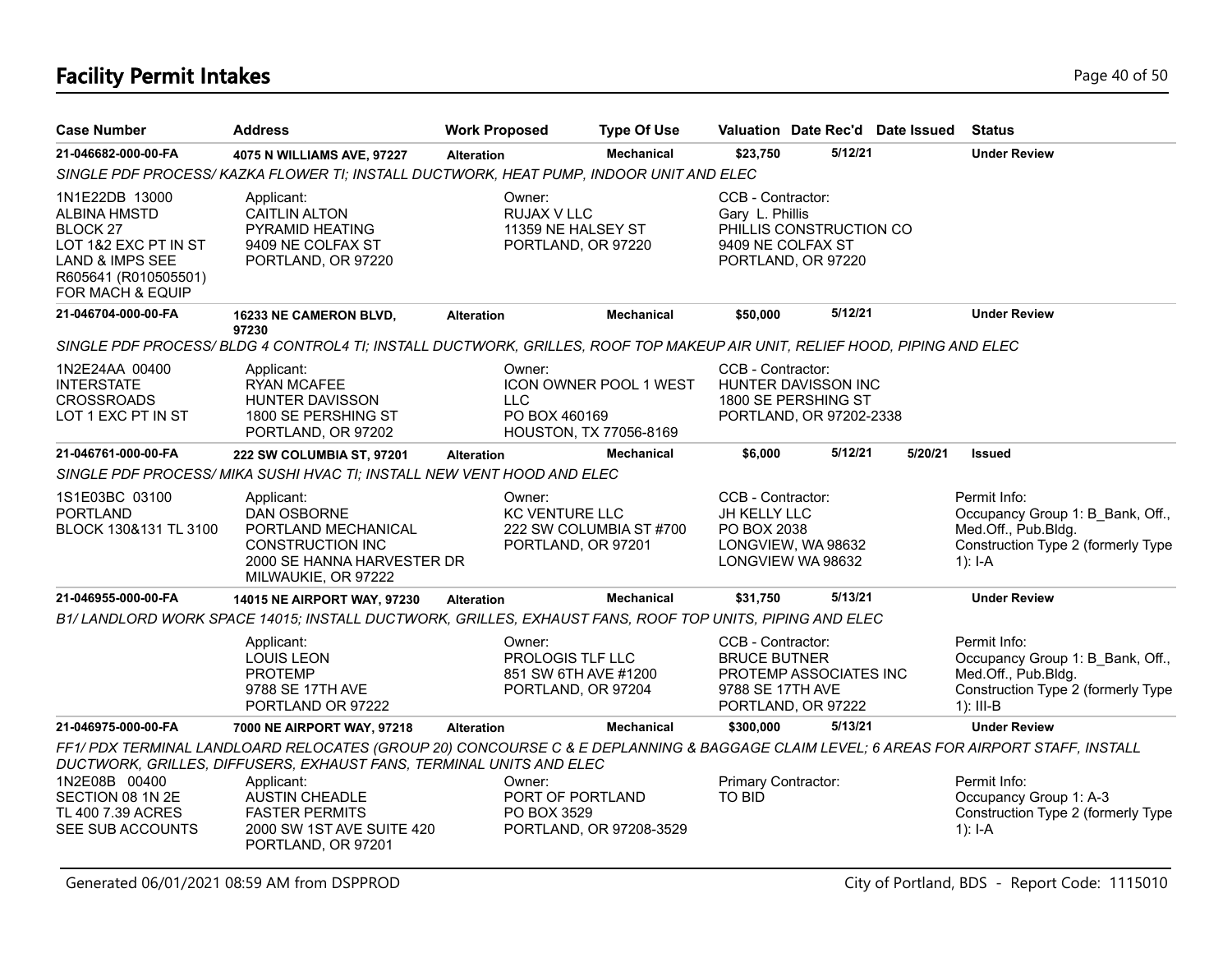# Facility Permit Intakes

| Case Number | Address | Work Proposed | Type Of Use | Valuation | Date Rec'd | Date Issued | Status |
|---|---|---|---|---|---|---|---|
| 21-046682-000-00-FA | 4075 N WILLIAMS AVE, 97227 | Alteration | Mechanical | $23,750 | 5/12/21 | | Under Review |

SINGLE PDF PROCESS/ KAZKA FLOWER TI; INSTALL DUCTWORK, HEAT PUMP, INDOOR UNIT AND ELEC

1N1E22DB 13000
ALBINA HMSTD
BLOCK 27
LOT 1&2 EXC PT IN ST
LAND & IMPS SEE
R605641 (R010505501)
FOR MACH & EQUIP

Applicant:
CAITLIN ALTON
PYRAMID HEATING
9409 NE COLFAX ST
PORTLAND, OR 97220

Owner:
RUJAX V LLC
11359 NE HALSEY ST
PORTLAND, OR 97220

CCB - Contractor:
Gary L. Phillis
PHILLIS CONSTRUCTION CO
9409 NE COLFAX ST
PORTLAND, OR 97220

| Case Number | Address | Work Proposed | Type Of Use | Valuation | Date Rec'd | Date Issued | Status |
|---|---|---|---|---|---|---|---|
| 21-046704-000-00-FA | 16233 NE CAMERON BLVD, 97230 | Alteration | Mechanical | $50,000 | 5/12/21 | | Under Review |

SINGLE PDF PROCESS/ BLDG 4 CONTROL4 TI; INSTALL DUCTWORK, GRILLES, ROOF TOP MAKEUP AIR UNIT, RELIEF HOOD, PIPING AND ELEC

1N2E24AA 00400
INTERSTATE
CROSSROADS
LOT 1 EXC PT IN ST

Applicant:
RYAN MCAFEE
HUNTER DAVISSON
1800 SE PERSHING ST
PORTLAND, OR 97202

Owner:
ICON OWNER POOL 1 WEST
LLC
PO BOX 460169
HOUSTON, TX 77056-8169

CCB - Contractor:
HUNTER DAVISSON INC
1800 SE PERSHING ST
PORTLAND, OR 97202-2338

| Case Number | Address | Work Proposed | Type Of Use | Valuation | Date Rec'd | Date Issued | Status |
|---|---|---|---|---|---|---|---|
| 21-046761-000-00-FA | 222 SW COLUMBIA ST, 97201 | Alteration | Mechanical | $6,000 | 5/12/21 | 5/20/21 | Issued |

SINGLE PDF PROCESS/ MIKA SUSHI HVAC TI; INSTALL NEW VENT HOOD AND ELEC

1S1E03BC 03100
PORTLAND
BLOCK 130&131 TL 3100

Applicant:
DAN OSBORNE
PORTLAND MECHANICAL
CONSTRUCTION INC
2000 SE HANNA HARVESTER DR
MILWAUKIE, OR 97222

Owner:
KC VENTURE LLC
222 SW COLUMBIA ST #700
PORTLAND, OR 97201

CCB - Contractor:
JH KELLY LLC
PO BOX 2038
LONGVIEW, WA 98632
LONGVIEW WA 98632

Permit Info:
Occupancy Group 1: B_Bank, Off., Med.Off., Pub.Bldg.
Construction Type 2 (formerly Type 1): I-A

| Case Number | Address | Work Proposed | Type Of Use | Valuation | Date Rec'd | Date Issued | Status |
|---|---|---|---|---|---|---|---|
| 21-046955-000-00-FA | 14015 NE AIRPORT WAY, 97230 | Alteration | Mechanical | $31,750 | 5/13/21 | | Under Review |

B1/ LANDLORD WORK SPACE 14015; INSTALL DUCTWORK, GRILLES, EXHAUST FANS, ROOF TOP UNITS, PIPING AND ELEC

Applicant:
LOUIS LEON
PROTEMP
9788 SE 17TH AVE
PORTLAND OR 97222

Owner:
PROLOGIS TLF LLC
851 SW 6TH AVE #1200
PORTLAND, OR 97204

CCB - Contractor:
BRUCE BUTNER
PROTEMP ASSOCIATES INC
9788 SE 17TH AVE
PORTLAND, OR 97222

Permit Info:
Occupancy Group 1: B_Bank, Off., Med.Off., Pub.Bldg.
Construction Type 2 (formerly Type 1): III-B

| Case Number | Address | Work Proposed | Type Of Use | Valuation | Date Rec'd | Date Issued | Status |
|---|---|---|---|---|---|---|---|
| 21-046975-000-00-FA | 7000 NE AIRPORT WAY, 97218 | Alteration | Mechanical | $300,000 | 5/13/21 | | Under Review |

FF1/ PDX TERMINAL LANDLOARD RELOCATES (GROUP 20) CONCOURSE C & E DEPLANNING & BAGGAGE CLAIM LEVEL; 6 AREAS FOR AIRPORT STAFF, INSTALL DUCTWORK, GRILLES, DIFFUSERS, EXHAUST FANS, TERMINAL UNITS AND ELEC

1N2E08B 00400
SECTION 08 1N 2E
TL 400 7.39 ACRES
SEE SUB ACCOUNTS

Applicant:
AUSTIN CHEADLE
FASTER PERMITS
2000 SW 1ST AVE SUITE 420
PORTLAND, OR 97201

Owner:
PORT OF PORTLAND
PO BOX 3529
PORTLAND, OR 97208-3529

Primary Contractor:
TO BID

Permit Info:
Occupancy Group 1: A-3
Construction Type 2 (formerly Type 1): I-A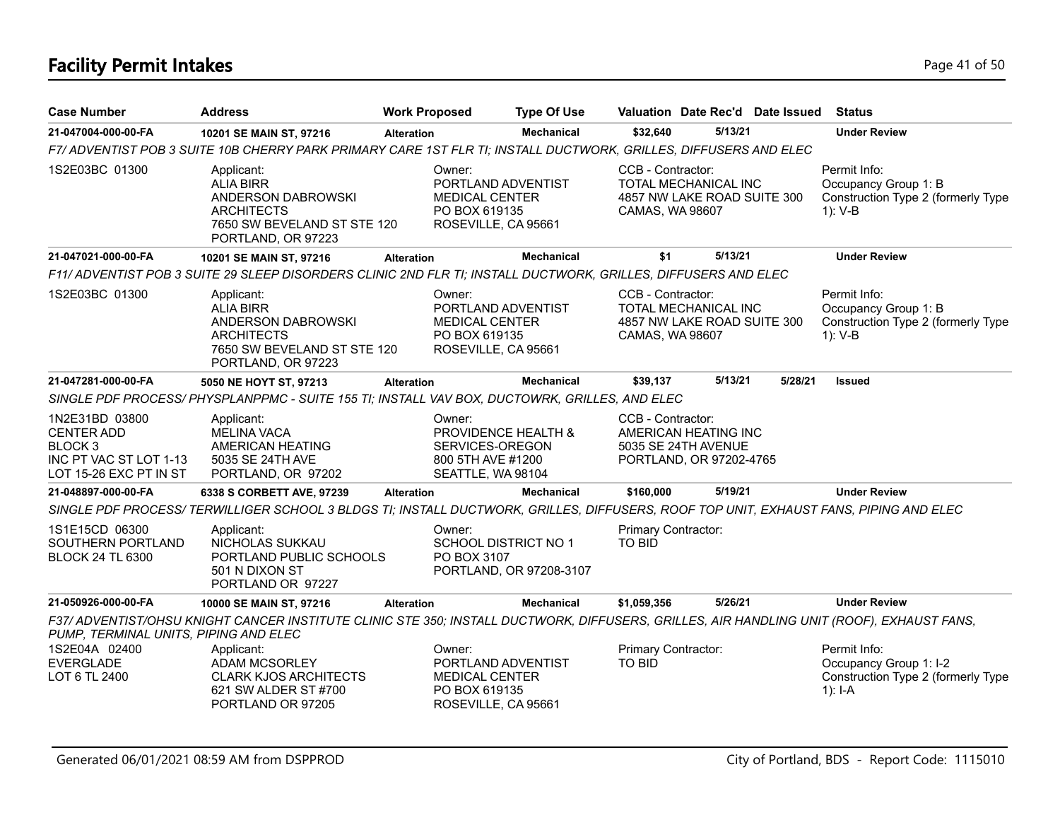## Facility Permit Intakes

| Case Number | Address | Work Proposed | Type Of Use | Valuation | Date Rec'd | Date Issued | Status |
|---|---|---|---|---|---|---|---|
| **21-047004-000-00-FA** | **10201 SE MAIN ST, 97216** | **Alteration** | **Mechanical** | **$32,640** | **5/13/21** | | **Under Review** |

*F7/ ADVENTIST POB 3 SUITE 10B CHERRY PARK PRIMARY CARE 1ST FLR TI; INSTALL DUCTWORK, GRILLES, DIFFUSERS AND ELEC*

1S2E03BC 01300

Applicant: ALIA BIRR, ANDERSON DABROWSKI ARCHITECTS, 7650 SW BEVELAND ST STE 120, PORTLAND, OR 97223

Owner: PORTLAND ADVENTIST MEDICAL CENTER, PO BOX 619135, ROSEVILLE, CA 95661

CCB - Contractor: TOTAL MECHANICAL INC, 4857 NW LAKE ROAD SUITE 300, CAMAS, WA 98607

Permit Info: Occupancy Group 1: B; Construction Type 2 (formerly Type 1): V-B

| Case Number | Address | Work Proposed | Type Of Use | Valuation | Date Rec'd | Date Issued | Status |
|---|---|---|---|---|---|---|---|
| **21-047021-000-00-FA** | **10201 SE MAIN ST, 97216** | **Alteration** | **Mechanical** | **$1** | **5/13/21** | | **Under Review** |

*F11/ ADVENTIST POB 3 SUITE 29 SLEEP DISORDERS CLINIC 2ND FLR TI; INSTALL DUCTWORK, GRILLES, DIFFUSERS AND ELEC*

1S2E03BC 01300

Applicant: ALIA BIRR, ANDERSON DABROWSKI ARCHITECTS, 7650 SW BEVELAND ST STE 120, PORTLAND, OR 97223

Owner: PORTLAND ADVENTIST MEDICAL CENTER, PO BOX 619135, ROSEVILLE, CA 95661

CCB - Contractor: TOTAL MECHANICAL INC, 4857 NW LAKE ROAD SUITE 300, CAMAS, WA 98607

Permit Info: Occupancy Group 1: B; Construction Type 2 (formerly Type 1): V-B

| Case Number | Address | Work Proposed | Type Of Use | Valuation | Date Rec'd | Date Issued | Status |
|---|---|---|---|---|---|---|---|
| **21-047281-000-00-FA** | **5050 NE HOYT ST, 97213** | **Alteration** | **Mechanical** | **$39,137** | **5/13/21** | **5/28/21** | **Issued** |

*SINGLE PDF PROCESS/ PHYSPLANPPMC - SUITE 155 TI; INSTALL VAV BOX, DUCTOWRK, GRILLES, AND ELEC*

1N2E31BD 03800, CENTER ADD, BLOCK 3, INC PT VAC ST LOT 1-13, LOT 15-26 EXC PT IN ST

Applicant: MELINA VACA, AMERICAN HEATING, 5035 SE 24TH AVE, PORTLAND, OR 97202

Owner: PROVIDENCE HEALTH & SERVICES-OREGON, 800 5TH AVE #1200, SEATTLE, WA 98104

CCB - Contractor: AMERICAN HEATING INC, 5035 SE 24TH AVENUE, PORTLAND, OR 97202-4765

| Case Number | Address | Work Proposed | Type Of Use | Valuation | Date Rec'd | Date Issued | Status |
|---|---|---|---|---|---|---|---|
| **21-048897-000-00-FA** | **6338 S CORBETT AVE, 97239** | **Alteration** | **Mechanical** | **$160,000** | **5/19/21** | | **Under Review** |

*SINGLE PDF PROCESS/ TERWILLIGER SCHOOL 3 BLDGS TI; INSTALL DUCTWORK, GRILLES, DIFFUSERS, ROOF TOP UNIT, EXHAUST FANS, PIPING AND ELEC*

1S1E15CD 06300, SOUTHERN PORTLAND, BLOCK 24 TL 6300

Applicant: NICHOLAS SUKKAU, PORTLAND PUBLIC SCHOOLS, 501 N DIXON ST, PORTLAND OR 97227

Owner: SCHOOL DISTRICT NO 1, PO BOX 3107, PORTLAND, OR 97208-3107

Primary Contractor: TO BID

| Case Number | Address | Work Proposed | Type Of Use | Valuation | Date Rec'd | Date Issued | Status |
|---|---|---|---|---|---|---|---|
| **21-050926-000-00-FA** | **10000 SE MAIN ST, 97216** | **Alteration** | **Mechanical** | **$1,059,356** | **5/26/21** | | **Under Review** |

*F37/ ADVENTIST/OHSU KNIGHT CANCER INSTITUTE CLINIC STE 350; INSTALL DUCTWORK, DIFFUSERS, GRILLES, AIR HANDLING UNIT (ROOF), EXHAUST FANS, PUMP, TERMINAL UNITS, PIPING AND ELEC*

1S2E04A 02400, EVERGLADE, LOT 6 TL 2400

Applicant: ADAM MCSORLEY, CLARK KJOS ARCHITECTS, 621 SW ALDER ST #700, PORTLAND OR 97205

Owner: PORTLAND ADVENTIST MEDICAL CENTER, PO BOX 619135, ROSEVILLE, CA 95661

Primary Contractor: TO BID

Permit Info: Occupancy Group 1: I-2; Construction Type 2 (formerly Type 1): I-A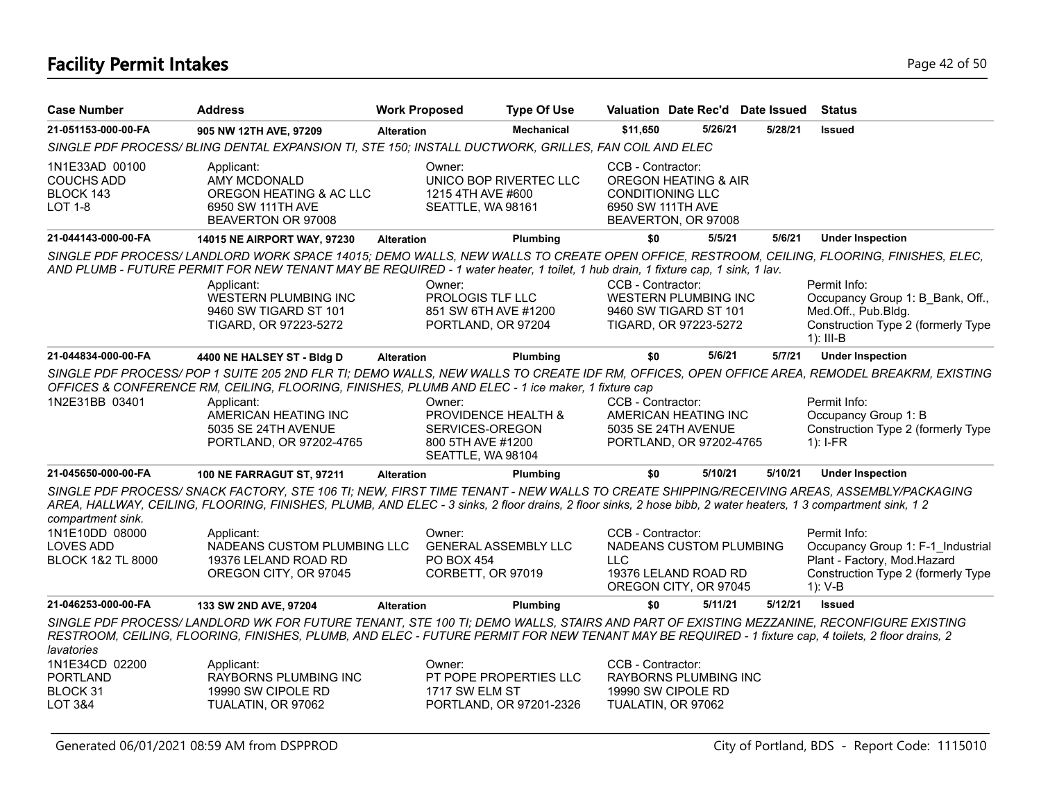# Facility Permit Intakes

| Case Number | Address | Work Proposed | Type Of Use | Valuation | Date Rec'd | Date Issued | Status |
|---|---|---|---|---|---|---|---|
| 21-051153-000-00-FA | 905 NW 12TH AVE, 97209 | Alteration | Mechanical | $11,650 | 5/26/21 | 5/28/21 | Issued |

*SINGLE PDF PROCESS/ BLING DENTAL EXPANSION TI, STE 150; INSTALL DUCTWORK, GRILLES, FAN COIL AND ELEC*

1N1E33AD 00100
COUCHS ADD
BLOCK 143
LOT 1-8

Applicant:
AMY MCDONALD
OREGON HEATING & AC LLC
6950 SW 111TH AVE
BEAVERTON OR 97008

Owner:
UNICO BOP RIVERTEC LLC
1215 4TH AVE #600
SEATTLE, WA 98161

CCB - Contractor:
OREGON HEATING & AIR CONDITIONING LLC
6950 SW 111TH AVE
BEAVERTON, OR 97008

| Case Number | Address | Work Proposed | Type Of Use | Valuation | Date Rec'd | Date Issued | Status |
|---|---|---|---|---|---|---|---|
| 21-044143-000-00-FA | 14015 NE AIRPORT WAY, 97230 | Alteration | Plumbing | $0 | 5/5/21 | 5/6/21 | Under Inspection |

*SINGLE PDF PROCESS/ LANDLORD WORK SPACE 14015; DEMO WALLS, NEW WALLS TO CREATE OPEN OFFICE, RESTROOM, CEILING, FLOORING, FINISHES, ELEC, AND PLUMB - FUTURE PERMIT FOR NEW TENANT MAY BE REQUIRED - 1 water heater, 1 toilet, 1 hub drain, 1 fixture cap, 1 sink, 1 lav.*

Applicant:
WESTERN PLUMBING INC
9460 SW TIGARD ST 101
TIGARD, OR 97223-5272

Owner:
PROLOGIS TLF LLC
851 SW 6TH AVE #1200
PORTLAND, OR 97204

CCB - Contractor:
WESTERN PLUMBING INC
9460 SW TIGARD ST 101
TIGARD, OR 97223-5272

Permit Info:
Occupancy Group 1: B_Bank, Off., Med.Off., Pub.Bldg.
Construction Type 2 (formerly Type 1): III-B

| Case Number | Address | Work Proposed | Type Of Use | Valuation | Date Rec'd | Date Issued | Status |
|---|---|---|---|---|---|---|---|
| 21-044834-000-00-FA | 4400 NE HALSEY ST - Bldg D | Alteration | Plumbing | $0 | 5/6/21 | 5/7/21 | Under Inspection |

*SINGLE PDF PROCESS/ POP 1 SUITE 205 2ND FLR TI; DEMO WALLS, NEW WALLS TO CREATE IDF RM, OFFICES, OPEN OFFICE AREA, REMODEL BREAKRM, EXISTING OFFICES & CONFERENCE RM, CEILING, FLOORING, FINISHES, PLUMB AND ELEC - 1 ice maker, 1 fixture cap*

1N2E31BB 03401

Applicant:
AMERICAN HEATING INC
5035 SE 24TH AVENUE
PORTLAND, OR 97202-4765

Owner:
PROVIDENCE HEALTH & SERVICES-OREGON
800 5TH AVE #1200
SEATTLE, WA 98104

CCB - Contractor:
AMERICAN HEATING INC
5035 SE 24TH AVENUE
PORTLAND, OR 97202-4765

Permit Info:
Occupancy Group 1: B
Construction Type 2 (formerly Type 1): I-FR

| Case Number | Address | Work Proposed | Type Of Use | Valuation | Date Rec'd | Date Issued | Status |
|---|---|---|---|---|---|---|---|
| 21-045650-000-00-FA | 100 NE FARRAGUT ST, 97211 | Alteration | Plumbing | $0 | 5/10/21 | 5/10/21 | Under Inspection |

*SINGLE PDF PROCESS/ SNACK FACTORY, STE 106 TI; NEW, FIRST TIME TENANT - NEW WALLS TO CREATE SHIPPING/RECEIVING AREAS, ASSEMBLY/PACKAGING AREA, HALLWAY, CEILING, FLOORING, FINISHES, PLUMB, AND ELEC - 3 sinks, 2 floor drains, 2 floor sinks, 2 hose bibb, 2 water heaters, 1 3 compartment sink, 1 2 compartment sink.*

1N1E10DD 08000
LOVES ADD
BLOCK 1&2 TL 8000

Applicant:
NADEANS CUSTOM PLUMBING LLC
19376 LELAND ROAD RD
OREGON CITY, OR 97045

Owner:
GENERAL ASSEMBLY LLC
PO BOX 454
CORBETT, OR 97019

CCB - Contractor:
NADEANS CUSTOM PLUMBING LLC
19376 LELAND ROAD RD
OREGON CITY, OR 97045

Permit Info:
Occupancy Group 1: F-1_Industrial Plant - Factory, Mod.Hazard
Construction Type 2 (formerly Type 1): V-B

| Case Number | Address | Work Proposed | Type Of Use | Valuation | Date Rec'd | Date Issued | Status |
|---|---|---|---|---|---|---|---|
| 21-046253-000-00-FA | 133 SW 2ND AVE, 97204 | Alteration | Plumbing | $0 | 5/11/21 | 5/12/21 | Issued |

*SINGLE PDF PROCESS/ LANDLORD WK FOR FUTURE TENANT, STE 100 TI; DEMO WALLS, STAIRS AND PART OF EXISTING MEZZANINE, RECONFIGURE EXISTING RESTROOM, CEILING, FLOORING, FINISHES, PLUMB, AND ELEC - FUTURE PERMIT FOR NEW TENANT MAY BE REQUIRED - 1 fixture cap, 4 toilets, 2 floor drains, 2 lavatories*

1N1E34CD 02200
PORTLAND
BLOCK 31
LOT 3&4

Applicant:
RAYBORNS PLUMBING INC
19990 SW CIPOLE RD
TUALATIN, OR 97062

Owner:
PT POPE PROPERTIES LLC
1717 SW ELM ST
PORTLAND, OR 97201-2326

CCB - Contractor:
RAYBORNS PLUMBING INC
19990 SW CIPOLE RD
TUALATIN, OR 97062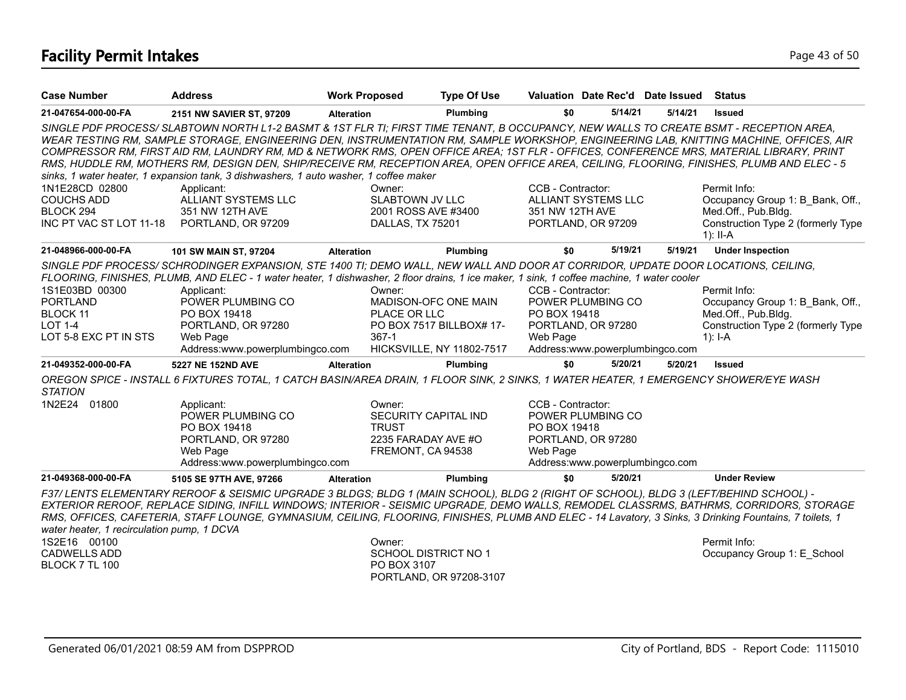# Facility Permit Intakes

| Case Number | Address | Work Proposed | Type Of Use | Valuation | Date Rec'd | Date Issued | Status |
|---|---|---|---|---|---|---|---|
| 21-047654-000-00-FA | 2151 NW SAVIER ST, 97209 | Alteration | Plumbing | $0 | 5/14/21 | 5/14/21 | Issued |

*SINGLE PDF PROCESS/ SLABTOWN NORTH L1-2 BASMT & 1ST FLR TI; FIRST TIME TENANT, B OCCUPANCY, NEW WALLS TO CREATE BSMT - RECEPTION AREA, WEAR TESTING RM, SAMPLE STORAGE, ENGINEERING DEN, INSTRUMENTATION RM, SAMPLE WORKSHOP, ENGINEERING LAB, KNITTING MACHINE, OFFICES, AIR COMPRESSOR RM, FIRST AID RM, LAUNDRY RM, MD & NETWORK RMS, OPEN OFFICE AREA; 1ST FLR - OFFICES, CONFERENCE MRS, MATERIAL LIBRARY, PRINT RMS, HUDDLE RM, MOTHERS RM, DESIGN DEN, SHIP/RECEIVE RM, RECEPTION AREA, OPEN OFFICE AREA, CEILING, FLOORING, FINISHES, PLUMB AND ELEC - 5 sinks, 1 water heater, 1 expansion tank, 3 dishwashers, 1 auto washer, 1 coffee maker*

1N1E28CD 02800
COUCHS ADD
BLOCK 294
INC PT VAC ST LOT 11-18

Applicant:
ALLIANT SYSTEMS LLC
351 NW 12TH AVE
PORTLAND, OR 97209

Owner:
SLABTOWN JV LLC
2001 ROSS AVE #3400
DALLAS, TX 75201

CCB - Contractor:
ALLIANT SYSTEMS LLC
351 NW 12TH AVE
PORTLAND, OR 97209

Permit Info:
Occupancy Group 1: B_Bank, Off., Med.Off., Pub.Bldg.
Construction Type 2 (formerly Type 1): II-A

| Case Number | Address | Work Proposed | Type Of Use | Valuation | Date Rec'd | Date Issued | Status |
|---|---|---|---|---|---|---|---|
| 21-048966-000-00-FA | 101 SW MAIN ST, 97204 | Alteration | Plumbing | $0 | 5/19/21 | 5/19/21 | Under Inspection |

*SINGLE PDF PROCESS/ SCHRODINGER EXPANSION, STE 1400 TI; DEMO WALL, NEW WALL AND DOOR AT CORRIDOR, UPDATE DOOR LOCATIONS, CEILING, FLOORING, FINISHES, PLUMB, AND ELEC - 1 water heater, 1 dishwasher, 2 floor drains, 1 ice maker, 1 sink, 1 coffee machine, 1 water cooler*

1S1E03BD 00300
PORTLAND
BLOCK 11
LOT 1-4
LOT 5-8 EXC PT IN STS

Applicant:
POWER PLUMBING CO
PO BOX 19418
PORTLAND, OR 97280
Web Page Address:www.powerplumbingco.com

Owner:
MADISON-OFC ONE MAIN PLACE OR LLC
PO BOX 7517 BILLBOX# 17-367-1
HICKSVILLE, NY 11802-7517

CCB - Contractor:
POWER PLUMBING CO
PO BOX 19418
PORTLAND, OR 97280
Web Page Address:www.powerplumbingco.com

Permit Info:
Occupancy Group 1: B_Bank, Off., Med.Off., Pub.Bldg.
Construction Type 2 (formerly Type 1): I-A

| Case Number | Address | Work Proposed | Type Of Use | Valuation | Date Rec'd | Date Issued | Status |
|---|---|---|---|---|---|---|---|
| 21-049352-000-00-FA | 5227 NE 152ND AVE | Alteration | Plumbing | $0 | 5/20/21 | 5/20/21 | Issued |

*OREGON SPICE - INSTALL 6 FIXTURES TOTAL, 1 CATCH BASIN/AREA DRAIN, 1 FLOOR SINK, 2 SINKS, 1 WATER HEATER, 1 EMERGENCY SHOWER/EYE WASH STATION*

1N2E24 01800

Applicant:
POWER PLUMBING CO
PO BOX 19418
PORTLAND, OR 97280
Web Page Address:www.powerplumbingco.com

Owner:
SECURITY CAPITAL IND TRUST
2235 FARADAY AVE #O
FREMONT, CA 94538

CCB - Contractor:
POWER PLUMBING CO
PO BOX 19418
PORTLAND, OR 97280
Web Page Address:www.powerplumbingco.com

| Case Number | Address | Work Proposed | Type Of Use | Valuation | Date Rec'd | Date Issued | Status |
|---|---|---|---|---|---|---|---|
| 21-049368-000-00-FA | 5105 SE 97TH AVE, 97266 | Alteration | Plumbing | $0 | 5/20/21 | | Under Review |

*F37/ LENTS ELEMENTARY REROOF & SEISMIC UPGRADE 3 BLDGS; BLDG 1 (MAIN SCHOOL), BLDG 2 (RIGHT OF SCHOOL), BLDG 3 (LEFT/BEHIND SCHOOL) - EXTERIOR REROOF, REPLACE SIDING, INFILL WINDOWS; INTERIOR - SEISMIC UPGRADE, DEMO WALLS, REMODEL CLASSRMS, BATHRMS, CORRIDORS, STORAGE RMS, OFFICES, CAFETERIA, STAFF LOUNGE, GYMNASIUM, CEILING, FLOORING, FINISHES, PLUMB AND ELEC - 14 Lavatory, 3 Sinks, 3 Drinking Fountains, 7 toilets, 1 water heater, 1 recirculation pump, 1 DCVA*

1S2E16 00100
CADWELLS ADD
BLOCK 7 TL 100

Owner:
SCHOOL DISTRICT NO 1
PO BOX 3107
PORTLAND, OR 97208-3107

Permit Info:
Occupancy Group 1: E_School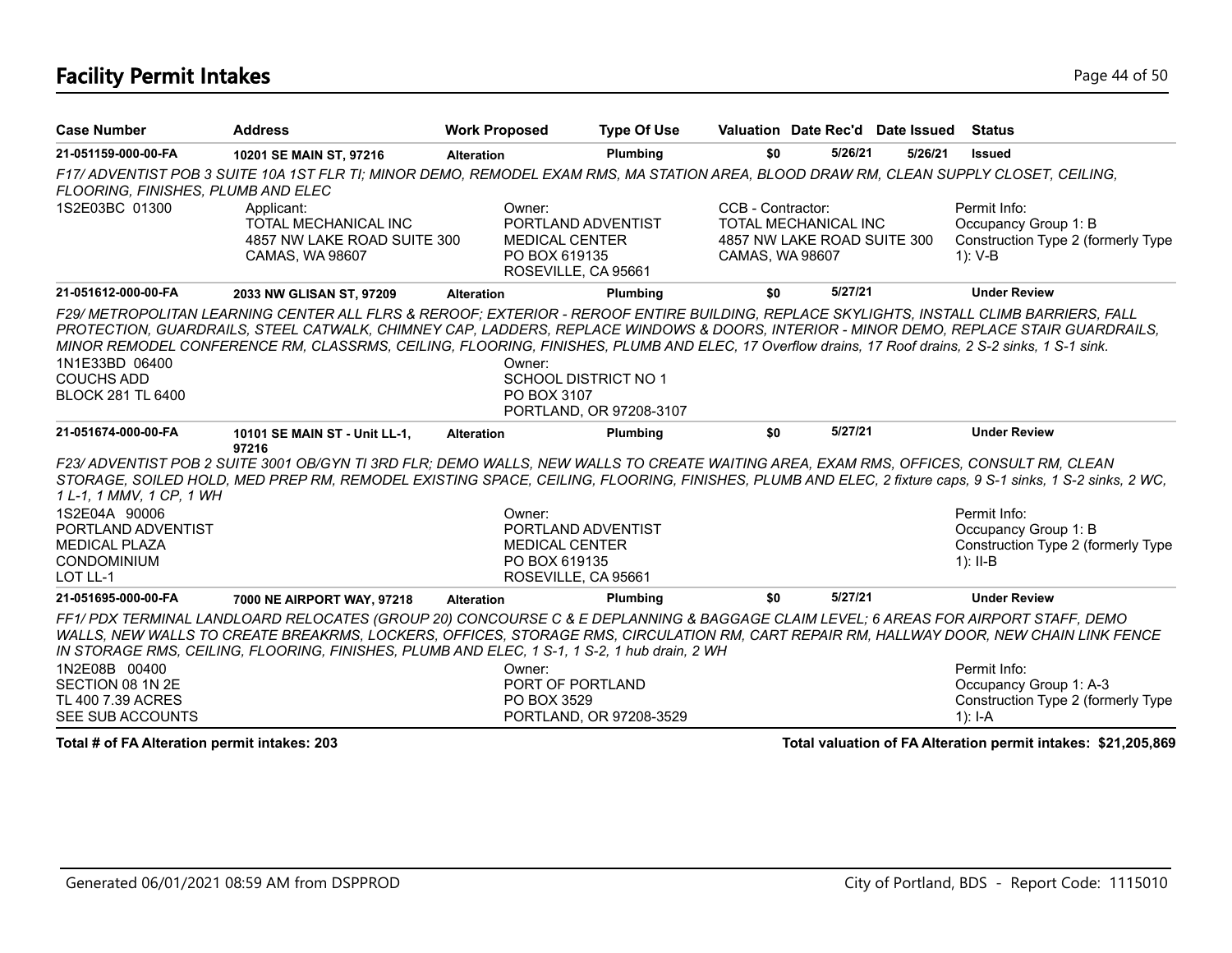# Facility Permit Intakes

| Case Number | Address | Work Proposed | Type Of Use | Valuation | Date Rec'd | Date Issued | Status |
|---|---|---|---|---|---|---|---|
| 21-051159-000-00-FA | 10201 SE MAIN ST, 97216 | Alteration | Plumbing | $0 | 5/26/21 | 5/26/21 | Issued |

*F17/ ADVENTIST POB 3 SUITE 10A 1ST FLR TI; MINOR DEMO, REMODEL EXAM RMS, MA STATION AREA, BLOOD DRAW RM, CLEAN SUPPLY CLOSET, CEILING, FLOORING, FINISHES, PLUMB AND ELEC*

1S2E03BC 01300

Applicant:
TOTAL MECHANICAL INC
4857 NW LAKE ROAD SUITE 300
CAMAS, WA 98607

Owner:
PORTLAND ADVENTIST
MEDICAL CENTER
PO BOX 619135
ROSEVILLE, CA 95661

CCB - Contractor:
TOTAL MECHANICAL INC
4857 NW LAKE ROAD SUITE 300
CAMAS, WA 98607

Permit Info:
Occupancy Group 1: B
Construction Type 2 (formerly Type 1): V-B

| Case Number | Address | Work Proposed | Type Of Use | Valuation | Date Rec'd | Date Issued | Status |
|---|---|---|---|---|---|---|---|
| 21-051612-000-00-FA | 2033 NW GLISAN ST, 97209 | Alteration | Plumbing | $0 | 5/27/21 | | Under Review |

*F29/ METROPOLITAN LEARNING CENTER ALL FLRS & REROOF; EXTERIOR - REROOF ENTIRE BUILDING, REPLACE SKYLIGHTS, INSTALL CLIMB BARRIERS, FALL PROTECTION, GUARDRAILS, STEEL CATWALK, CHIMNEY CAP, LADDERS, REPLACE WINDOWS & DOORS, INTERIOR - MINOR DEMO, REPLACE STAIR GUARDRAILS, MINOR REMODEL CONFERENCE RM, CLASSRMS, CEILING, FLOORING, FINISHES, PLUMB AND ELEC, 17 Overflow drains, 17 Roof drains, 2 S-2 sinks, 1 S-1 sink.*

1N1E33BD 06400
COUCHS ADD
BLOCK 281 TL 6400

Owner:
SCHOOL DISTRICT NO 1
PO BOX 3107
PORTLAND, OR 97208-3107

| Case Number | Address | Work Proposed | Type Of Use | Valuation | Date Rec'd | Date Issued | Status |
|---|---|---|---|---|---|---|---|
| 21-051674-000-00-FA | 10101 SE MAIN ST - Unit LL-1, 97216 | Alteration | Plumbing | $0 | 5/27/21 | | Under Review |

*F23/ ADVENTIST POB 2 SUITE 3001 OB/GYN TI 3RD FLR; DEMO WALLS, NEW WALLS TO CREATE WAITING AREA, EXAM RMS, OFFICES, CONSULT RM, CLEAN STORAGE, SOILED HOLD, MED PREP RM, REMODEL EXISTING SPACE, CEILING, FLOORING, FINISHES, PLUMB AND ELEC, 2 fixture caps, 9 S-1 sinks, 1 S-2 sinks, 2 WC, 1 L-1, 1 MMV, 1 CP, 1 WH*

1S2E04A 90006
PORTLAND ADVENTIST
MEDICAL PLAZA
CONDOMINIUM
LOT LL-1

Owner:
PORTLAND ADVENTIST
MEDICAL CENTER
PO BOX 619135
ROSEVILLE, CA 95661

Permit Info:
Occupancy Group 1: B
Construction Type 2 (formerly Type 1): II-B

| Case Number | Address | Work Proposed | Type Of Use | Valuation | Date Rec'd | Date Issued | Status |
|---|---|---|---|---|---|---|---|
| 21-051695-000-00-FA | 7000 NE AIRPORT WAY, 97218 | Alteration | Plumbing | $0 | 5/27/21 | | Under Review |

*FF1/ PDX TERMINAL LANDLOARD RELOCATES (GROUP 20) CONCOURSE C & E DEPLANNING & BAGGAGE CLAIM LEVEL; 6 AREAS FOR AIRPORT STAFF, DEMO WALLS, NEW WALLS TO CREATE BREAKRMS, LOCKERS, OFFICES, STORAGE RMS, CIRCULATION RM, CART REPAIR RM, HALLWAY DOOR, NEW CHAIN LINK FENCE IN STORAGE RMS, CEILING, FLOORING, FINISHES, PLUMB AND ELEC, 1 S-1, 1 S-2, 1 hub drain, 2 WH*

1N2E08B 00400
SECTION 08 1N 2E
TL 400 7.39 ACRES
SEE SUB ACCOUNTS

Owner:
PORT OF PORTLAND
PO BOX 3529
PORTLAND, OR 97208-3529

Permit Info:
Occupancy Group 1: A-3
Construction Type 2 (formerly Type 1): I-A

**Total # of FA Alteration permit intakes: 203**

**Total valuation of FA Alteration permit intakes: $21,205,869**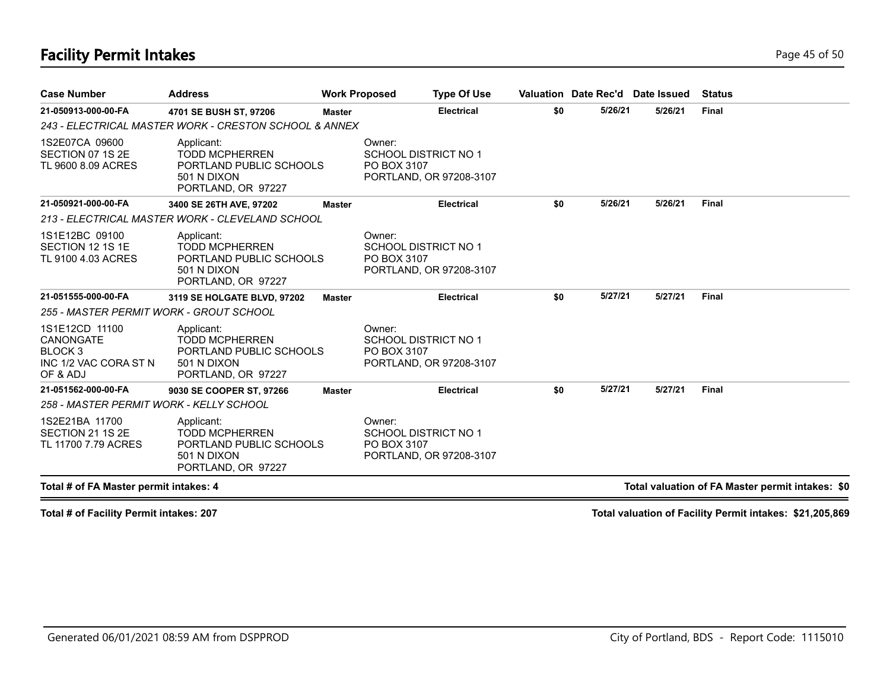# Facility Permit Intakes

| Case Number | Address | Work Proposed | Type Of Use | Valuation | Date Rec'd | Date Issued | Status |
|---|---|---|---|---|---|---|---|
| **21-050913-000-00-FA** | **4701 SE BUSH ST, 97206** | **Master** | **Electrical** | **$0** | **5/26/21** | **5/26/21** | **Final** |
| *243 - ELECTRICAL MASTER WORK - CRESTON SCHOOL & ANNEX* | | | | | | | |
| 1S2E07CA 09600<br>SECTION 07 1S 2E<br>TL 9600 8.09 ACRES | Applicant:<br>TODD MCPHERREN<br>PORTLAND PUBLIC SCHOOLS<br>501 N DIXON<br>PORTLAND, OR 97227 | Owner:<br>SCHOOL DISTRICT NO 1<br>PO BOX 3107<br>PORTLAND, OR 97208-3107 | | | | | |
| **21-050921-000-00-FA** | **3400 SE 26TH AVE, 97202** | **Master** | **Electrical** | **$0** | **5/26/21** | **5/26/21** | **Final** |
| *213 - ELECTRICAL MASTER WORK - CLEVELAND SCHOOL* | | | | | | | |
| 1S1E12BC 09100<br>SECTION 12 1S 1E<br>TL 9100 4.03 ACRES | Applicant:<br>TODD MCPHERREN<br>PORTLAND PUBLIC SCHOOLS<br>501 N DIXON<br>PORTLAND, OR 97227 | Owner:<br>SCHOOL DISTRICT NO 1<br>PO BOX 3107<br>PORTLAND, OR 97208-3107 | | | | | |
| **21-051555-000-00-FA** | **3119 SE HOLGATE BLVD, 97202** | **Master** | **Electrical** | **$0** | **5/27/21** | **5/27/21** | **Final** |
| *255 - MASTER PERMIT WORK - GROUT SCHOOL* | | | | | | | |
| 1S1E12CD 11100<br>CANONGATE<br>BLOCK 3<br>INC 1/2 VAC CORA ST N<br>OF & ADJ | Applicant:<br>TODD MCPHERREN<br>PORTLAND PUBLIC SCHOOLS<br>501 N DIXON<br>PORTLAND, OR 97227 | Owner:<br>SCHOOL DISTRICT NO 1<br>PO BOX 3107<br>PORTLAND, OR 97208-3107 | | | | | |
| **21-051562-000-00-FA** | **9030 SE COOPER ST, 97266** | **Master** | **Electrical** | **$0** | **5/27/21** | **5/27/21** | **Final** |
| *258 - MASTER PERMIT WORK - KELLY SCHOOL* | | | | | | | |
| 1S2E21BA 11700<br>SECTION 21 1S 2E<br>TL 11700 7.79 ACRES | Applicant:<br>TODD MCPHERREN<br>PORTLAND PUBLIC SCHOOLS<br>501 N DIXON<br>PORTLAND, OR 97227 | Owner:<br>SCHOOL DISTRICT NO 1<br>PO BOX 3107<br>PORTLAND, OR 97208-3107 | | | | | |

**Total # of FA Master permit intakes: 4** — **Total valuation of FA Master permit intakes: $0**

**Total # of Facility Permit intakes: 207** — **Total valuation of Facility Permit intakes: $21,205,869**

Generated 06/01/2021 08:59 AM from DSPPROD — City of Portland, BDS - Report Code: 1115010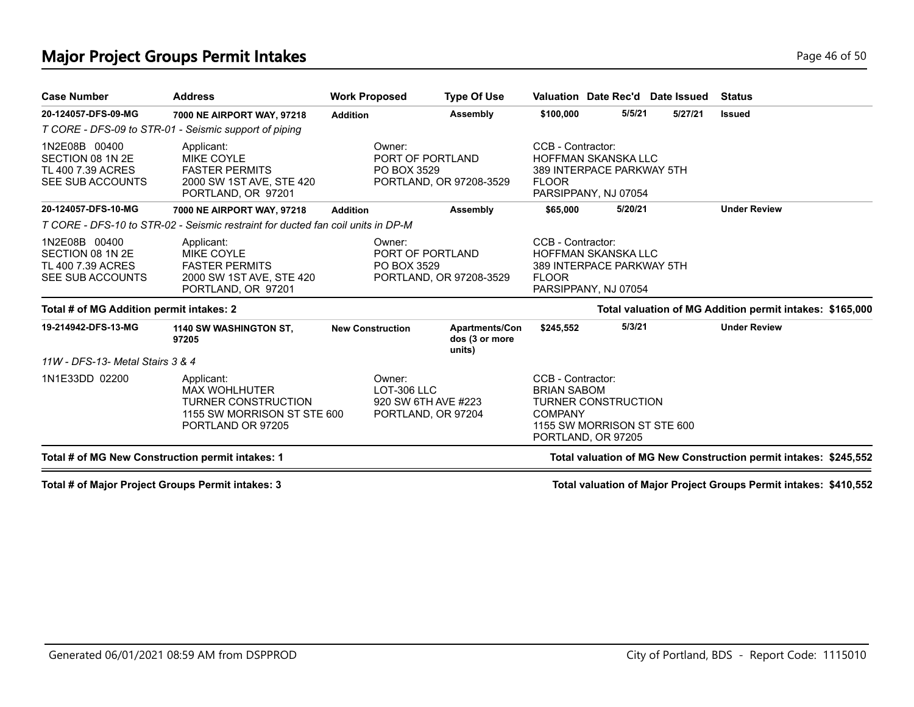# Major Project Groups Permit Intakes

| Case Number | Address | Work Proposed | Type Of Use | Valuation | Date Rec'd | Date Issued | Status |
|---|---|---|---|---|---|---|---|
| **20-124057-DFS-09-MG** | **7000 NE AIRPORT WAY, 97218** | **Addition** | **Assembly** | **$100,000** | **5/5/21** | **5/27/21** | **Issued** |

*T CORE - DFS-09 to STR-01 - Seismic support of piping*

1N2E08B 00400
SECTION 08 1N 2E
TL 400 7.39 ACRES
SEE SUB ACCOUNTS

Applicant:
MIKE COYLE
FASTER PERMITS
2000 SW 1ST AVE, STE 420
PORTLAND, OR 97201

Owner:
PORT OF PORTLAND
PO BOX 3529
PORTLAND, OR 97208-3529

CCB - Contractor:
HOFFMAN SKANSKA LLC
389 INTERPACE PARKWAY 5TH FLOOR
PARSIPPANY, NJ 07054

| Case Number | Address | Work Proposed | Type Of Use | Valuation | Date Rec'd | Date Issued | Status |
|---|---|---|---|---|---|---|---|
| **20-124057-DFS-10-MG** | **7000 NE AIRPORT WAY, 97218** | **Addition** | **Assembly** | **$65,000** | **5/20/21** | | **Under Review** |

*T CORE - DFS-10 to STR-02 - Seismic restraint for ducted fan coil units in DP-M*

1N2E08B 00400
SECTION 08 1N 2E
TL 400 7.39 ACRES
SEE SUB ACCOUNTS

Applicant:
MIKE COYLE
FASTER PERMITS
2000 SW 1ST AVE, STE 420
PORTLAND, OR 97201

Owner:
PORT OF PORTLAND
PO BOX 3529
PORTLAND, OR 97208-3529

CCB - Contractor:
HOFFMAN SKANSKA LLC
389 INTERPACE PARKWAY 5TH FLOOR
PARSIPPANY, NJ 07054

**Total # of MG Addition permit intakes: 2** — **Total valuation of MG Addition permit intakes: $165,000**

| Case Number | Address | Work Proposed | Type Of Use | Valuation | Date Rec'd | Date Issued | Status |
|---|---|---|---|---|---|---|---|
| **19-214942-DFS-13-MG** | **1140 SW WASHINGTON ST, 97205** | **New Construction** | **Apartments/Condos (3 or more units)** | **$245,552** | **5/3/21** | | **Under Review** |

*11W - DFS-13- Metal Stairs 3 & 4*

1N1E33DD 02200

Applicant:
MAX WOHLHUTER
TURNER CONSTRUCTION
1155 SW MORRISON ST STE 600
PORTLAND OR 97205

Owner:
LOT-306 LLC
920 SW 6TH AVE #223
PORTLAND, OR 97204

CCB - Contractor:
BRIAN SABOM
TURNER CONSTRUCTION COMPANY
1155 SW MORRISON ST STE 600
PORTLAND, OR 97205

**Total # of MG New Construction permit intakes: 1** — **Total valuation of MG New Construction permit intakes: $245,552**

**Total # of Major Project Groups Permit intakes: 3** — **Total valuation of Major Project Groups Permit intakes: $410,552**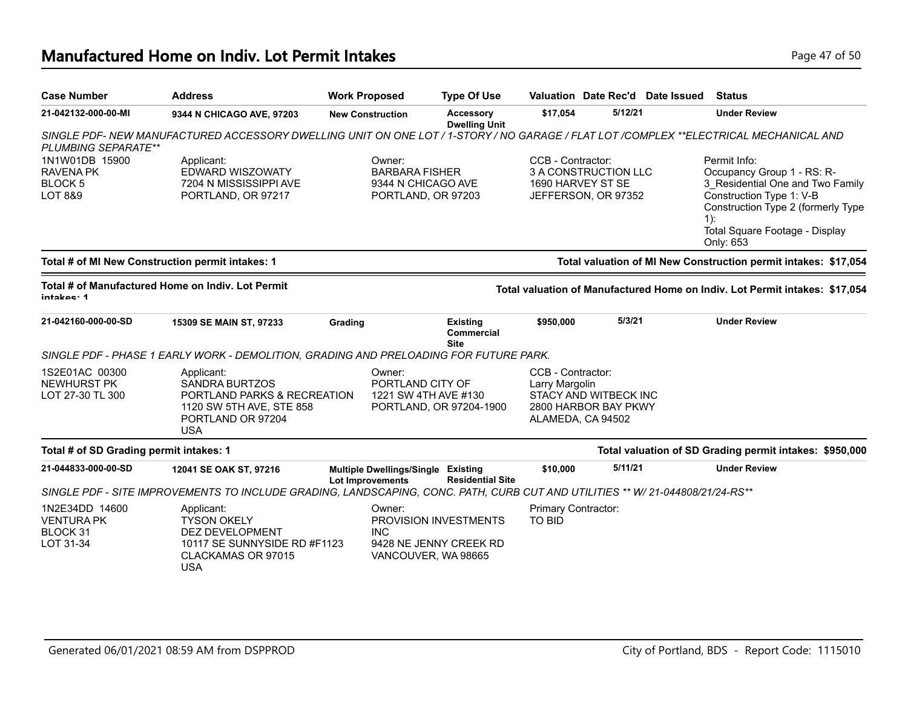## Manufactured Home on Indiv. Lot Permit Intakes

| Case Number | Address | Work Proposed | Type Of Use | Valuation | Date Rec'd | Date Issued | Status |
|---|---|---|---|---|---|---|---|
| 21-042132-000-00-MI | 9344 N CHICAGO AVE, 97203 | New Construction | Accessory Dwelling Unit | $17,054 | 5/12/21 | | Under Review |

*SINGLE PDF- NEW MANUFACTURED ACCESSORY DWELLING UNIT ON ONE LOT / 1-STORY / NO GARAGE / FLAT LOT /COMPLEX **ELECTRICAL MECHANICAL AND PLUMBING SEPARATE***

1N1W01DB 15900
RAVENA PK
BLOCK 5
LOT 8&9

Applicant:
EDWARD WISZOWATY
7204 N MISSISSIPPI AVE
PORTLAND, OR 97217

Owner:
BARBARA FISHER
9344 N CHICAGO AVE
PORTLAND, OR 97203

CCB - Contractor:
3 A CONSTRUCTION LLC
1690 HARVEY ST SE
JEFFERSON, OR 97352

Permit Info:
Occupancy Group 1 - RS: R-3_Residential One and Two Family
Construction Type 1: V-B
Construction Type 2 (formerly Type 1):
Total Square Footage - Display Only: 653

**Total # of MI New Construction permit intakes: 1** — **Total valuation of MI New Construction permit intakes: $17,054**

**Total # of Manufactured Home on Indiv. Lot Permit intakes: 1** — **Total valuation of Manufactured Home on Indiv. Lot Permit intakes: $17,054**

| Case Number | Address | Work Proposed | Type Of Use | Valuation | Date Rec'd | Date Issued | Status |
|---|---|---|---|---|---|---|---|
| 21-042160-000-00-SD | 15309 SE MAIN ST, 97233 | Grading | Existing Commercial Site | $950,000 | 5/3/21 | | Under Review |

*SINGLE PDF - PHASE 1 EARLY WORK - DEMOLITION, GRADING AND PRELOADING FOR FUTURE PARK.*

1S2E01AC 00300
NEWHURST PK
LOT 27-30 TL 300

Applicant:
SANDRA BURTZOS
PORTLAND PARKS & RECREATION
1120 SW 5TH AVE, STE 858
PORTLAND OR 97204
USA

Owner:
PORTLAND CITY OF
1221 SW 4TH AVE #130
PORTLAND, OR 97204-1900

CCB - Contractor:
Larry Margolin
STACY AND WITBECK INC
2800 HARBOR BAY PKWY
ALAMEDA, CA 94502

**Total # of SD Grading permit intakes: 1** — **Total valuation of SD Grading permit intakes: $950,000**

| Case Number | Address | Work Proposed | Type Of Use | Valuation | Date Rec'd | Date Issued | Status |
|---|---|---|---|---|---|---|---|
| 21-044833-000-00-SD | 12041 SE OAK ST, 97216 | Multiple Dwellings/Single Lot Improvements | Existing Residential Site | $10,000 | 5/11/21 | | Under Review |

*SINGLE PDF - SITE IMPROVEMENTS TO INCLUDE GRADING, LANDSCAPING, CONC. PATH, CURB CUT AND UTILITIES ** W/ 21-044808/21/24-RS***

1N2E34DD 14600
VENTURA PK
BLOCK 31
LOT 31-34

Applicant:
TYSON OKELY
DEZ DEVELOPMENT
10117 SE SUNNYSIDE RD #F1123
CLACKAMAS OR 97015
USA

Owner:
PROVISION INVESTMENTS INC
9428 NE JENNY CREEK RD
VANCOUVER, WA 98665

Primary Contractor:
TO BID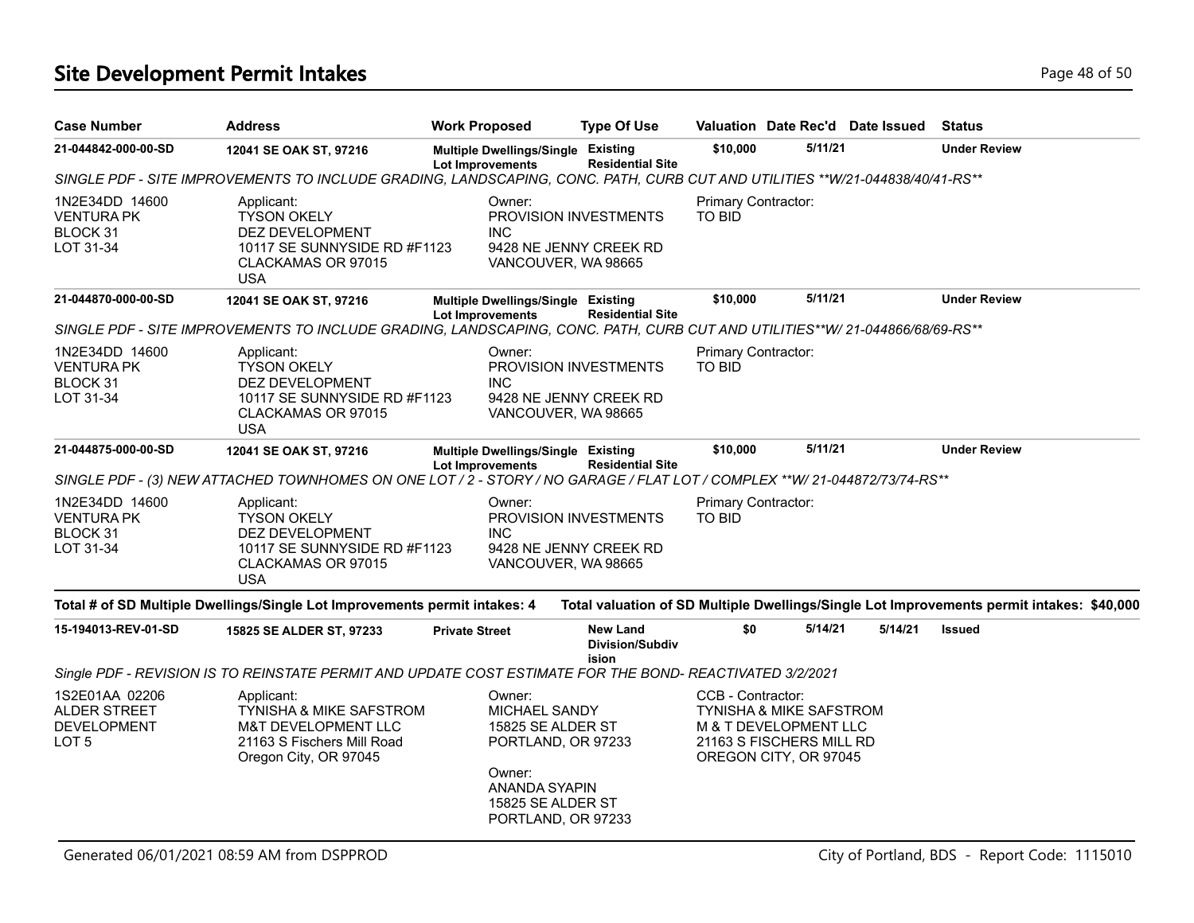# Site Development Permit Intakes

| Case Number | Address | Work Proposed | Type Of Use | Valuation | Date Rec'd | Date Issued | Status |
|---|---|---|---|---|---|---|---|
| **21-044842-000-00-SD** | **12041 SE OAK ST, 97216** | **Multiple Dwellings/Single Lot Improvements** | **Existing Residential Site** | **$10,000** | **5/11/21** | | **Under Review** |

*SINGLE PDF - SITE IMPROVEMENTS TO INCLUDE GRADING, LANDSCAPING, CONC. PATH, CURB CUT AND UTILITIES **W/21-044838/40/41-RS***

1N2E34DD 14600
VENTURA PK
BLOCK 31
LOT 31-34

Applicant:
TYSON OKELY
DEZ DEVELOPMENT
10117 SE SUNNYSIDE RD #F1123
CLACKAMAS OR 97015
USA

Owner:
PROVISION INVESTMENTS INC
9428 NE JENNY CREEK RD
VANCOUVER, WA 98665

Primary Contractor:
TO BID

| Case Number | Address | Work Proposed | Type Of Use | Valuation | Date Rec'd | Date Issued | Status |
|---|---|---|---|---|---|---|---|
| **21-044870-000-00-SD** | **12041 SE OAK ST, 97216** | **Multiple Dwellings/Single Lot Improvements** | **Existing Residential Site** | **$10,000** | **5/11/21** | | **Under Review** |

*SINGLE PDF - SITE IMPROVEMENTS TO INCLUDE GRADING, LANDSCAPING, CONC. PATH, CURB CUT AND UTILITIES**W/ 21-044866/68/69-RS***

1N2E34DD 14600
VENTURA PK
BLOCK 31
LOT 31-34

Applicant:
TYSON OKELY
DEZ DEVELOPMENT
10117 SE SUNNYSIDE RD #F1123
CLACKAMAS OR 97015
USA

Owner:
PROVISION INVESTMENTS INC
9428 NE JENNY CREEK RD
VANCOUVER, WA 98665

Primary Contractor:
TO BID

| Case Number | Address | Work Proposed | Type Of Use | Valuation | Date Rec'd | Date Issued | Status |
|---|---|---|---|---|---|---|---|
| **21-044875-000-00-SD** | **12041 SE OAK ST, 97216** | **Multiple Dwellings/Single Lot Improvements** | **Existing Residential Site** | **$10,000** | **5/11/21** | | **Under Review** |

*SINGLE PDF - (3) NEW ATTACHED TOWNHOMES ON ONE LOT / 2 - STORY / NO GARAGE / FLAT LOT / COMPLEX **W/ 21-044872/73/74-RS***

1N2E34DD 14600
VENTURA PK
BLOCK 31
LOT 31-34

Applicant:
TYSON OKELY
DEZ DEVELOPMENT
10117 SE SUNNYSIDE RD #F1123
CLACKAMAS OR 97015
USA

Owner:
PROVISION INVESTMENTS INC
9428 NE JENNY CREEK RD
VANCOUVER, WA 98665

Primary Contractor:
TO BID

**Total # of SD Multiple Dwellings/Single Lot Improvements permit intakes: 4**

**Total valuation of SD Multiple Dwellings/Single Lot Improvements permit intakes: $40,000**

| Case Number | Address | Work Proposed | Type Of Use | Valuation | Date Rec'd | Date Issued | Status |
|---|---|---|---|---|---|---|---|
| **15-194013-REV-01-SD** | **15825 SE ALDER ST, 97233** | **Private Street** | **New Land Division/Subdivision** | **$0** | **5/14/21** | **5/14/21** | **Issued** |

*Single PDF - REVISION IS TO REINSTATE PERMIT AND UPDATE COST ESTIMATE FOR THE BOND- REACTIVATED 3/2/2021*

1S2E01AA 02206
ALDER STREET DEVELOPMENT
LOT 5

Applicant:
TYNISHA & MIKE SAFSTROM
M&T DEVELOPMENT LLC
21163 S Fischers Mill Road
Oregon City, OR 97045

Owner:
MICHAEL SANDY
15825 SE ALDER ST
PORTLAND, OR 97233

Owner:
ANANDA SYAPIN
15825 SE ALDER ST
PORTLAND, OR 97233

CCB - Contractor:
TYNISHA & MIKE SAFSTROM
M & T DEVELOPMENT LLC
21163 S FISCHERS MILL RD
OREGON CITY, OR 97045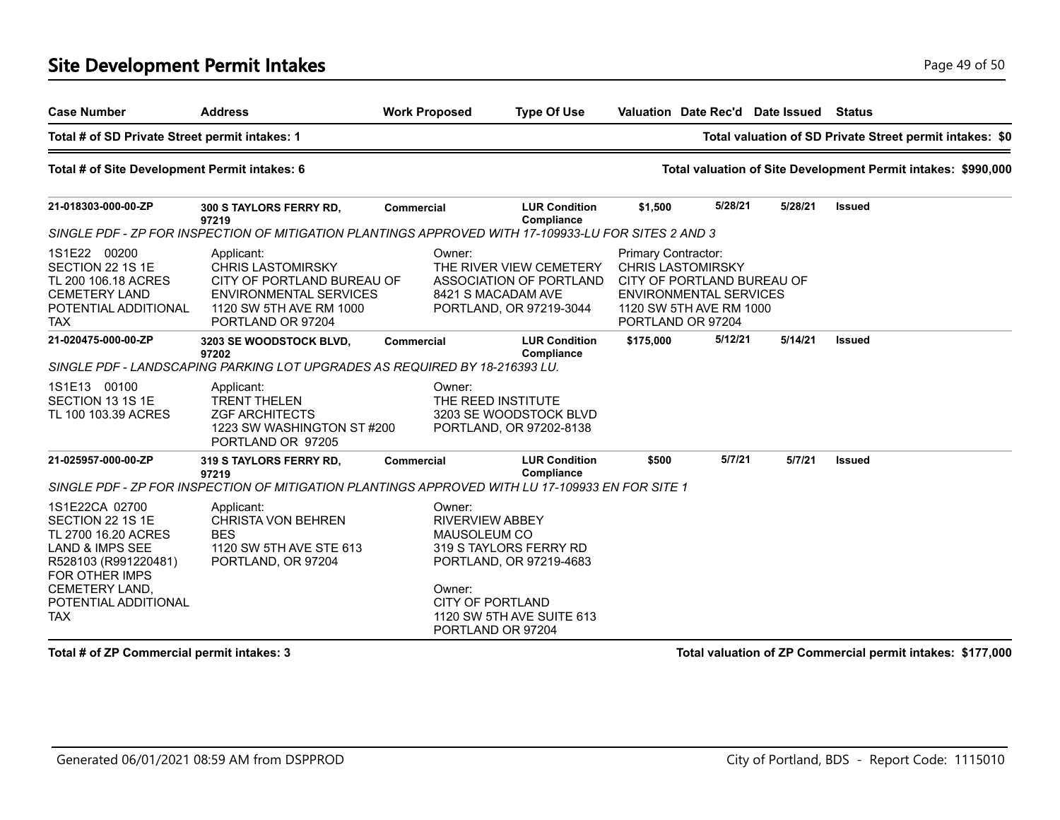# Site Development Permit Intakes

| Case Number | Address | Work Proposed | Type Of Use | Valuation | Date Rec'd | Date Issued | Status |
|---|---|---|---|---|---|---|---|

**Total # of SD Private Street permit intakes: 1** — **Total valuation of SD Private Street permit intakes: $0**

**Total # of Site Development Permit intakes: 6** — **Total valuation of Site Development Permit intakes: $990,000**

| Case Number | Address | Work Proposed | Type Of Use | Valuation | Date Rec'd | Date Issued | Status |
|---|---|---|---|---|---|---|---|
| **21-018303-000-00-ZP** | **300 S TAYLORS FERRY RD, 97219** | **Commercial** | **LUR Condition Compliance** | **$1,500** | **5/28/21** | **5/28/21** | **Issued** |

*SINGLE PDF - ZP FOR INSPECTION OF MITIGATION PLANTINGS APPROVED WITH 17-109933-LU FOR SITES 2 AND 3*

1S1E22 00200
SECTION 22 1S 1E
TL 200 106.18 ACRES
CEMETERY LAND
POTENTIAL ADDITIONAL TAX

Applicant:
CHRIS LASTOMIRSKY
CITY OF PORTLAND BUREAU OF ENVIRONMENTAL SERVICES
1120 SW 5TH AVE RM 1000
PORTLAND OR 97204

Owner:
THE RIVER VIEW CEMETERY ASSOCIATION OF PORTLAND
8421 S MACADAM AVE
PORTLAND, OR 97219-3044

Primary Contractor:
CHRIS LASTOMIRSKY
CITY OF PORTLAND BUREAU OF ENVIRONMENTAL SERVICES
1120 SW 5TH AVE RM 1000
PORTLAND OR 97204

| Case Number | Address | Work Proposed | Type Of Use | Valuation | Date Rec'd | Date Issued | Status |
|---|---|---|---|---|---|---|---|
| **21-020475-000-00-ZP** | **3203 SE WOODSTOCK BLVD, 97202** | **Commercial** | **LUR Condition Compliance** | **$175,000** | **5/12/21** | **5/14/21** | **Issued** |

*SINGLE PDF - LANDSCAPING PARKING LOT UPGRADES AS REQUIRED BY 18-216393 LU.*

1S1E13 00100
SECTION 13 1S 1E
TL 100 103.39 ACRES

Applicant:
TRENT THELEN
ZGF ARCHITECTS
1223 SW WASHINGTON ST #200
PORTLAND OR 97205

Owner:
THE REED INSTITUTE
3203 SE WOODSTOCK BLVD
PORTLAND, OR 97202-8138

| Case Number | Address | Work Proposed | Type Of Use | Valuation | Date Rec'd | Date Issued | Status |
|---|---|---|---|---|---|---|---|
| **21-025957-000-00-ZP** | **319 S TAYLORS FERRY RD, 97219** | **Commercial** | **LUR Condition Compliance** | **$500** | **5/7/21** | **5/7/21** | **Issued** |

*SINGLE PDF - ZP FOR INSPECTION OF MITIGATION PLANTINGS APPROVED WITH LU 17-109933 EN FOR SITE 1*

1S1E22CA 02700
SECTION 22 1S 1E
TL 2700 16.20 ACRES
LAND & IMPS SEE R528103 (R991220481) FOR OTHER IMPS
CEMETERY LAND,
POTENTIAL ADDITIONAL TAX

Applicant:
CHRISTA VON BEHREN
BES
1120 SW 5TH AVE STE 613
PORTLAND, OR 97204

Owner:
RIVERVIEW ABBEY MAUSOLEUM CO
319 S TAYLORS FERRY RD
PORTLAND, OR 97219-4683

Owner:
CITY OF PORTLAND
1120 SW 5TH AVE SUITE 613
PORTLAND OR 97204

**Total # of ZP Commercial permit intakes: 3** — **Total valuation of ZP Commercial permit intakes: $177,000**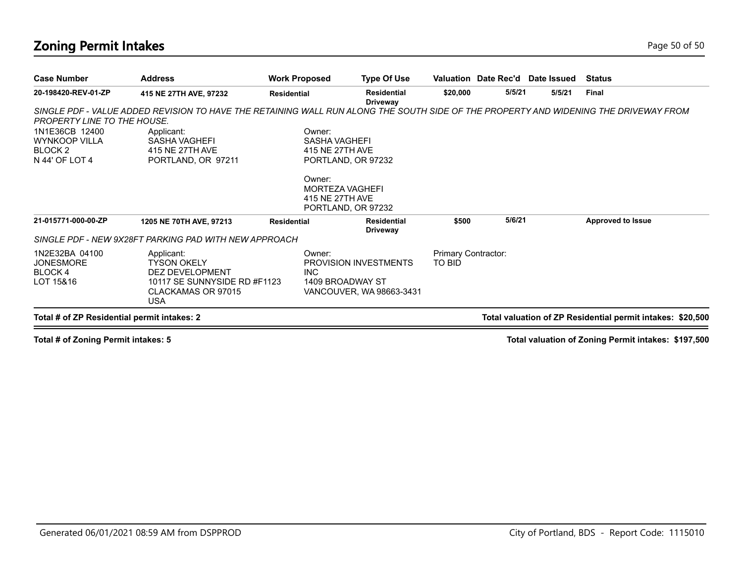# Zoning Permit Intakes

| Case Number | Address | Work Proposed | Type Of Use | Valuation | Date Rec'd | Date Issued | Status |
|---|---|---|---|---|---|---|---|
| 20-198420-REV-01-ZP | 415 NE 27TH AVE, 97232 | Residential | Residential Driveway | $20,000 | 5/5/21 | 5/5/21 | Final |

*SINGLE PDF - VALUE ADDED REVISION TO HAVE THE RETAINING WALL RUN ALONG THE SOUTH SIDE OF THE PROPERTY AND WIDENING THE DRIVEWAY FROM PROPERTY LINE TO THE HOUSE.*

1N1E36CB 12400
WYNKOOP VILLA
BLOCK 2
N 44' OF LOT 4

Applicant:
SASHA VAGHEFI
415 NE 27TH AVE
PORTLAND, OR 97211

Owner:
SASHA VAGHEFI
415 NE 27TH AVE
PORTLAND, OR 97232

Owner:
MORTEZA VAGHEFI
415 NE 27TH AVE
PORTLAND, OR 97232

| Case Number | Address | Work Proposed | Type Of Use | Valuation | Date Rec'd | Date Issued | Status |
|---|---|---|---|---|---|---|---|
| 21-015771-000-00-ZP | 1205 NE 70TH AVE, 97213 | Residential | Residential Driveway | $500 | 5/6/21 | | Approved to Issue |

*SINGLE PDF - NEW 9X28FT PARKING PAD WITH NEW APPROACH*

1N2E32BA 04100
JONESMORE
BLOCK 4
LOT 15&16

Applicant:
TYSON OKELY
DEZ DEVELOPMENT
10117 SE SUNNYSIDE RD #F1123
CLACKAMAS OR 97015
USA

Owner:
PROVISION INVESTMENTS INC
1409 BROADWAY ST
VANCOUVER, WA 98663-3431

Primary Contractor:
TO BID

**Total # of ZP Residential permit intakes: 2**

**Total valuation of ZP Residential permit intakes: $20,500**

**Total # of Zoning Permit intakes: 5**

**Total valuation of Zoning Permit intakes: $197,500**

Generated 06/01/2021 08:59 AM from DSPPROD

City of Portland, BDS - Report Code: 1115010